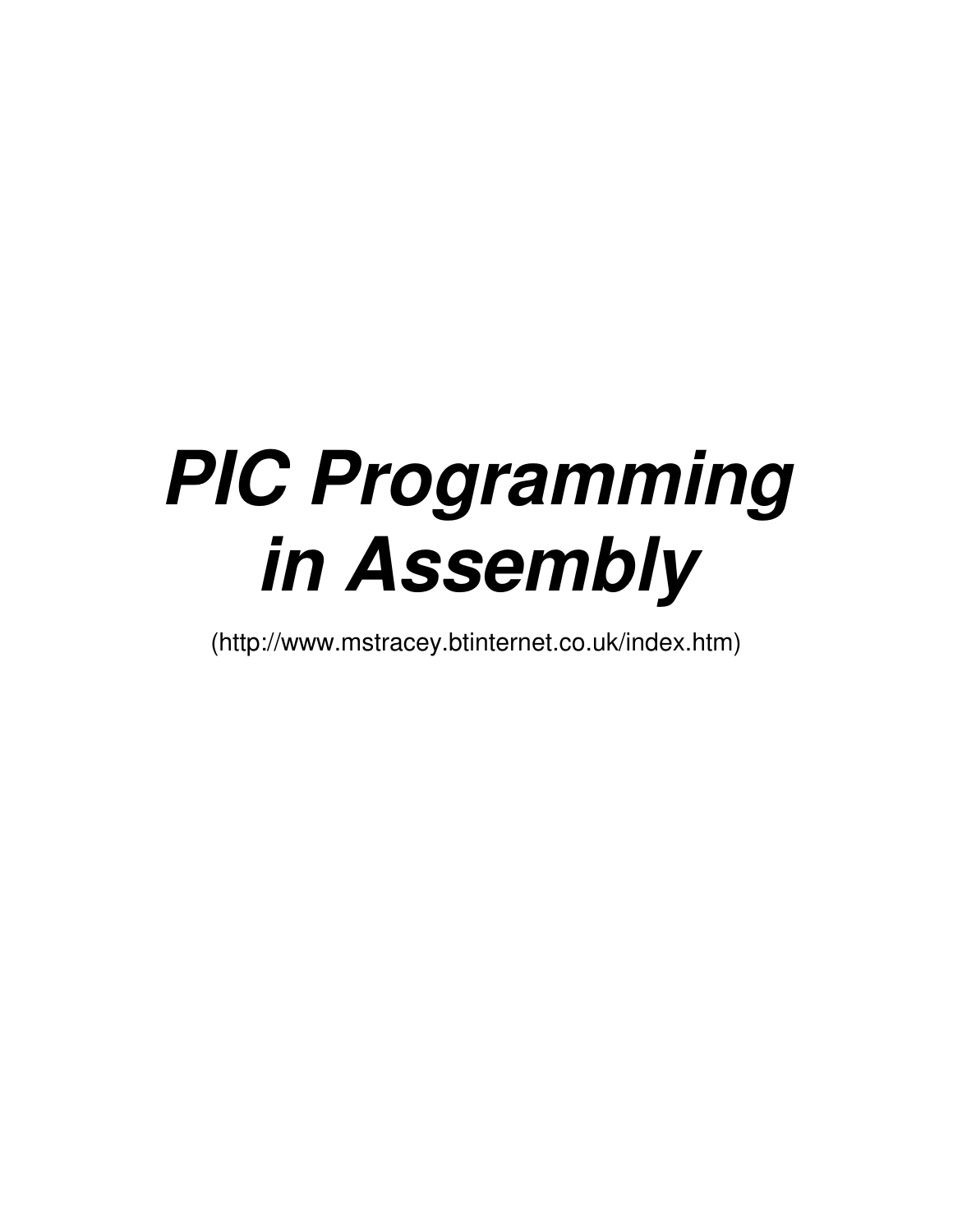# *PIC Programming in Assembly*

(http://www.mstracey.btinternet.co.uk/index.htm)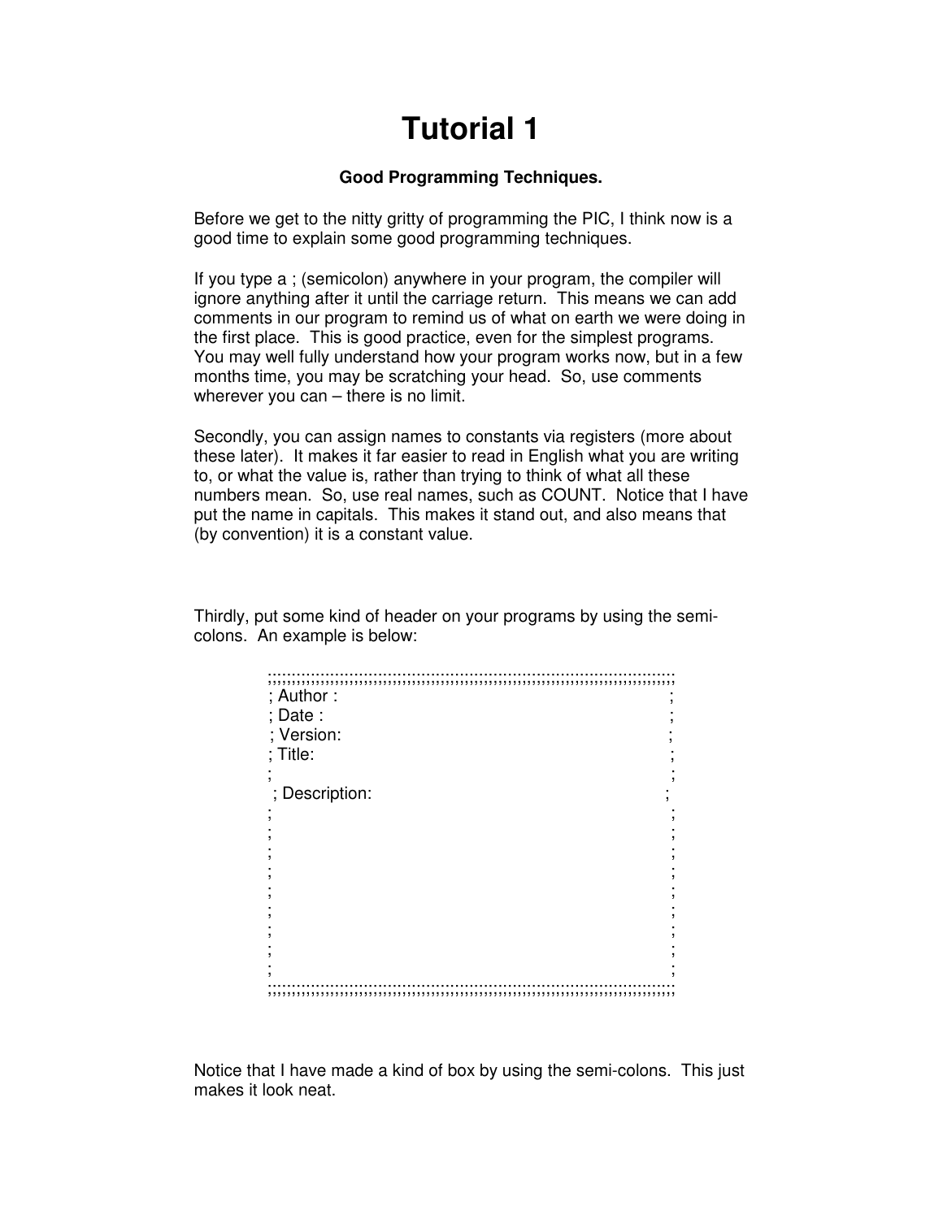# Tutorial 1

**Good Programming Techniques.**

Before we get to the nitty gritty of programming the PIC, I think now is a good time to explain some good programming techniques.

If you type a ; (semicolon) anywhere in your program, the compiler will ignore anything after it until the carriage return. This means we can add comments in our program to remind us of what on earth we were doing in the first place. This is good practice, even for the simplest programs. You may well fully understand how your program works now, but in a few months time, you may be scratching your head. So, use comments wherever you can – there is no limit.

Secondly, you can assign names to constants via registers (more about these later). It makes it far easier to read in English what you are writing to, or what the value is, rather than trying to think of what all these numbers mean. So, use real names, such as COUNT. Notice that I have put the name in capitals. This makes it stand out, and also means that (by convention) it is a constant value.

Thirdly, put some kind of header on your programs by using the semi-colons. An example is below:

```
;;;;;;;;;;;;;;;;;;;;;;;;;;;;;;;;;;;;;;;;;;;;;;;;;;;;;;;;;;;;;;;;;;;;;;;;;;;;;;;;;;;;;;
; Author :                                                                           ;
; Date :                                                                             ;
; Version:                                                                           ;
; Title:                                                                             ;
;                                                                                    ;
; Description:                                                                       ;
;                                                                                    ;
;                                                                                    ;
;                                                                                    ;
;                                                                                    ;
;                                                                                    ;
;                                                                                    ;
;                                                                                    ;
;                                                                                    ;
;                                                                                    ;
;;;;;;;;;;;;;;;;;;;;;;;;;;;;;;;;;;;;;;;;;;;;;;;;;;;;;;;;;;;;;;;;;;;;;;;;;;;;;;;;;;;;;;
```

Notice that I have made a kind of box by using the semi-colons. This just makes it look neat.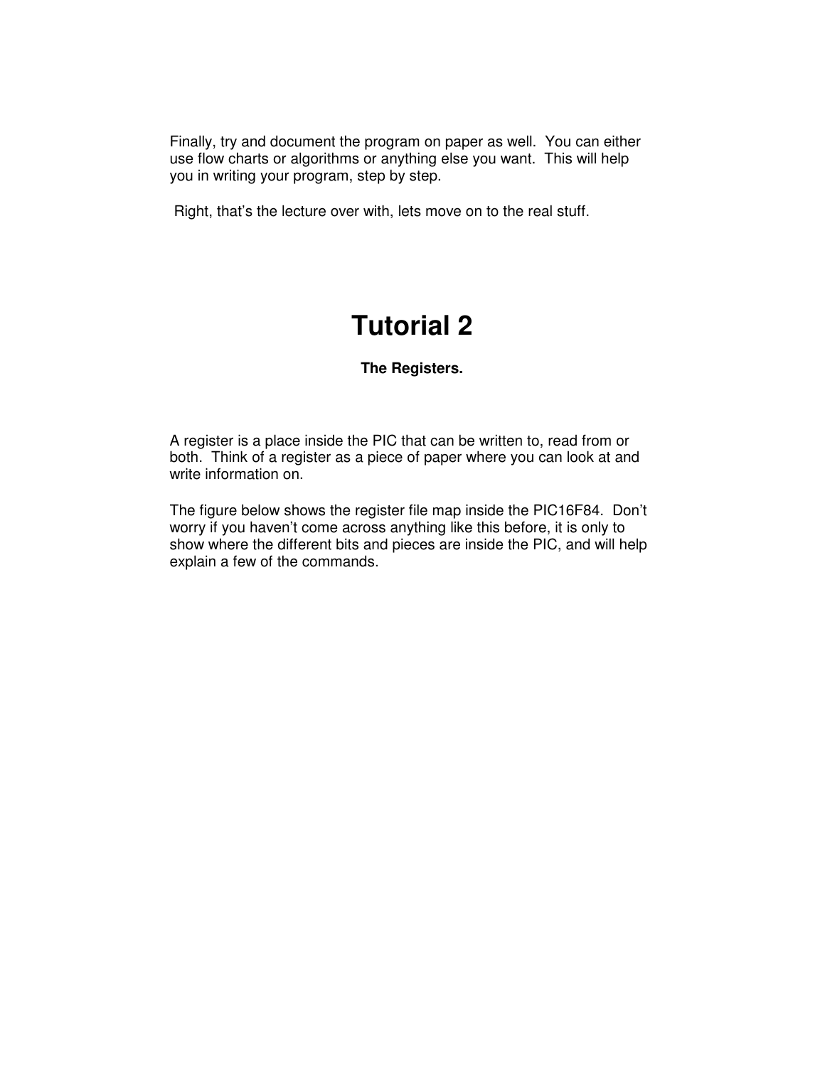Finally, try and document the program on paper as well. You can either use flow charts or algorithms or anything else you want. This will help you in writing your program, step by step.

Right, that's the lecture over with, lets move on to the real stuff.

# Tutorial 2

### The Registers.

A register is a place inside the PIC that can be written to, read from or both. Think of a register as a piece of paper where you can look at and write information on.

The figure below shows the register file map inside the PIC16F84. Don't worry if you haven't come across anything like this before, it is only to show where the different bits and pieces are inside the PIC, and will help explain a few of the commands.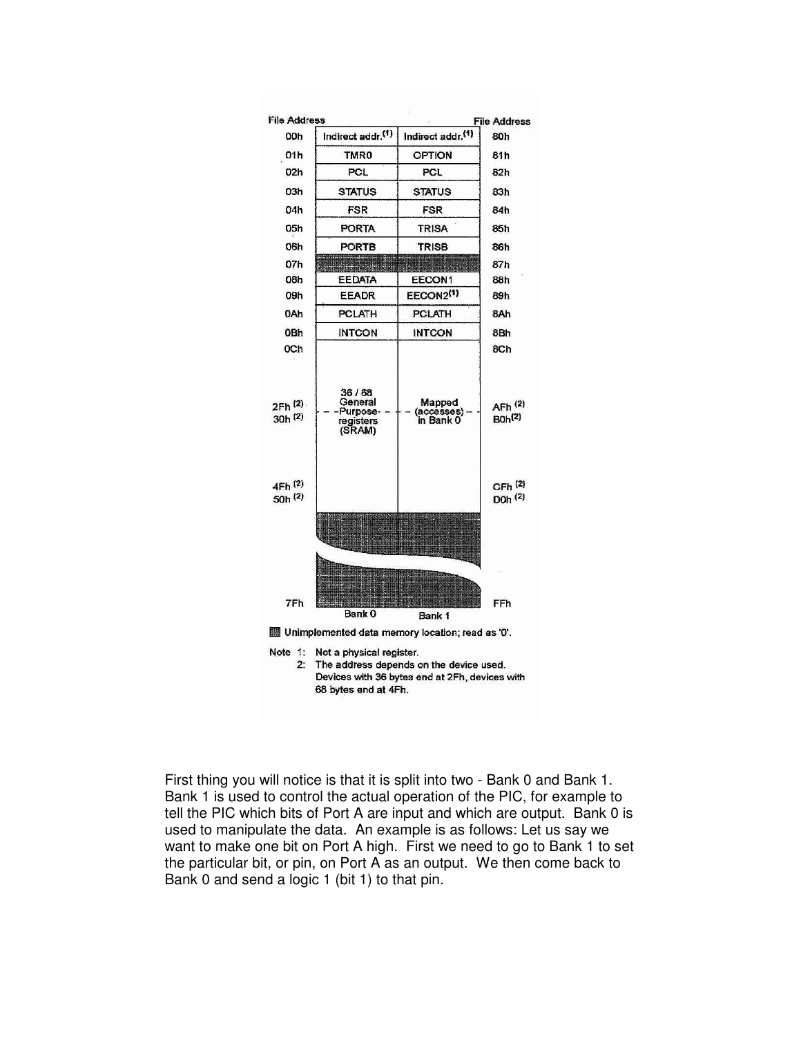| File Address | Bank 0 | Bank 1 | File Address |
|---|---|---|---|
| 00h | Indirect addr.(1) | Indirect addr.(1) | 80h |
| 01h | TMR0 | OPTION | 81h |
| 02h | PCL | PCL | 82h |
| 03h | STATUS | STATUS | 83h |
| 04h | FSR | FSR | 84h |
| 05h | PORTA | TRISA | 85h |
| 06h | PORTB | TRISB | 86h |
| 07h | (unimplemented) | (unimplemented) | 87h |
| 08h | EEDATA | EECON1 | 88h |
| 09h | EEADR | EECON2(1) | 89h |
| 0Ah | PCLATH | PCLATH | 8Ah |
| 0Bh | INTCON | INTCON | 8Bh |
| 0Ch – 2Fh (2) / 30h (2) – 4Fh (2) | 36 / 68 General Purpose registers (SRAM) | Mapped (accesses) in Bank 0 | 8Ch – AFh (2) / B0h (2) – CFh (2) |
| 50h (2) – 7Fh | (unimplemented) | (unimplemented) | D0h (2) – FFh |

Unimplemented data memory location; read as '0'.

Note 1: Not a physical register.

2: The address depends on the device used. Devices with 36 bytes end at 2Fh, devices with 68 bytes end at 4Fh.

First thing you will notice is that it is split into two - Bank 0 and Bank 1. Bank 1 is used to control the actual operation of the PIC, for example to tell the PIC which bits of Port A are input and which are output. Bank 0 is used to manipulate the data. An example is as follows: Let us say we want to make one bit on Port A high. First we need to go to Bank 1 to set the particular bit, or pin, on Port A as an output. We then come back to Bank 0 and send a logic 1 (bit 1) to that pin.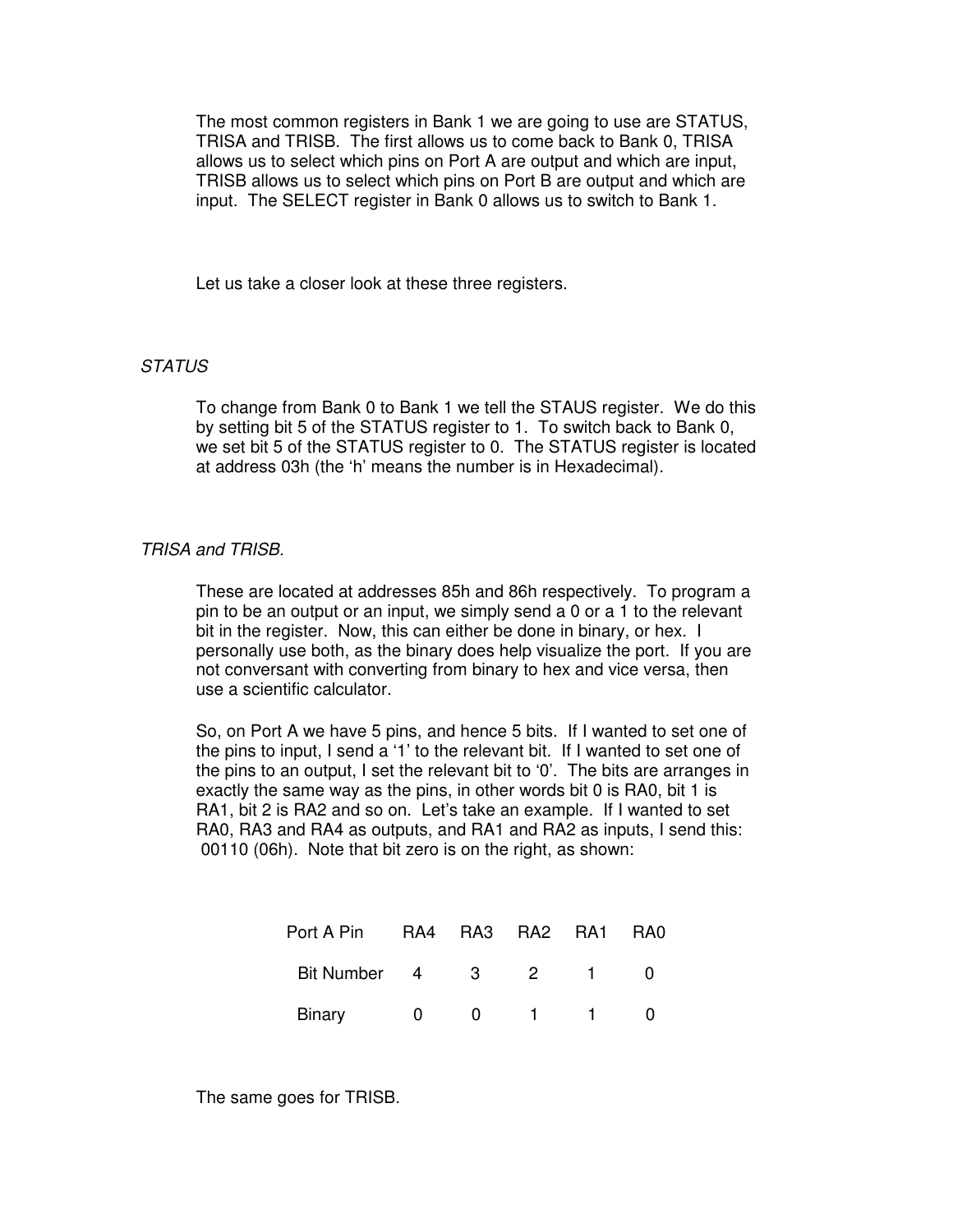The most common registers in Bank 1 we are going to use are STATUS, TRISA and TRISB. The first allows us to come back to Bank 0, TRISA allows us to select which pins on Port A are output and which are input, TRISB allows us to select which pins on Port B are output and which are input. The SELECT register in Bank 0 allows us to switch to Bank 1.

Let us take a closer look at these three registers.

*STATUS*

To change from Bank 0 to Bank 1 we tell the STAUS register. We do this by setting bit 5 of the STATUS register to 1. To switch back to Bank 0, we set bit 5 of the STATUS register to 0. The STATUS register is located at address 03h (the 'h' means the number is in Hexadecimal).

*TRISA and TRISB.*

These are located at addresses 85h and 86h respectively. To program a pin to be an output or an input, we simply send a 0 or a 1 to the relevant bit in the register. Now, this can either be done in binary, or hex. I personally use both, as the binary does help visualize the port. If you are not conversant with converting from binary to hex and vice versa, then use a scientific calculator.

So, on Port A we have 5 pins, and hence 5 bits. If I wanted to set one of the pins to input, I send a '1' to the relevant bit. If I wanted to set one of the pins to an output, I set the relevant bit to '0'. The bits are arranges in exactly the same way as the pins, in other words bit 0 is RA0, bit 1 is RA1, bit 2 is RA2 and so on. Let's take an example. If I wanted to set RA0, RA3 and RA4 as outputs, and RA1 and RA2 as inputs, I send this: 00110 (06h). Note that bit zero is on the right, as shown:

| Port A Pin | RA4 | RA3 | RA2 | RA1 | RA0 |
|---|---|---|---|---|---|
| Bit Number | 4 | 3 | 2 | 1 | 0 |
| Binary | 0 | 0 | 1 | 1 | 0 |

The same goes for TRISB.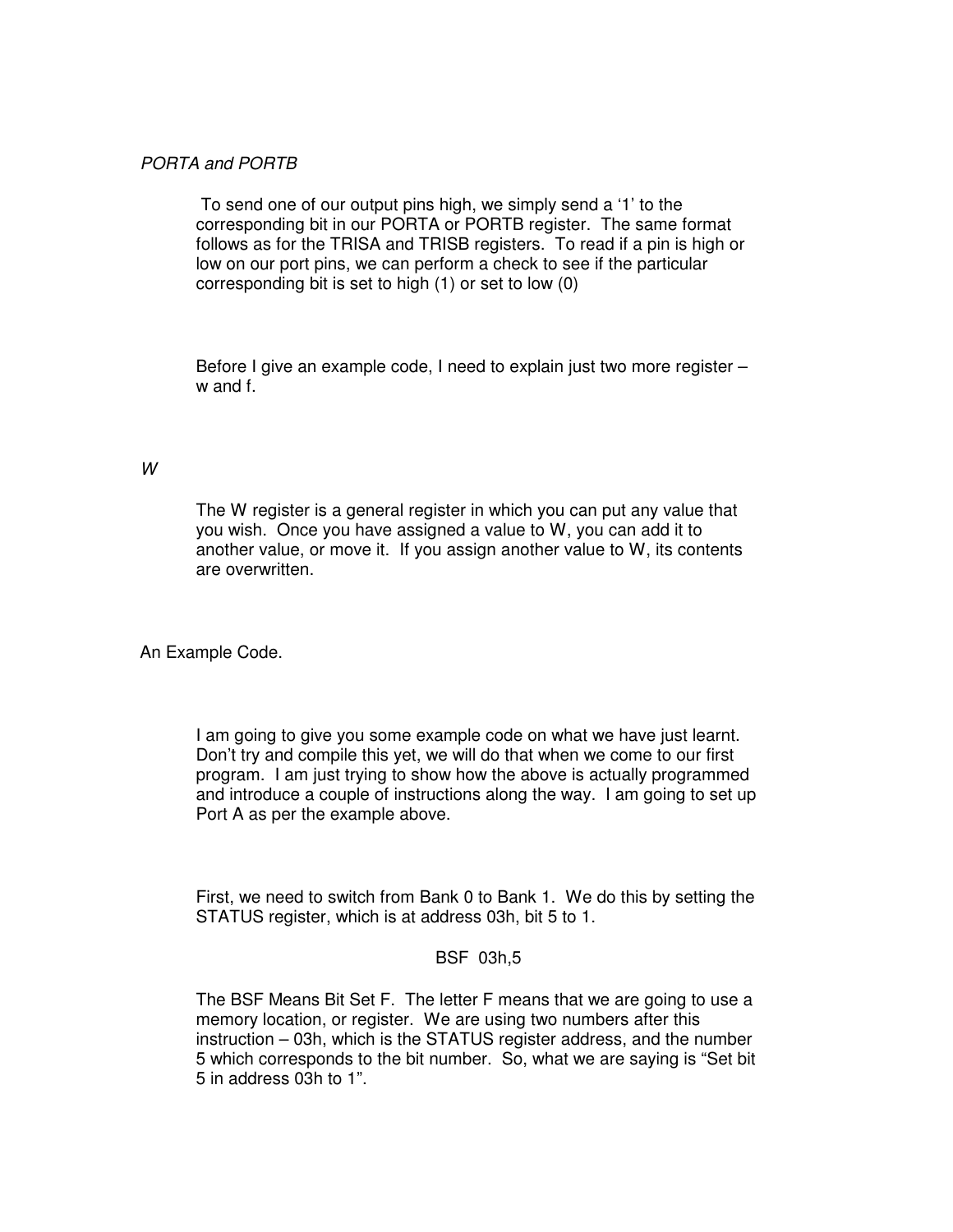*PORTA and PORTB*

To send one of our output pins high, we simply send a '1' to the corresponding bit in our PORTA or PORTB register. The same format follows as for the TRISA and TRISB registers. To read if a pin is high or low on our port pins, we can perform a check to see if the particular corresponding bit is set to high (1) or set to low (0)

Before I give an example code, I need to explain just two more register – w and f.

*W*

The W register is a general register in which you can put any value that you wish. Once you have assigned a value to W, you can add it to another value, or move it. If you assign another value to W, its contents are overwritten.

An Example Code.

I am going to give you some example code on what we have just learnt. Don't try and compile this yet, we will do that when we come to our first program. I am just trying to show how the above is actually programmed and introduce a couple of instructions along the way. I am going to set up Port A as per the example above.

First, we need to switch from Bank 0 to Bank 1. We do this by setting the STATUS register, which is at address 03h, bit 5 to 1.

```
BSF  03h,5
```

The BSF Means Bit Set F. The letter F means that we are going to use a memory location, or register. We are using two numbers after this instruction – 03h, which is the STATUS register address, and the number 5 which corresponds to the bit number. So, what we are saying is "Set bit 5 in address 03h to 1".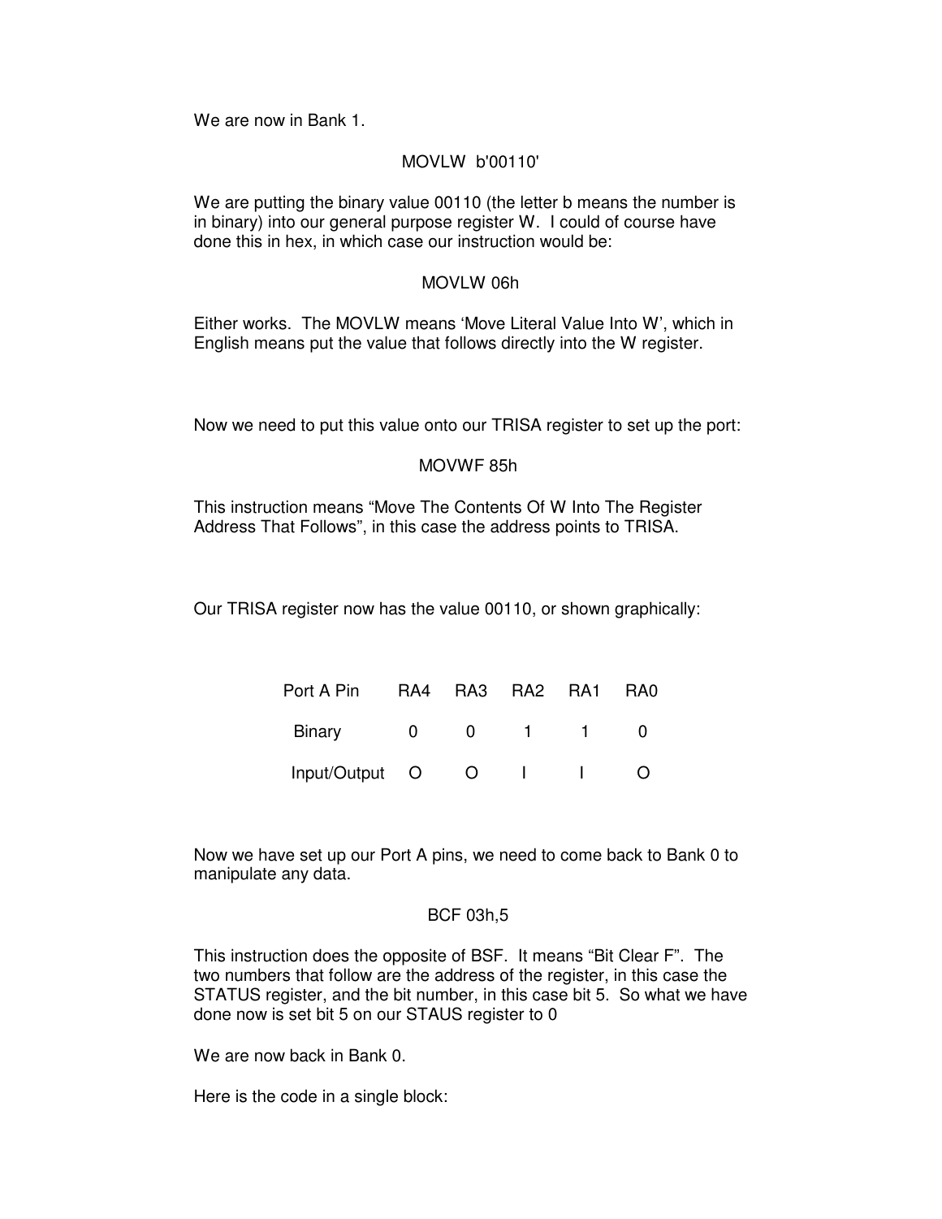We are now in Bank 1.

```
MOVLW  b'00110'
```

We are putting the binary value 00110 (the letter b means the number is in binary) into our general purpose register W. I could of course have done this in hex, in which case our instruction would be:

```
MOVLW 06h
```

Either works. The MOVLW means 'Move Literal Value Into W', which in English means put the value that follows directly into the W register.

Now we need to put this value onto our TRISA register to set up the port:

```
MOVWF 85h
```

This instruction means "Move The Contents Of W Into The Register Address That Follows", in this case the address points to TRISA.

Our TRISA register now has the value 00110, or shown graphically:

| Port A Pin | RA4 | RA3 | RA2 | RA1 | RA0 |
|---|---|---|---|---|---|
| Binary | 0 | 0 | 1 | 1 | 0 |
| Input/Output | O | O | I | I | O |

Now we have set up our Port A pins, we need to come back to Bank 0 to manipulate any data.

```
BCF 03h,5
```

This instruction does the opposite of BSF. It means "Bit Clear F". The two numbers that follow are the address of the register, in this case the STATUS register, and the bit number, in this case bit 5. So what we have done now is set bit 5 on our STAUS register to 0

We are now back in Bank 0.

Here is the code in a single block: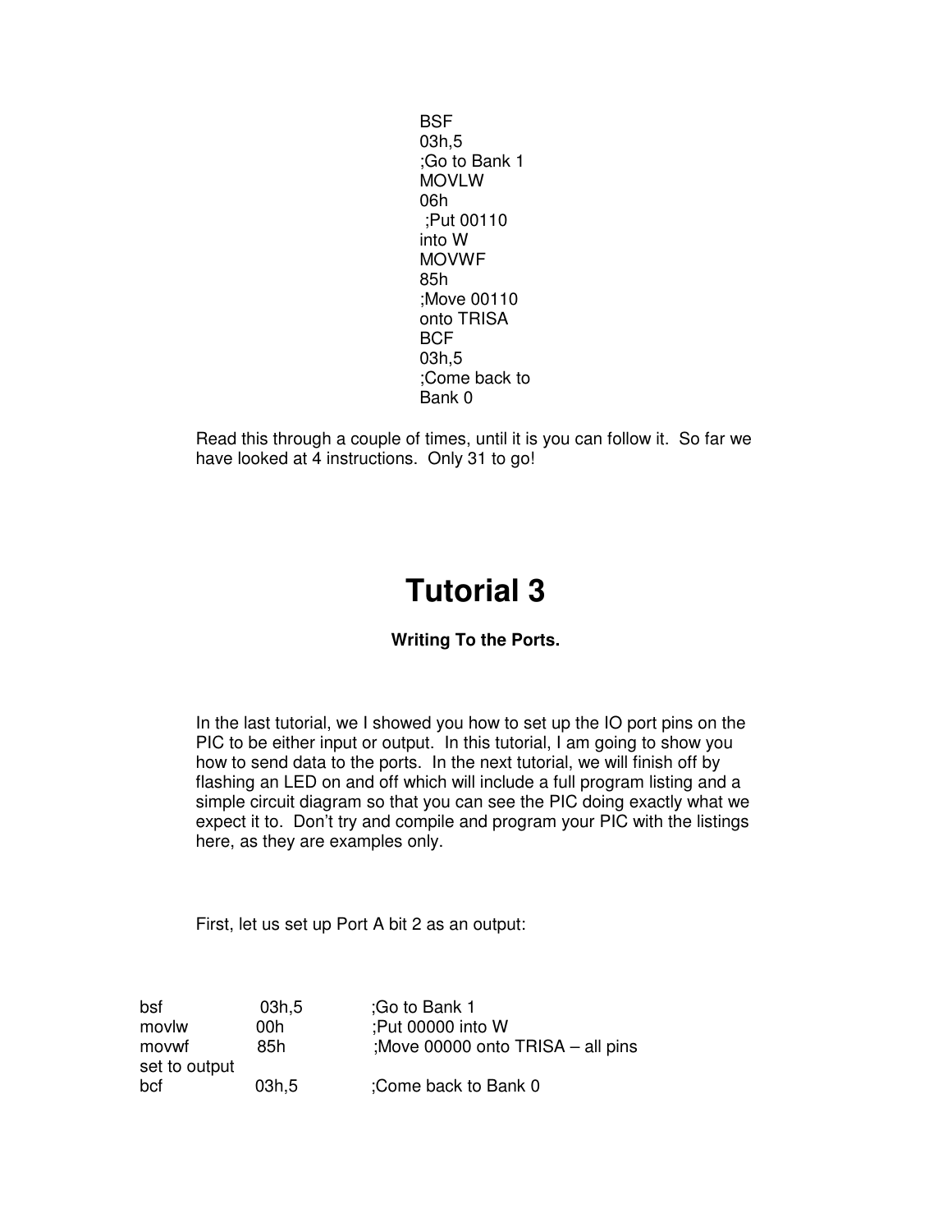```
BSF      03h,5    ;Go to Bank 1
MOVLW    06h      ;Put 00110 into W
MOVWF    85h      ;Move 00110 onto TRISA
BCF      03h,5    ;Come back to Bank 0
```

Read this through a couple of times, until it is you can follow it. So far we have looked at 4 instructions. Only 31 to go!

# Tutorial 3

**Writing To the Ports.**

In the last tutorial, we I showed you how to set up the IO port pins on the PIC to be either input or output. In this tutorial, I am going to show you how to send data to the ports. In the next tutorial, we will finish off by flashing an LED on and off which will include a full program listing and a simple circuit diagram so that you can see the PIC doing exactly what we expect it to. Don't try and compile and program your PIC with the listings here, as they are examples only.

First, let us set up Port A bit 2 as an output:

```
bsf      03h,5    ;Go to Bank 1
movlw    00h      ;Put 00000 into W
movwf    85h      ;Move 00000 onto TRISA – all pins set to output
bcf      03h,5    ;Come back to Bank 0
```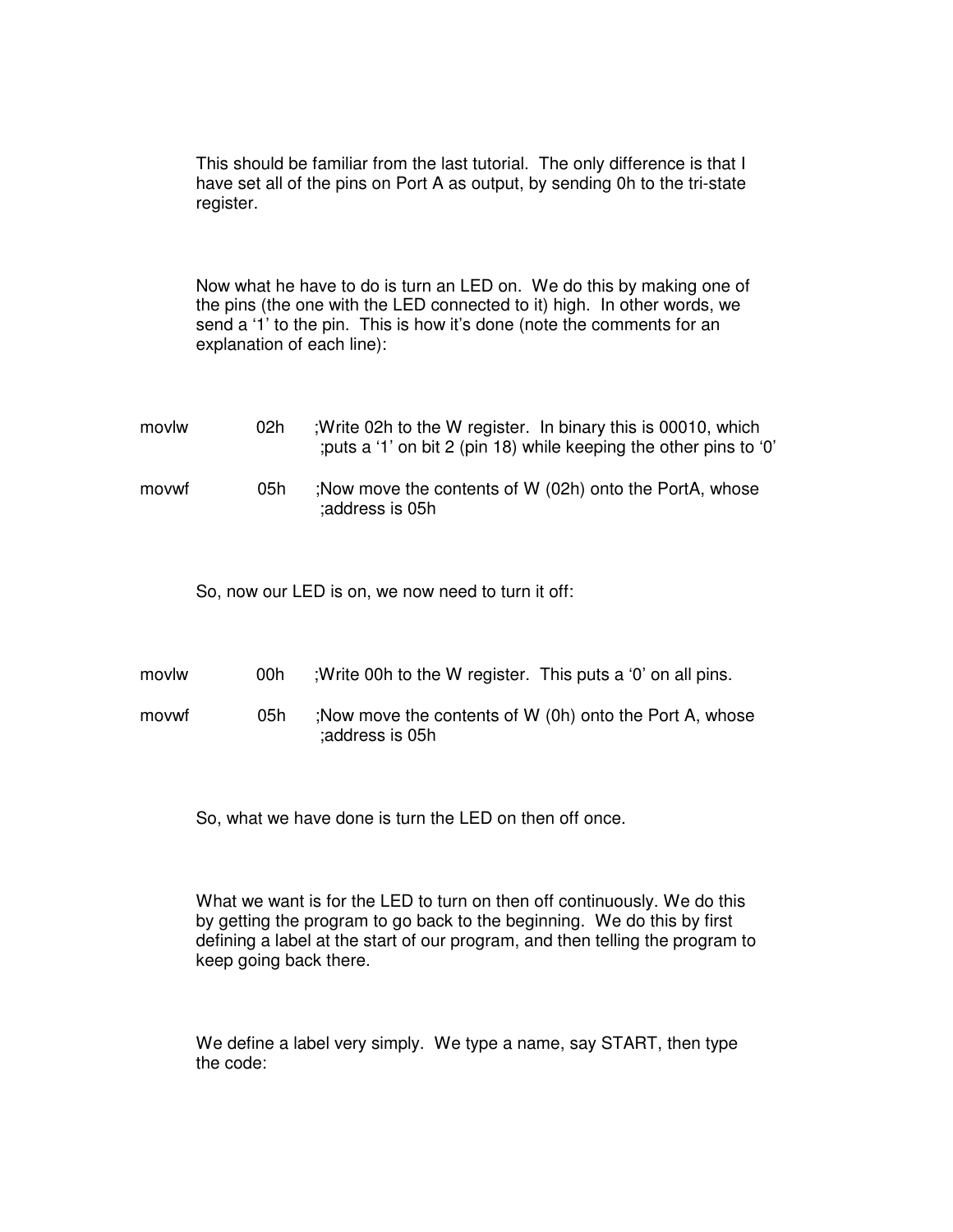This should be familiar from the last tutorial. The only difference is that I have set all of the pins on Port A as output, by sending 0h to the tri-state register.

Now what he have to do is turn an LED on. We do this by making one of the pins (the one with the LED connected to it) high. In other words, we send a '1' to the pin. This is how it's done (note the comments for an explanation of each line):

```
movlw     02h     ;Write 02h to the W register.  In binary this is 00010, which
                  ;puts a '1' on bit 2 (pin 18) while keeping the other pins to '0'

movwf     05h     ;Now move the contents of W (02h) onto the PortA, whose
                  ;address is 05h
```

So, now our LED is on, we now need to turn it off:

```
movlw     00h     ;Write 00h to the W register.  This puts a '0' on all pins.

movwf     05h     ;Now move the contents of W (0h) onto the Port A, whose
                  ;address is 05h
```

So, what we have done is turn the LED on then off once.

What we want is for the LED to turn on then off continuously. We do this by getting the program to go back to the beginning. We do this by first defining a label at the start of our program, and then telling the program to keep going back there.

We define a label very simply. We type a name, say START, then type the code: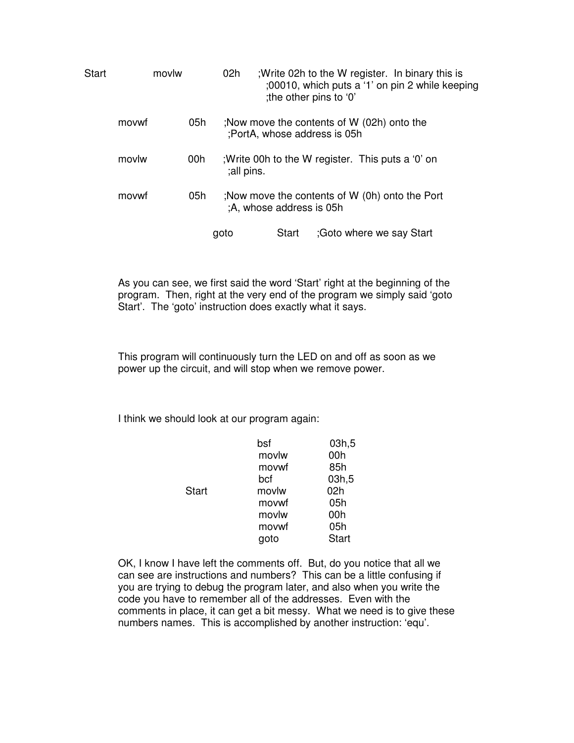```
Start    movlw    02h    ;Write 02h to the W register.  In binary this is
                         ;00010, which puts a '1' on pin 2 while keeping
                         ;the other pins to '0'

         movwf    05h    ;Now move the contents of W (02h) onto the
                         ;PortA, whose address is 05h

         movlw    00h    ;Write 00h to the W register.  This puts a '0' on
                         ;all pins.

         movwf    05h    ;Now move the contents of W (0h) onto the Port
                         ;A, whose address is 05h

         goto     Start  ;Goto where we say Start
```

As you can see, we first said the word 'Start' right at the beginning of the program. Then, right at the very end of the program we simply said 'goto Start'. The 'goto' instruction does exactly what it says.

This program will continuously turn the LED on and off as soon as we power up the circuit, and will stop when we remove power.

I think we should look at our program again:

```
         bsf      03h,5
         movlw    00h
         movwf    85h
         bcf      03h,5
Start    movlw    02h
         movwf    05h
         movlw    00h
         movwf    05h
         goto     Start
```

OK, I know I have left the comments off. But, do you notice that all we can see are instructions and numbers? This can be a little confusing if you are trying to debug the program later, and also when you write the code you have to remember all of the addresses. Even with the comments in place, it can get a bit messy. What we need is to give these numbers names. This is accomplished by another instruction: 'equ'.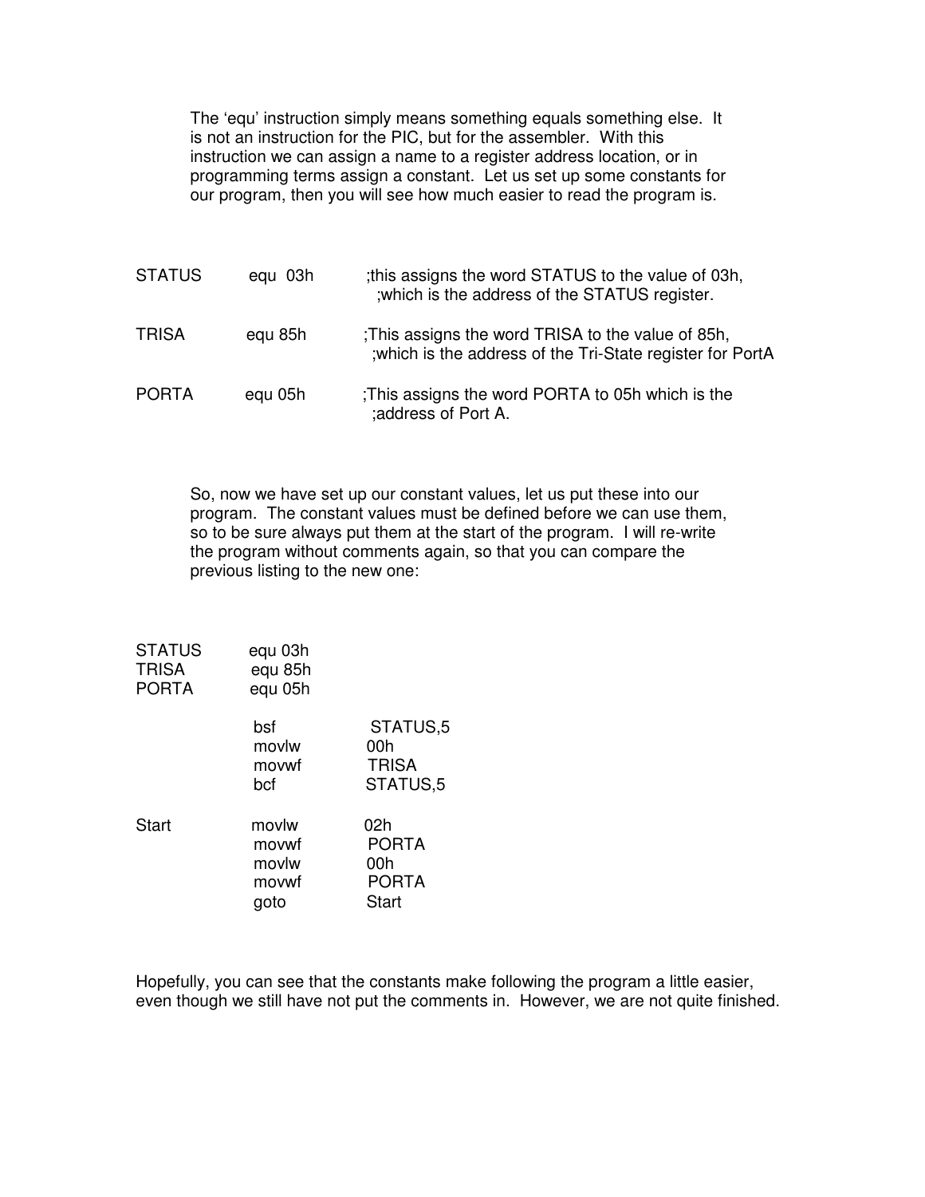The 'equ' instruction simply means something equals something else. It is not an instruction for the PIC, but for the assembler. With this instruction we can assign a name to a register address location, or in programming terms assign a constant. Let us set up some constants for our program, then you will see how much easier to read the program is.

```
STATUS      equ  03h      ;this assigns the word STATUS to the value of 03h,
                          ;which is the address of the STATUS register.

TRISA       equ 85h       ;This assigns the word TRISA to the value of 85h,
                          ;which is the address of the Tri-State register for PortA

PORTA       equ 05h       ;This assigns the word PORTA to 05h which is the
                          ;address of Port A.
```

So, now we have set up our constant values, let us put these into our program. The constant values must be defined before we can use them, so to be sure always put them at the start of the program. I will re-write the program without comments again, so that you can compare the previous listing to the new one:

```
STATUS      equ 03h
TRISA       equ 85h
PORTA       equ 05h

            bsf         STATUS,5
            movlw       00h
            movwf       TRISA
            bcf         STATUS,5

Start       movlw       02h
            movwf       PORTA
            movlw       00h
            movwf       PORTA
            goto        Start
```

Hopefully, you can see that the constants make following the program a little easier, even though we still have not put the comments in. However, we are not quite finished.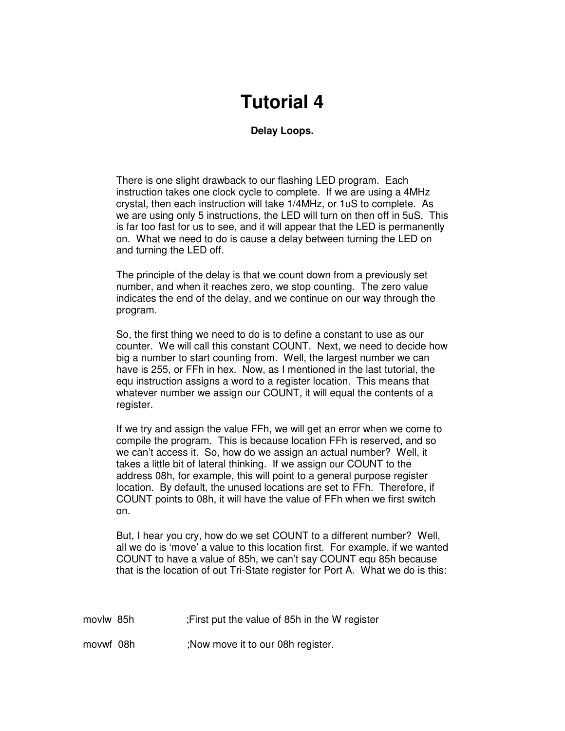# Tutorial 4

**Delay Loops.**

There is one slight drawback to our flashing LED program. Each instruction takes one clock cycle to complete. If we are using a 4MHz crystal, then each instruction will take 1/4MHz, or 1uS to complete. As we are using only 5 instructions, the LED will turn on then off in 5uS. This is far too fast for us to see, and it will appear that the LED is permanently on. What we need to do is cause a delay between turning the LED on and turning the LED off.

The principle of the delay is that we count down from a previously set number, and when it reaches zero, we stop counting. The zero value indicates the end of the delay, and we continue on our way through the program.

So, the first thing we need to do is to define a constant to use as our counter. We will call this constant COUNT. Next, we need to decide how big a number to start counting from. Well, the largest number we can have is 255, or FFh in hex. Now, as I mentioned in the last tutorial, the equ instruction assigns a word to a register location. This means that whatever number we assign our COUNT, it will equal the contents of a register.

If we try and assign the value FFh, we will get an error when we come to compile the program. This is because location FFh is reserved, and so we can't access it. So, how do we assign an actual number? Well, it takes a little bit of lateral thinking. If we assign our COUNT to the address 08h, for example, this will point to a general purpose register location. By default, the unused locations are set to FFh. Therefore, if COUNT points to 08h, it will have the value of FFh when we first switch on.

But, I hear you cry, how do we set COUNT to a different number? Well, all we do is 'move' a value to this location first. For example, if we wanted COUNT to have a value of 85h, we can't say COUNT equ 85h because that is the location of out Tri-State register for Port A. What we do is this:

```
movlw  85h          ;First put the value of 85h in the W register

movwf  08h          ;Now move it to our 08h register.
```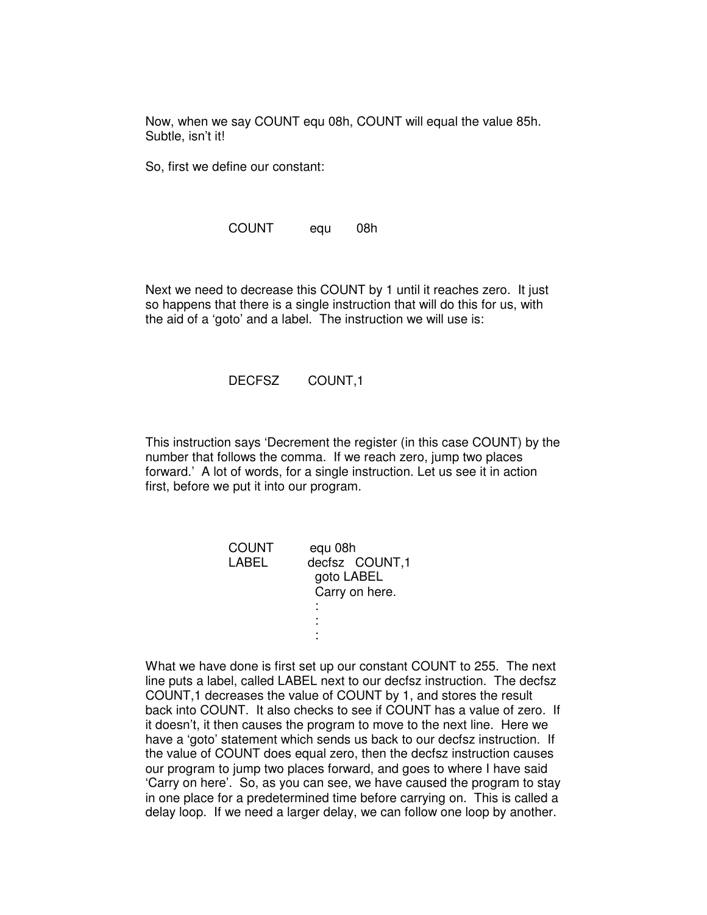Now, when we say COUNT equ 08h, COUNT will equal the value 85h. Subtle, isn't it!

So, first we define our constant:

```
COUNT       equ     08h
```

Next we need to decrease this COUNT by 1 until it reaches zero. It just so happens that there is a single instruction that will do this for us, with the aid of a 'goto' and a label. The instruction we will use is:

```
DECFSZ      COUNT,1
```

This instruction says 'Decrement the register (in this case COUNT) by the number that follows the comma. If we reach zero, jump two places forward.' A lot of words, for a single instruction. Let us see it in action first, before we put it into our program.

```
COUNT       equ 08h
LABEL       decfsz  COUNT,1
              goto LABEL
              Carry on here.
              :
              :
              :
```

What we have done is first set up our constant COUNT to 255. The next line puts a label, called LABEL next to our decfsz instruction. The decfsz COUNT,1 decreases the value of COUNT by 1, and stores the result back into COUNT. It also checks to see if COUNT has a value of zero. If it doesn't, it then causes the program to move to the next line. Here we have a 'goto' statement which sends us back to our decfsz instruction. If the value of COUNT does equal zero, then the decfsz instruction causes our program to jump two places forward, and goes to where I have said 'Carry on here'. So, as you can see, we have caused the program to stay in one place for a predetermined time before carrying on. This is called a delay loop. If we need a larger delay, we can follow one loop by another.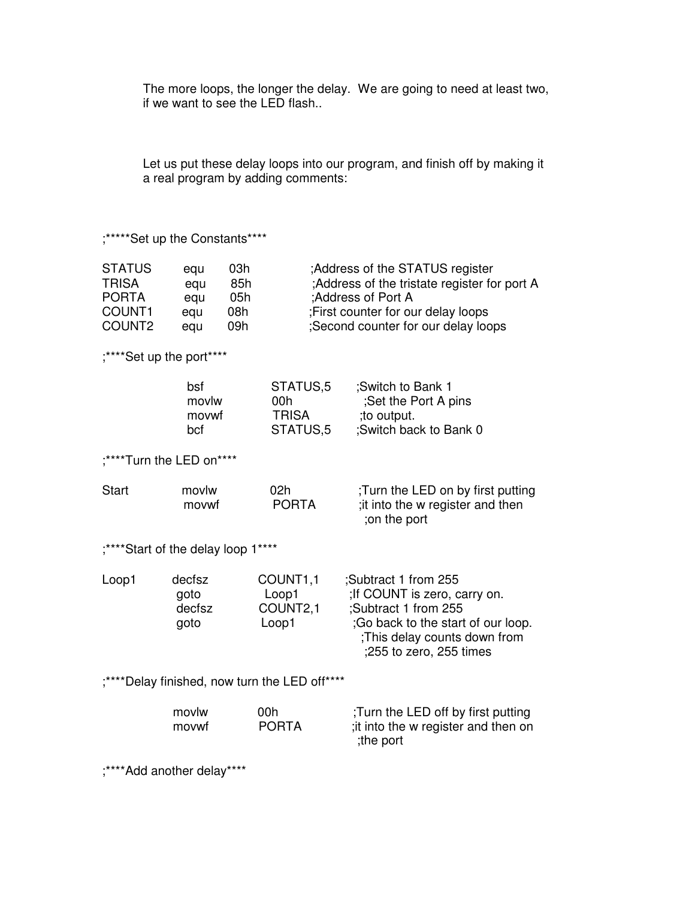The more loops, the longer the delay.  We are going to need at least two, if we want to see the LED flash..

Let us put these delay loops into our program, and finish off by making it a real program by adding comments:

```
;*****Set up the Constants****

STATUS      equu     03h          ;Address of the STATUS register
TRISA       equ      85h          ;Address of the tristate register for port A
PORTA       equ      05h          ;Address of Port A
COUNT1      equ      08h          ;First counter for our delay loops
COUNT2      equ      09h          ;Second counter for our delay loops

;****Set up the port****

            bsf        STATUS,5     ;Switch to Bank 1
            movlw      00h          ;Set the Port A pins
            movwf      TRISA        ;to output.
            bcf        STATUS,5     ;Switch back to Bank 0

;****Turn the LED on****

Start       movlw      02h          ;Turn the LED on by first putting
            movwf      PORTA        ;it into the w register and then
                                    ;on the port

;****Start of the delay loop 1****

Loop1       decfsz     COUNT1,1     ;Subtract 1 from 255
            goto       Loop1        ;If COUNT is zero, carry on.
            decfsz     COUNT2,1     ;Subtract 1 from 255
            goto       Loop1        ;Go back to the start of our loop.
                                    ;This delay counts down from
                                    ;255 to zero, 255 times

;****Delay finished, now turn the LED off****

            movlw      00h          ;Turn the LED off by first putting
            movwf      PORTA        ;it into the w register and then on
                                    ;the port

;****Add another delay****
```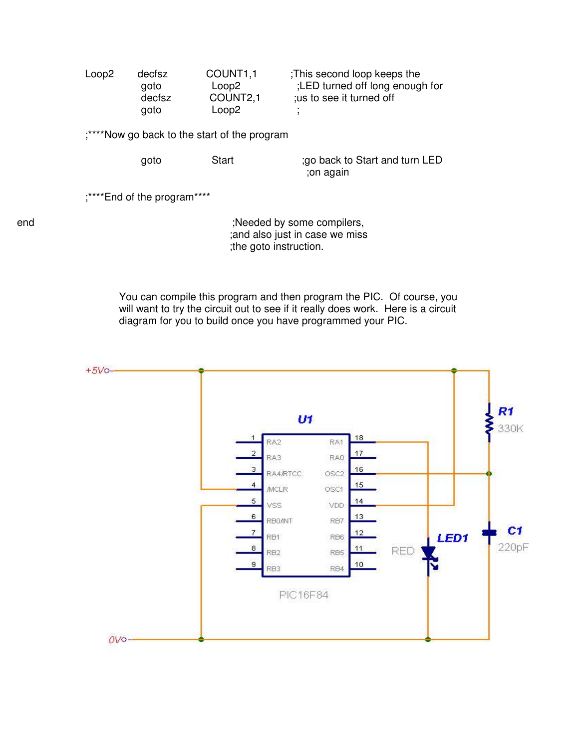```
Loop2   decfsz      COUNT1,1        ;This second loop keeps the
        goto        Loop2           ;LED turned off long enough for
        decfsz      COUNT2,1        ;us to see it turned off
        goto        Loop2           ;

;****Now go back to the start of the program

        goto        Start           ;go back to Start and turn LED
                                    ;on again

;****End of the program****

end                                 ;Needed by some compilers,
                                    ;and also just in case we miss
                                    ;the goto instruction.
```

You can compile this program and then program the PIC. Of course, you will want to try the circuit out to see if it really does work. Here is a circuit diagram for you to build once you have programmed your PIC.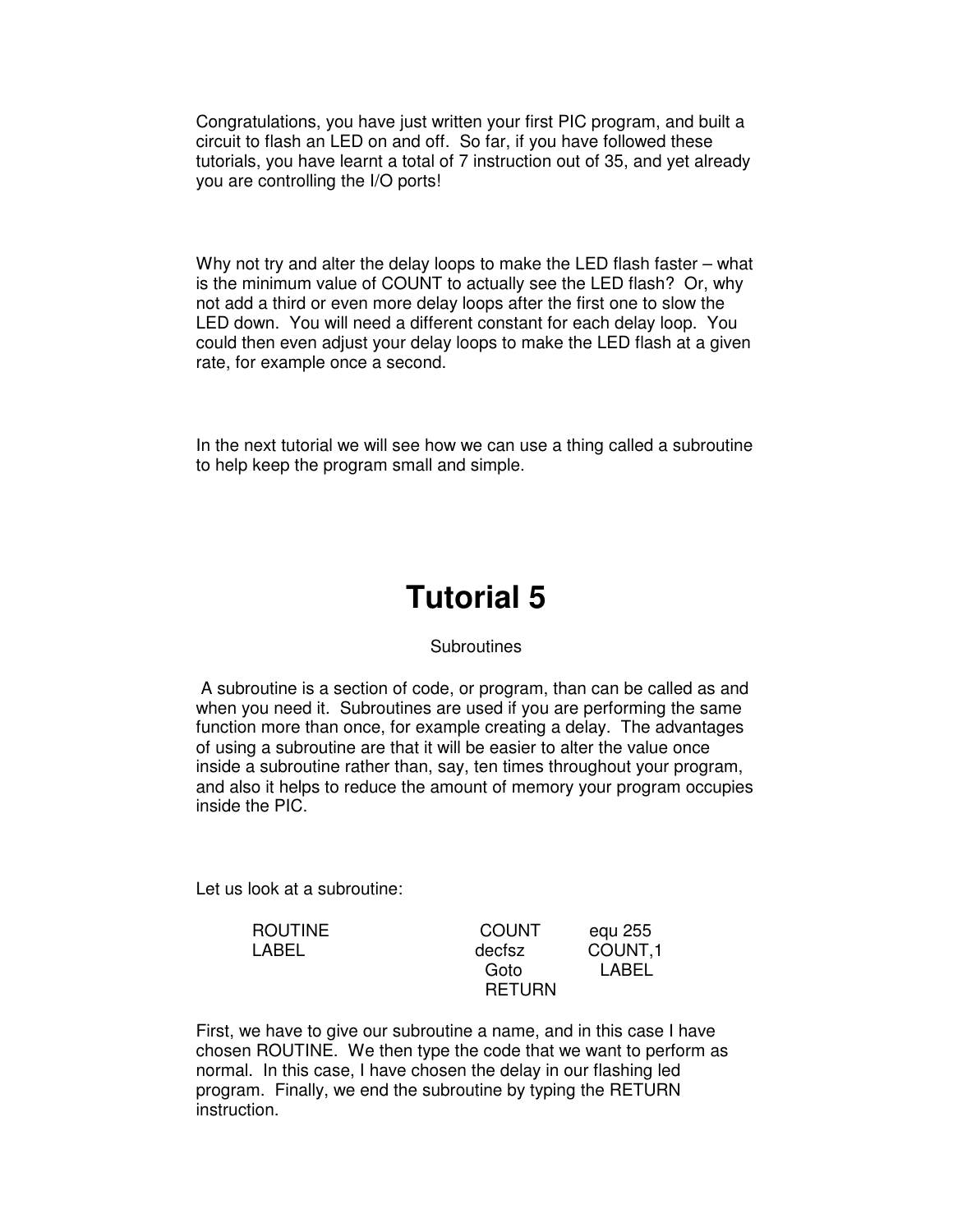Congratulations, you have just written your first PIC program, and built a circuit to flash an LED on and off. So far, if you have followed these tutorials, you have learnt a total of 7 instruction out of 35, and yet already you are controlling the I/O ports!

Why not try and alter the delay loops to make the LED flash faster – what is the minimum value of COUNT to actually see the LED flash? Or, why not add a third or even more delay loops after the first one to slow the LED down. You will need a different constant for each delay loop. You could then even adjust your delay loops to make the LED flash at a given rate, for example once a second.

In the next tutorial we will see how we can use a thing called a subroutine to help keep the program small and simple.

# Tutorial 5

Subroutines

A subroutine is a section of code, or program, than can be called as and when you need it. Subroutines are used if you are performing the same function more than once, for example creating a delay. The advantages of using a subroutine are that it will be easier to alter the value once inside a subroutine rather than, say, ten times throughout your program, and also it helps to reduce the amount of memory your program occupies inside the PIC.

Let us look at a subroutine:

```
ROUTINE          COUNT     equ 255
LABEL            decfsz    COUNT,1
                 Goto      LABEL
                 RETURN
```

First, we have to give our subroutine a name, and in this case I have chosen ROUTINE. We then type the code that we want to perform as normal. In this case, I have chosen the delay in our flashing led program. Finally, we end the subroutine by typing the RETURN instruction.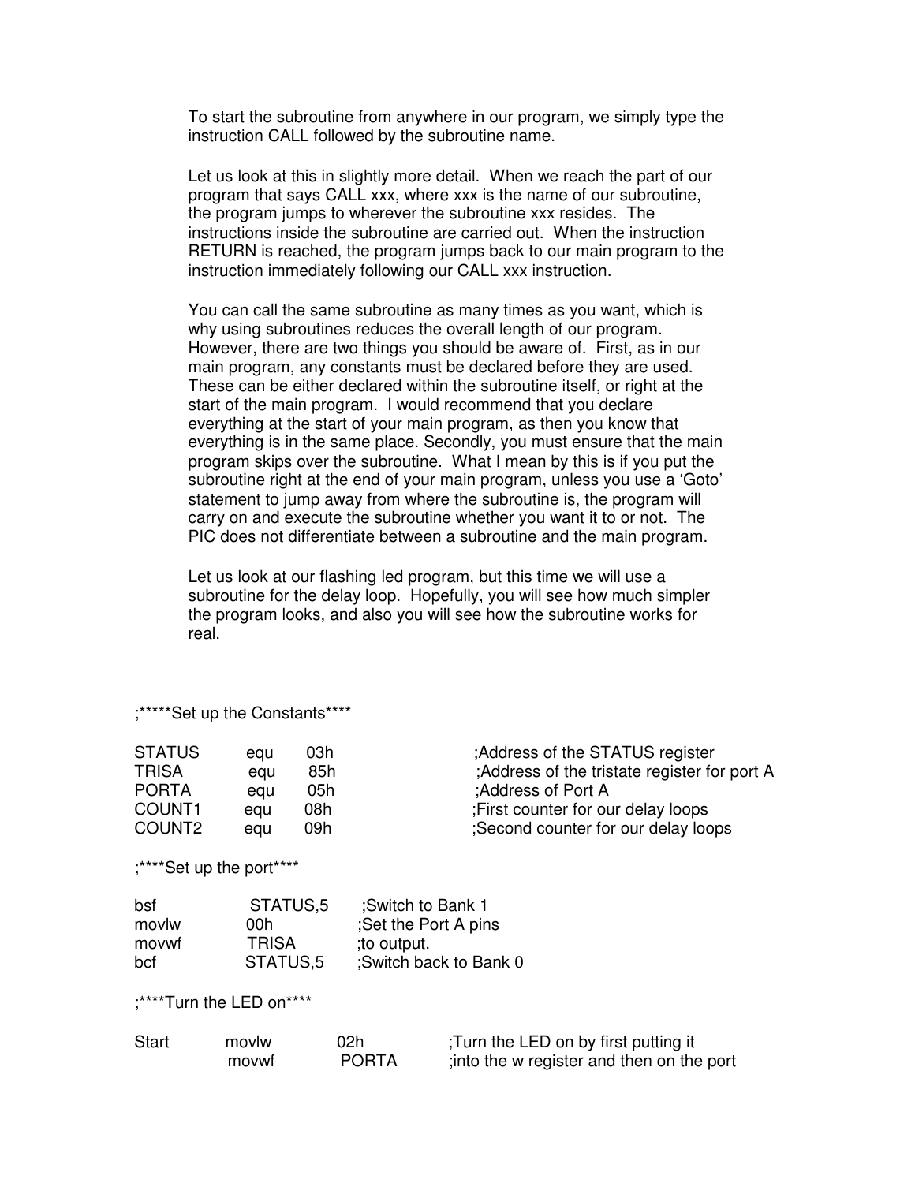To start the subroutine from anywhere in our program, we simply type the instruction CALL followed by the subroutine name.

Let us look at this in slightly more detail. When we reach the part of our program that says CALL xxx, where xxx is the name of our subroutine, the program jumps to wherever the subroutine xxx resides. The instructions inside the subroutine are carried out. When the instruction RETURN is reached, the program jumps back to our main program to the instruction immediately following our CALL xxx instruction.

You can call the same subroutine as many times as you want, which is why using subroutines reduces the overall length of our program. However, there are two things you should be aware of. First, as in our main program, any constants must be declared before they are used. These can be either declared within the subroutine itself, or right at the start of the main program. I would recommend that you declare everything at the start of your main program, as then you know that everything is in the same place. Secondly, you must ensure that the main program skips over the subroutine. What I mean by this is if you put the subroutine right at the end of your main program, unless you use a 'Goto' statement to jump away from where the subroutine is, the program will carry on and execute the subroutine whether you want it to or not. The PIC does not differentiate between a subroutine and the main program.

Let us look at our flashing led program, but this time we will use a subroutine for the delay loop. Hopefully, you will see how much simpler the program looks, and also you will see how the subroutine works for real.

```
;*****Set up the Constants****

STATUS      equ     03h         ;Address of the STATUS register
TRISA       equu    85h         ;Address of the tristate register for port A
PORTA       equ     05h         ;Address of Port A
COUNT1      equ     08h         ;First counter for our delay loops
COUNT2      equ     09h         ;Second counter for our delay loops

;****Set up the port****

bsf         STATUS,5    ;Switch to Bank 1
movlw       00h         ;Set the Port A pins
movwf       TRISA       ;to output.
bcf         STATUS,5    ;Switch back to Bank 0

;****Turn the LED on****

Start       movlw       02h         ;Turn the LED on by first putting it
            movwf       PORTA       ;into the w register and then on the port
```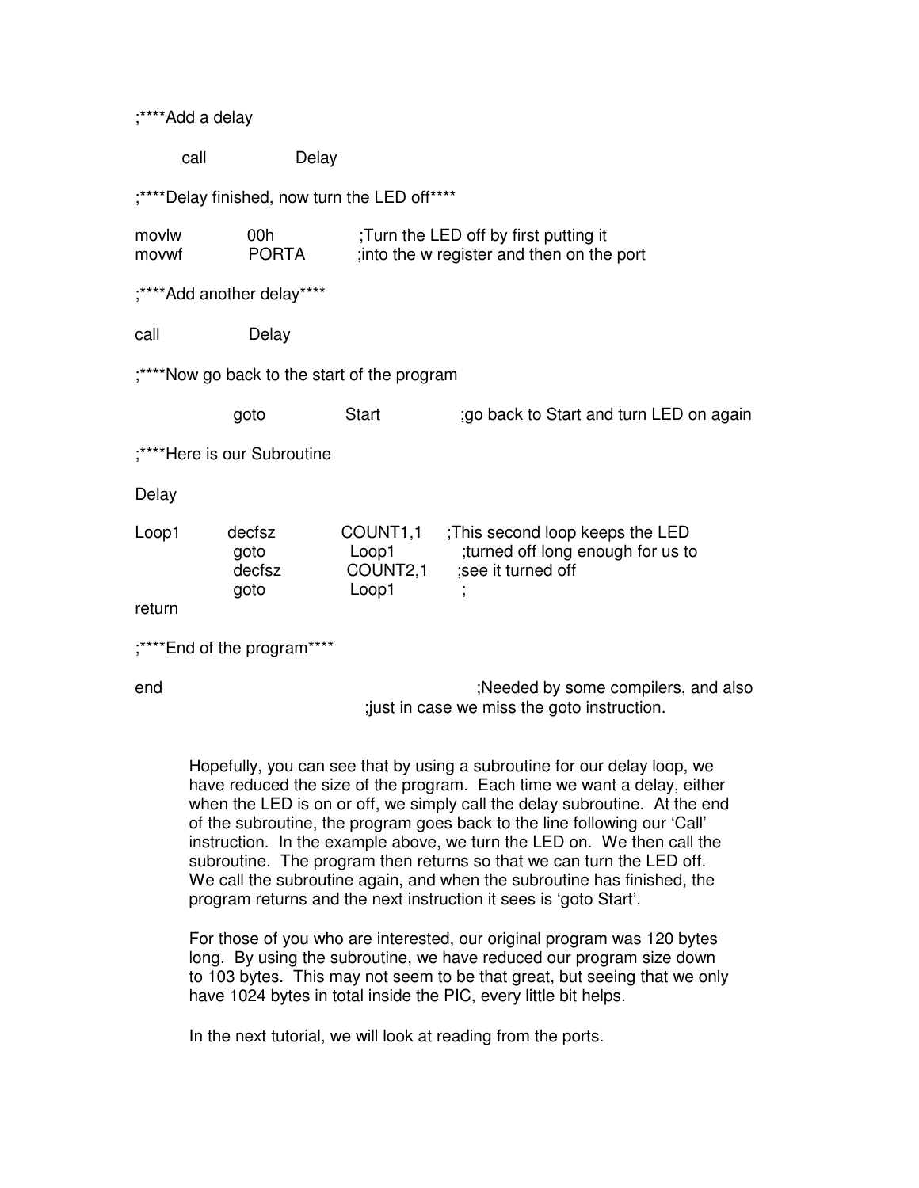```
;****Add a delay

        call            Delay

;****Delay finished, now turn the LED off****

movlw           00h             ;Turn the LED off by first putting it
movwf           PORTA           ;into the w register and then on the port

;****Add another delay****

call            Delay

;****Now go back to the start of the program

                goto            Start           ;go back to Start and turn LED on again

;****Here is our Subroutine

Delay

Loop1           decfsz          COUNT1,1        ;This second loop keeps the LED
                goto            Loop1           ;turned off long enough for us to
                decfsz          COUNT2,1        ;see it turned off
                goto            Loop1           ;
return

;****End of the program****

end                                             ;Needed by some compilers, and also
                                                ;just in case we miss the goto instruction.
```

Hopefully, you can see that by using a subroutine for our delay loop, we have reduced the size of the program. Each time we want a delay, either when the LED is on or off, we simply call the delay subroutine. At the end of the subroutine, the program goes back to the line following our 'Call' instruction. In the example above, we turn the LED on. We then call the subroutine. The program then returns so that we can turn the LED off. We call the subroutine again, and when the subroutine has finished, the program returns and the next instruction it sees is 'goto Start'.

For those of you who are interested, our original program was 120 bytes long. By using the subroutine, we have reduced our program size down to 103 bytes. This may not seem to be that great, but seeing that we only have 1024 bytes in total inside the PIC, every little bit helps.

In the next tutorial, we will look at reading from the ports.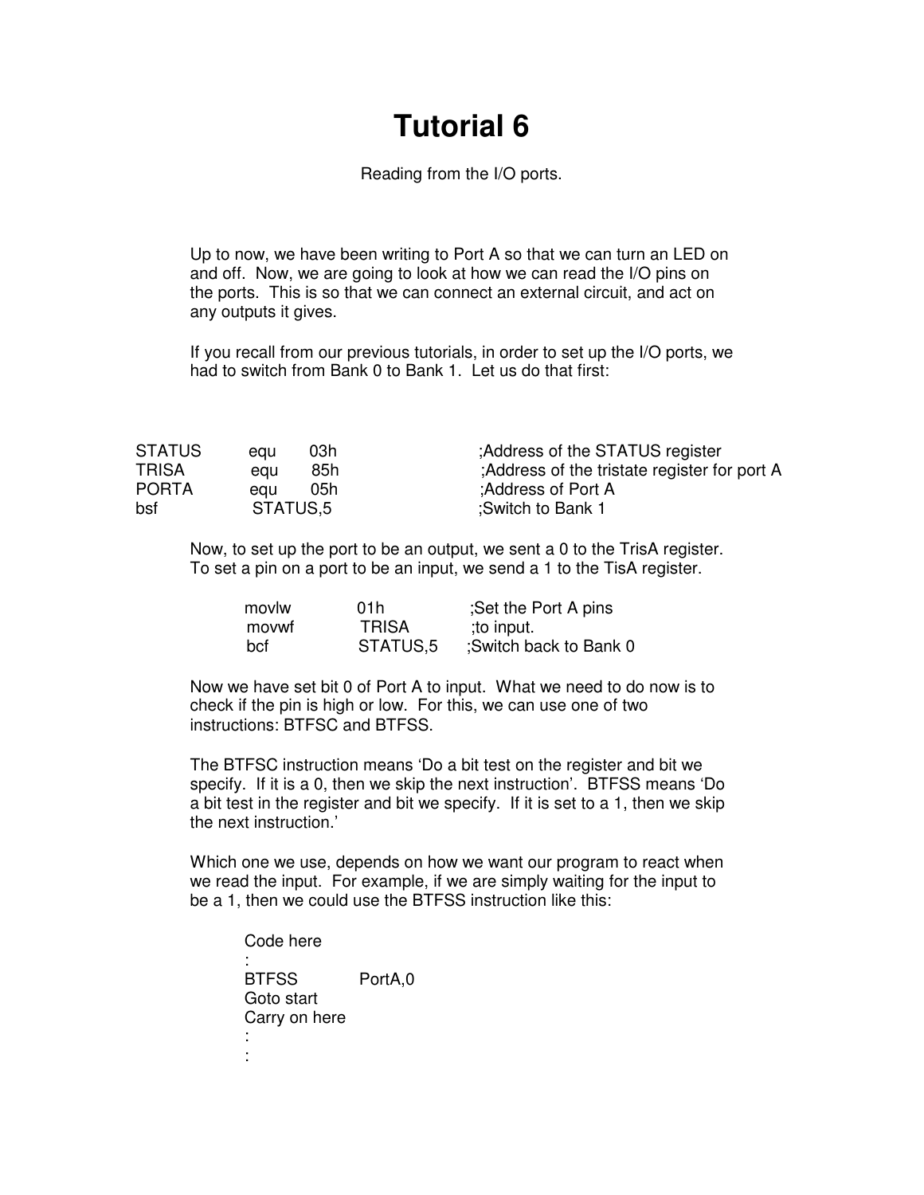# Tutorial 6

Reading from the I/O ports.

Up to now, we have been writing to Port A so that we can turn an LED on and off. Now, we are going to look at how we can read the I/O pins on the ports. This is so that we can connect an external circuit, and act on any outputs it gives.

If you recall from our previous tutorials, in order to set up the I/O ports, we had to switch from Bank 0 to Bank 1. Let us do that first:

```
STATUS    equ    03h        ;Address of the STATUS register
TRISA     equ    85h        ;Address of the tristate register for port A
PORTA     equ    05h        ;Address of Port A
bsf       STATUS,5          ;Switch to Bank 1
```

Now, to set up the port to be an output, we sent a 0 to the TrisA register. To set a pin on a port to be an input, we send a 1 to the TisA register.

```
movlw     01h          ;Set the Port A pins
movwf     TRISA        ;to input.
bcf       STATUS,5     ;Switch back to Bank 0
```

Now we have set bit 0 of Port A to input. What we need to do now is to check if the pin is high or low. For this, we can use one of two instructions: BTFSC and BTFSS.

The BTFSC instruction means 'Do a bit test on the register and bit we specify. If it is a 0, then we skip the next instruction'. BTFSS means 'Do a bit test in the register and bit we specify. If it is set to a 1, then we skip the next instruction.'

Which one we use, depends on how we want our program to react when we read the input. For example, if we are simply waiting for the input to be a 1, then we could use the BTFSS instruction like this:

```
Code here
:
BTFSS     PortA,0
Goto start
Carry on here
:
:
```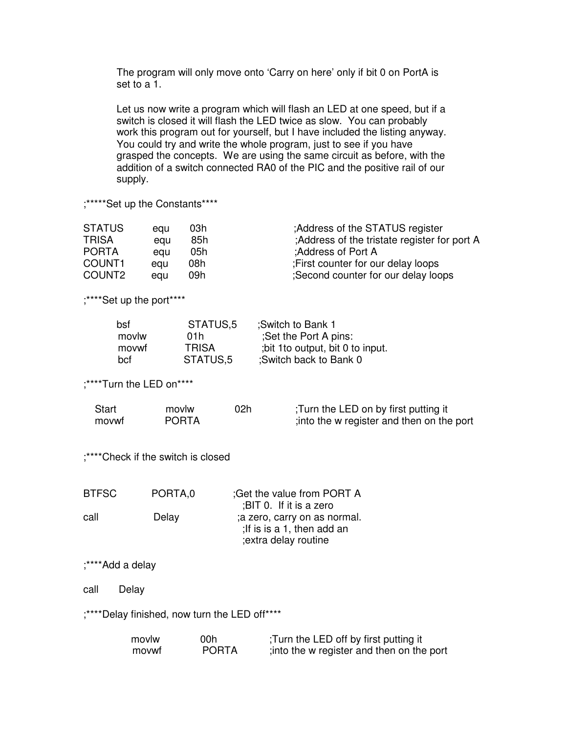The program will only move onto 'Carry on here' only if bit 0 on PortA is set to a 1.

Let us now write a program which will flash an LED at one speed, but if a switch is closed it will flash the LED twice as slow. You can probably work this program out for yourself, but I have included the listing anyway. You could try and write the whole program, just to see if you have grasped the concepts. We are using the same circuit as before, with the addition of a switch connected RA0 of the PIC and the positive rail of our supply.

```
;*****Set up the Constants****

STATUS     equ     03h          ;Address of the STATUS register
TRISA      equu    85h          ;Address of the tristate register for port A
PORTA      equ     05h          ;Address of Port A
COUNT1     equ     08h          ;First counter for our delay loops
COUNT2     equ     09h          ;Second counter for our delay loops

;****Set up the port****

        bsf       STATUS,5      ;Switch to Bank 1
        movlw     01h           ;Set the Port A pins:
        movwf     TRISA         ;bit 1to output, bit 0 to input.
        bcf       STATUS,5      ;Switch back to Bank 0

;****Turn the LED on****

  Start        movlw     02h    ;Turn the LED on by first putting it
  movwf        PORTA            ;into the w register and then on the port


;****Check if the switch is closed


BTFSC       PORTA,0         ;Get the value from PORT A
                            ;BIT 0. If it is a zero
call        Delay           ;a zero, carry on as normal.
                            ;If is is a 1, then add an
                            ;extra delay routine

;****Add a delay

call     Delay

;****Delay finished, now turn the LED off****

          movlw        00h      ;Turn the LED off by first putting it
          movwf        PORTA    ;into the w register and then on the port
```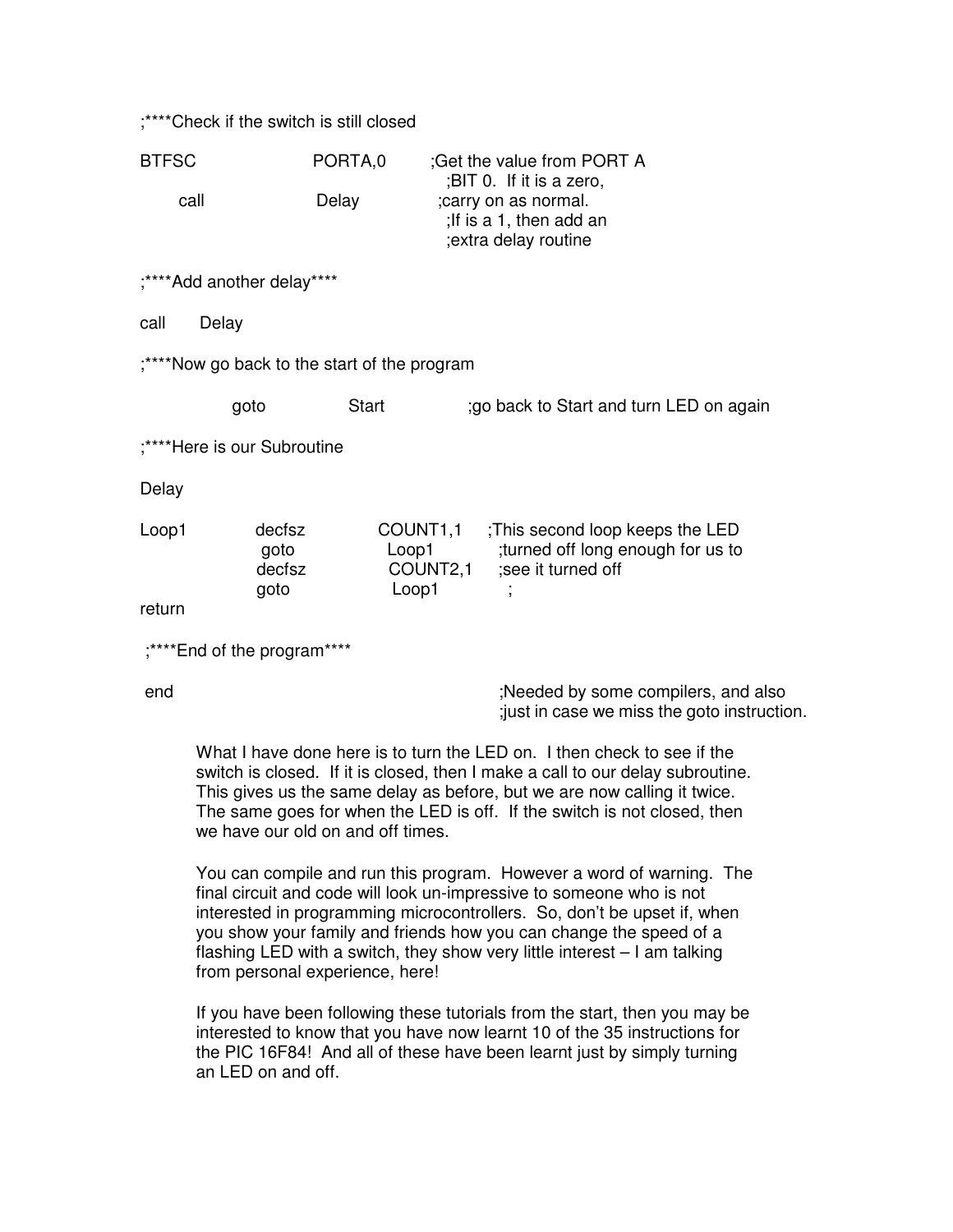```
;****Check if the switch is still closed

BTFSC           PORTA,0         ;Get the value from PORT A
                                ;BIT 0.  If it is a zero,
      call      Delay           ;carry on as normal.
                                ;If is a 1, then add an
                                ;extra delay routine

;****Add another delay****

call      Delay

;****Now go back to the start of the program

          goto      Start             ;go back to Start and turn LED on again

;****Here is our Subroutine

Delay

Loop1     decfsz    COUNT1,1    ;This second loop keeps the LED
          goto      Loop1       ;turned off long enough for us to
          decfsz    COUNT2,1    ;see it turned off
          goto      Loop1       ;
return

;****End of the program****

end                                   ;Needed by some compilers, and also
                                      ;just in case we miss the goto instruction.
```

What I have done here is to turn the LED on. I then check to see if the switch is closed. If it is closed, then I make a call to our delay subroutine. This gives us the same delay as before, but we are now calling it twice. The same goes for when the LED is off. If the switch is not closed, then we have our old on and off times.

You can compile and run this program. However a word of warning. The final circuit and code will look un-impressive to someone who is not interested in programming microcontrollers. So, don't be upset if, when you show your family and friends how you can change the speed of a flashing LED with a switch, they show very little interest – I am talking from personal experience, here!

If you have been following these tutorials from the start, then you may be interested to know that you have now learnt 10 of the 35 instructions for the PIC 16F84! And all of these have been learnt just by simply turning an LED on and off.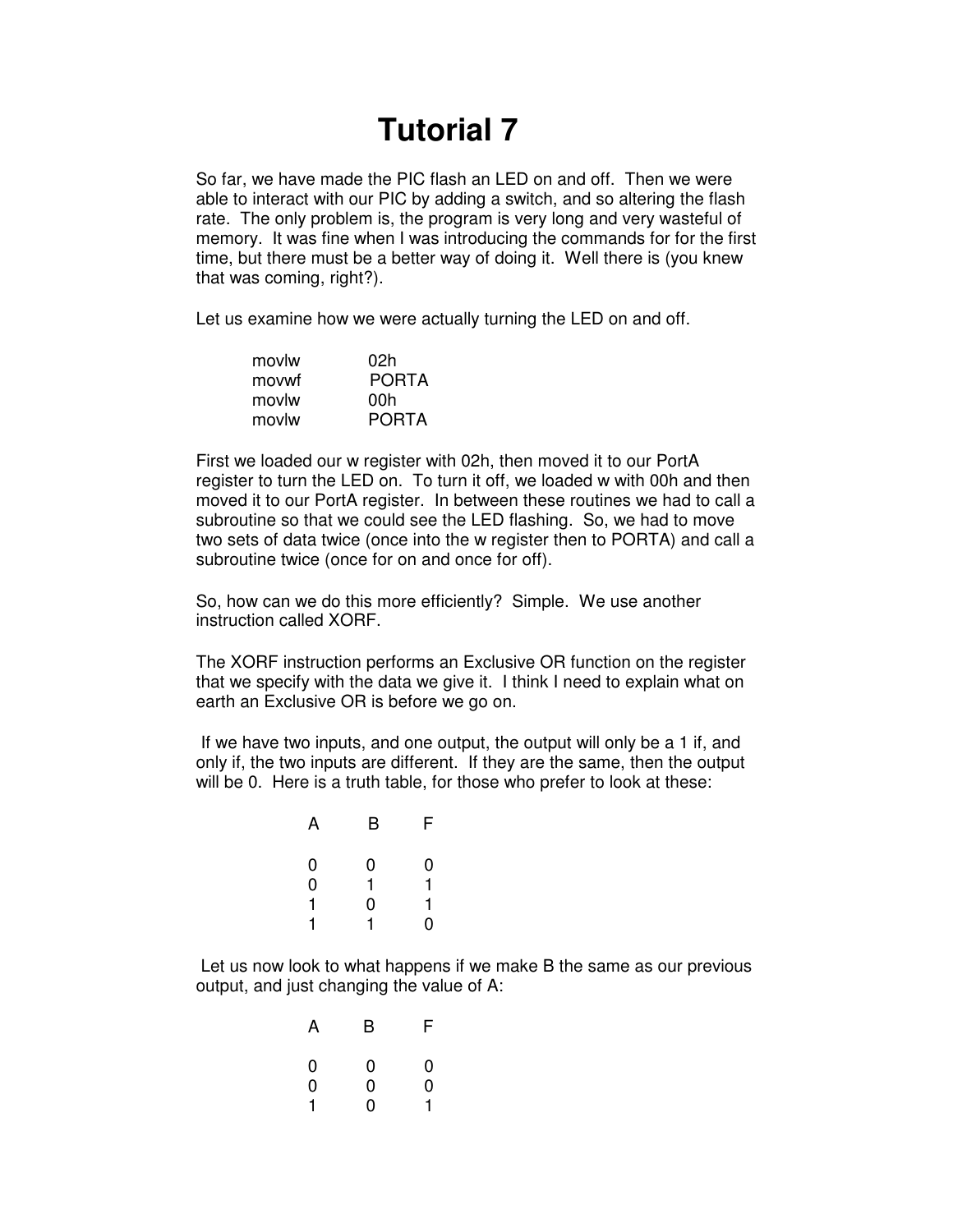# Tutorial 7

So far, we have made the PIC flash an LED on and off. Then we were able to interact with our PIC by adding a switch, and so altering the flash rate. The only problem is, the program is very long and very wasteful of memory. It was fine when I was introducing the commands for for the first time, but there must be a better way of doing it. Well there is (you knew that was coming, right?).

Let us examine how we were actually turning the LED on and off.

```
movlw       02h
movwf       PORTA
movlw       00h
movlw       PORTA
```

First we loaded our w register with 02h, then moved it to our PortA register to turn the LED on. To turn it off, we loaded w with 00h and then moved it to our PortA register. In between these routines we had to call a subroutine so that we could see the LED flashing. So, we had to move two sets of data twice (once into the w register then to PORTA) and call a subroutine twice (once for on and once for off).

So, how can we do this more efficiently? Simple. We use another instruction called XORF.

The XORF instruction performs an Exclusive OR function on the register that we specify with the data we give it. I think I need to explain what on earth an Exclusive OR is before we go on.

If we have two inputs, and one output, the output will only be a 1 if, and only if, the two inputs are different. If they are the same, then the output will be 0. Here is a truth table, for those who prefer to look at these:

| A | B | F |
|---|---|---|
| 0 | 0 | 0 |
| 0 | 1 | 1 |
| 1 | 0 | 1 |
| 1 | 1 | 0 |

Let us now look to what happens if we make B the same as our previous output, and just changing the value of A:

| A | B | F |
|---|---|---|
| 0 | 0 | 0 |
| 0 | 0 | 0 |
| 1 | 0 | 1 |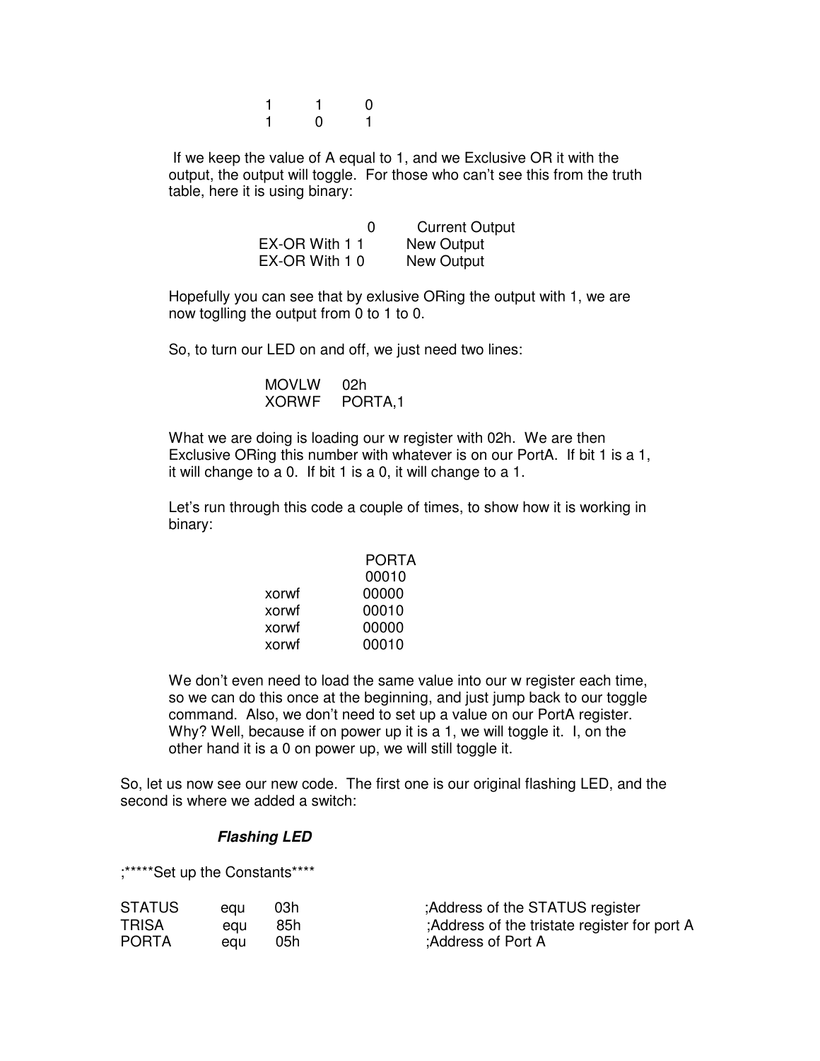| | | |
|---|---|---|
| 1 | 1 | 0 |
| 1 | 0 | 1 |

If we keep the value of A equal to 1, and we Exclusive OR it with the output, the output will toggle. For those who can't see this from the truth table, here it is using binary:

| | | |
|---|---|---|
| | 0 | Current Output |
| EX-OR With 1 | 1 | New Output |
| EX-OR With 1 | 0 | New Output |

Hopefully you can see that by exlusive ORing the output with 1, we are now toglling the output from 0 to 1 to 0.

So, to turn our LED on and off, we just need two lines:

```
MOVLW     02h
XORWF     PORTA,1
```

What we are doing is loading our w register with 02h. We are then Exclusive ORing this number with whatever is on our PortA. If bit 1 is a 1, it will change to a 0. If bit 1 is a 0, it will change to a 1.

Let's run through this code a couple of times, to show how it is working in binary:

| | PORTA |
|---|---|
| | 00010 |
| xorwf | 00000 |
| xorwf | 00010 |
| xorwf | 00000 |
| xorwf | 00010 |

We don't even need to load the same value into our w register each time, so we can do this once at the beginning, and just jump back to our toggle command. Also, we don't need to set up a value on our PortA register. Why? Well, because if on power up it is a 1, we will toggle it. I, on the other hand it is a 0 on power up, we will still toggle it.

So, let us now see our new code. The first one is our original flashing LED, and the second is where we added a switch:

***Flashing LED***

```
;*****Set up the Constants****

STATUS    equ    03h        ;Address of the STATUS register
TRISA     equ    85h        ;Address of the tristate register for port A
PORTA     equ    05h        ;Address of Port A
```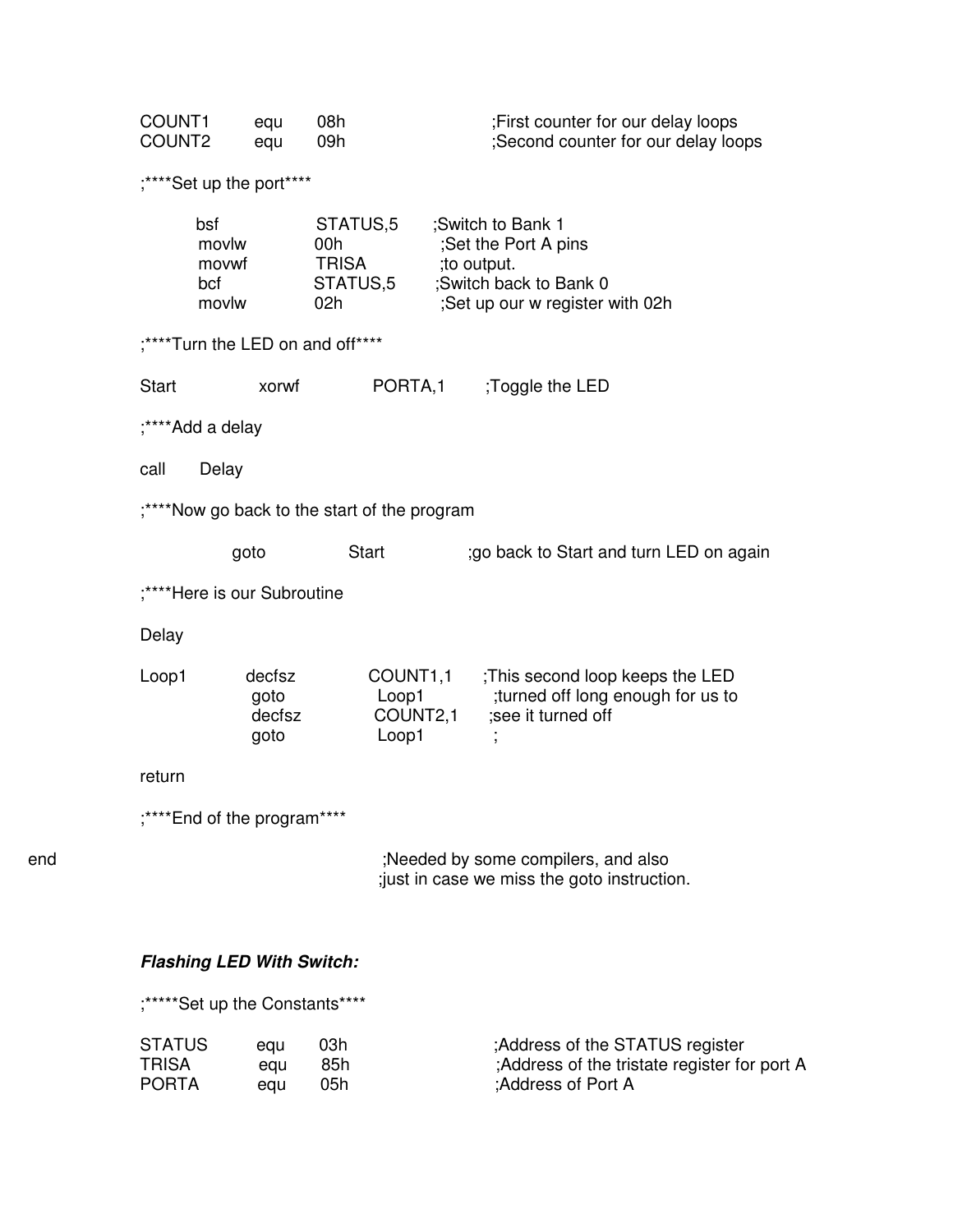```
COUNT1      equ     08h             ;First counter for our delay loops
COUNT2      equ     09h             ;Second counter for our delay loops

;****Set up the port****

        bsf         STATUS,5        ;Switch to Bank 1
        movlw       00h             ;Set the Port A pins
        movwf       TRISA           ;to output.
        bcf         STATUS,5        ;Switch back to Bank 0
        movlw       02h             ;Set up our w register with 02h

;****Turn the LED on and off****

Start       xorwf       PORTA,1     ;Toggle the LED

;****Add a delay

call    Delay

;****Now go back to the start of the program

            goto        Start           ;go back to Start and turn LED on again

;****Here is our Subroutine

Delay

Loop1       decfsz      COUNT1,1    ;This second loop keeps the LED
            goto        Loop1       ;turned off long enough for us to
            decfsz      COUNT2,1    ;see it turned off
            goto        Loop1       ;

return

;****End of the program****

end                                 ;Needed by some compilers, and also
                                    ;just in case we miss the goto instruction.
```

***Flashing LED With Switch:***

```
;*****Set up the Constants****

STATUS      equ     03h             ;Address of the STATUS register
TRISA       equ     85h             ;Address of the tristate register for port A
PORTA       equ     05h             ;Address of Port A
```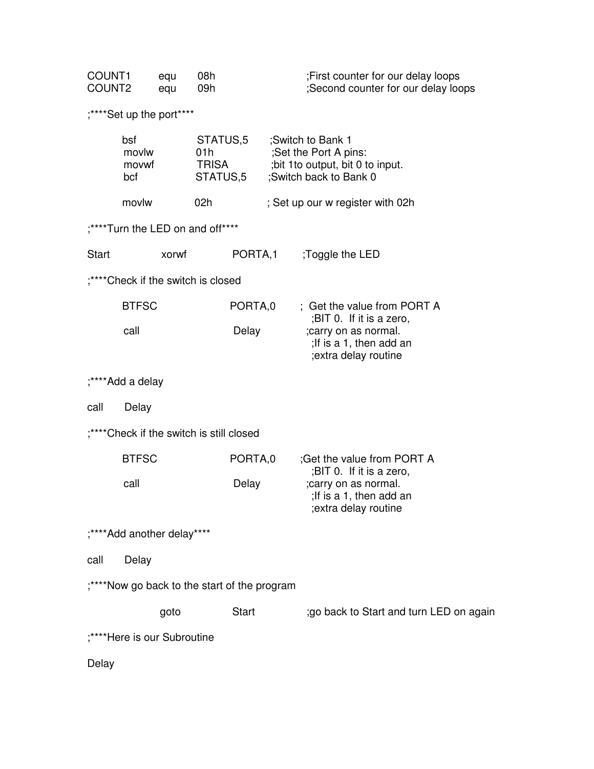```
COUNT1       equ     08h                     ;First counter for our delay loops
COUNT2       equu    09h                     ;Second counter for our delay loops
```

```
;****Set up the port****

        bsf          STATUS,5       ;Switch to Bank 1
        movlw        01h            ;Set the Port A pins:
        movwf        TRISA          ;bit 1to output, bit 0 to input.
        bcf          STATUS,5       ;Switch back to Bank 0

        movlw        02h            ; Set up our w register with 02h

;****Turn the LED on and off****

Start           xorwf        PORTA,1       ;Toggle the LED

;****Check if the switch is closed

        BTFSC              PORTA,0       ;  Get the value from PORT A
                                          ;BIT 0.  If it is a zero,
        call               Delay          ;carry on as normal.
                                          ;If is a 1, then add an
                                          ;extra delay routine

;****Add a delay

call      Delay

;****Check if the switch is still closed

        BTFSC              PORTA,0       ;Get the value from PORT A
                                          ;BIT 0.  If it is a zero,
        call               Delay          ;carry on as normal.
                                          ;If is a 1, then add an
                                          ;extra delay routine

;****Add another delay****

call      Delay

;****Now go back to the start of the program

              goto            Start              ;go back to Start and turn LED on again

;****Here is our Subroutine

Delay
```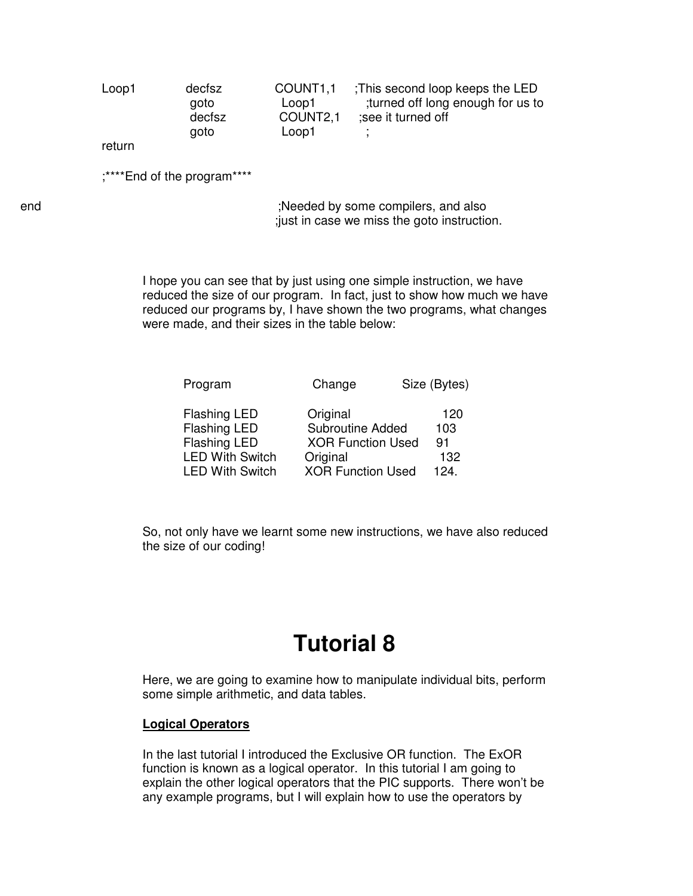```
Loop1       decfsz      COUNT1,1    ;This second loop keeps the LED
            goto        Loop1       ;turned off long enough for us to
            decfsz      COUNT2,1    ;see it turned off
            goto        Loop1       ;
return

;****End of the program****

end                                 ;Needed by some compilers, and also
                                    ;just in case we miss the goto instruction.
```

I hope you can see that by just using one simple instruction, we have reduced the size of our program. In fact, just to show how much we have reduced our programs by, I have shown the two programs, what changes were made, and their sizes in the table below:

| Program | Change | Size (Bytes) |
|---|---|---|
| Flashing LED | Original | 120 |
| Flashing LED | Subroutine Added | 103 |
| Flashing LED | XOR Function Used | 91 |
| LED With Switch | Original | 132 |
| LED With Switch | XOR Function Used | 124. |

So, not only have we learnt some new instructions, we have also reduced the size of our coding!

# Tutorial 8

Here, we are going to examine how to manipulate individual bits, perform some simple arithmetic, and data tables.

**Logical Operators**

In the last tutorial I introduced the Exclusive OR function. The ExOR function is known as a logical operator. In this tutorial I am going to explain the other logical operators that the PIC supports. There won't be any example programs, but I will explain how to use the operators by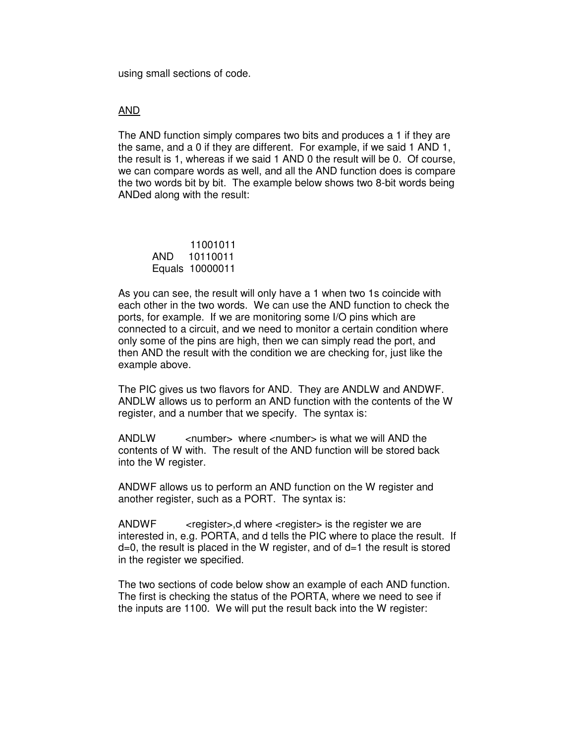using small sections of code.

AND

The AND function simply compares two bits and produces a 1 if they are the same, and a 0 if they are different. For example, if we said 1 AND 1, the result is 1, whereas if we said 1 AND 0 the result will be 0. Of course, we can compare words as well, and all the AND function does is compare the two words bit by bit. The example below shows two 8-bit words being ANDed along with the result:

```
        11001011
AND     10110011
Equals  10000011
```

As you can see, the result will only have a 1 when two 1s coincide with each other in the two words. We can use the AND function to check the ports, for example. If we are monitoring some I/O pins which are connected to a circuit, and we need to monitor a certain condition where only some of the pins are high, then we can simply read the port, and then AND the result with the condition we are checking for, just like the example above.

The PIC gives us two flavors for AND. They are ANDLW and ANDWF. ANDLW allows us to perform an AND function with the contents of the W register, and a number that we specify. The syntax is:

ANDLW &nbsp;&nbsp;&nbsp;&nbsp;&nbsp;&nbsp;&nbsp;&nbsp;&lt;number&gt; where &lt;number&gt; is what we will AND the contents of W with. The result of the AND function will be stored back into the W register.

ANDWF allows us to perform an AND function on the W register and another register, such as a PORT. The syntax is:

ANDWF &nbsp;&nbsp;&nbsp;&nbsp;&nbsp;&nbsp;&nbsp;&nbsp;&lt;register&gt;,d where &lt;register&gt; is the register we are interested in, e.g. PORTA, and d tells the PIC where to place the result. If d=0, the result is placed in the W register, and of d=1 the result is stored in the register we specified.

The two sections of code below show an example of each AND function. The first is checking the status of the PORTA, where we need to see if the inputs are 1100. We will put the result back into the W register: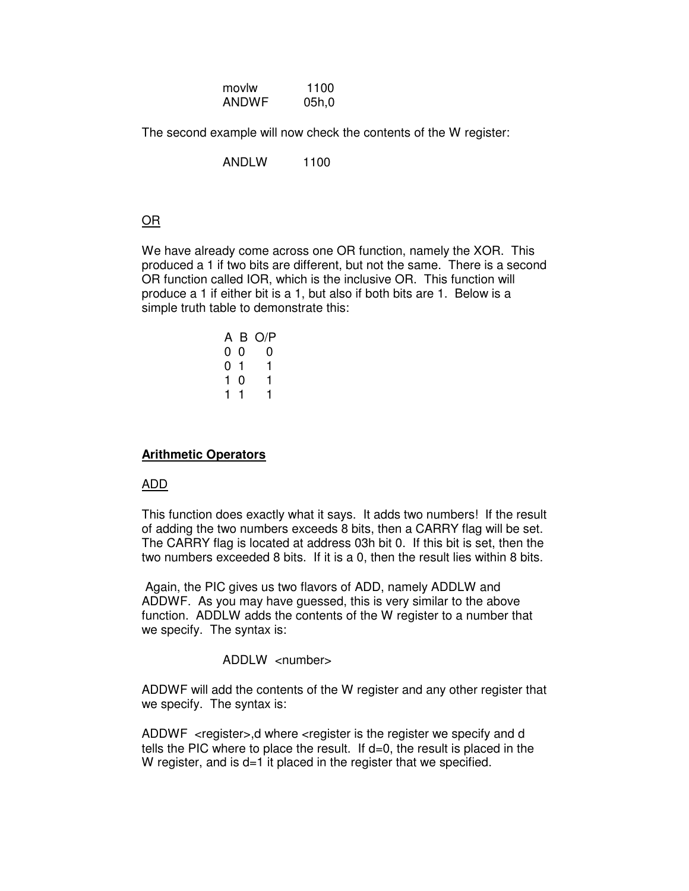```
movlw    1100
ANDWF    05h,0
```

The second example will now check the contents of the W register:

```
ANDLW    1100
```

## OR

We have already come across one OR function, namely the XOR. This produced a 1 if two bits are different, but not the same. There is a second OR function called IOR, which is the inclusive OR. This function will produce a 1 if either bit is a 1, but also if both bits are 1. Below is a simple truth table to demonstrate this:

| A | B | O/P |
|---|---|---|
| 0 | 0 | 0 |
| 0 | 1 | 1 |
| 1 | 0 | 1 |
| 1 | 1 | 1 |

## **Arithmetic Operators**

### ADD

This function does exactly what it says. It adds two numbers! If the result of adding the two numbers exceeds 8 bits, then a CARRY flag will be set. The CARRY flag is located at address 03h bit 0. If this bit is set, then the two numbers exceeded 8 bits. If it is a 0, then the result lies within 8 bits.

Again, the PIC gives us two flavors of ADD, namely ADDLW and ADDWF. As you may have guessed, this is very similar to the above function. ADDLW adds the contents of the W register to a number that we specify. The syntax is:

```
ADDLW  <number>
```

ADDWF will add the contents of the W register and any other register that we specify. The syntax is:

ADDWF <register>,d where <register is the register we specify and d tells the PIC where to place the result. If d=0, the result is placed in the W register, and is d=1 it placed in the register that we specified.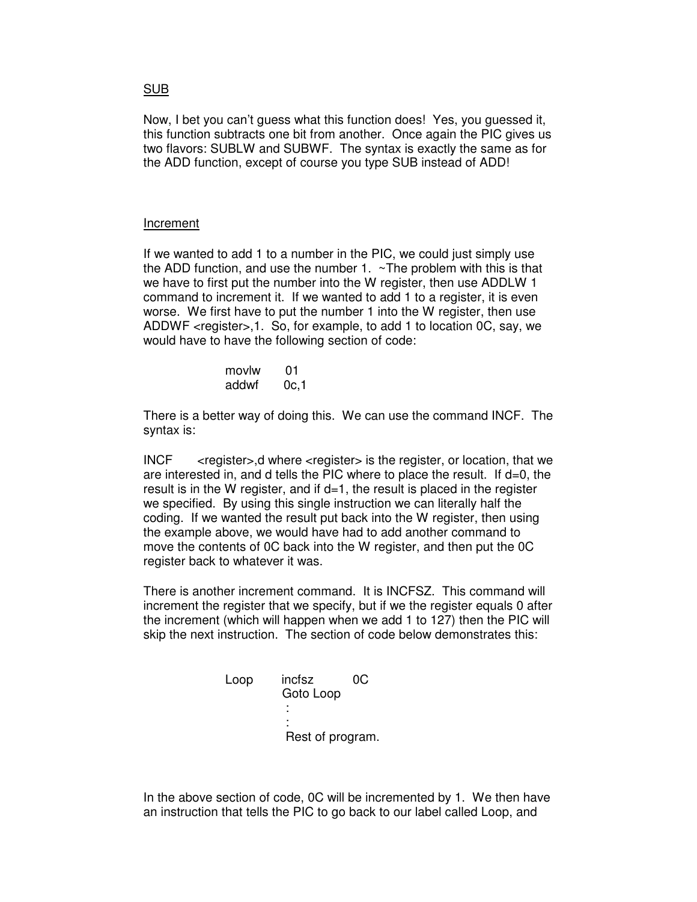<u>SUB</u>

Now, I bet you can't guess what this function does! Yes, you guessed it, this function subtracts one bit from another. Once again the PIC gives us two flavors: SUBLW and SUBWF. The syntax is exactly the same as for the ADD function, except of course you type SUB instead of ADD!

<u>Increment</u>

If we wanted to add 1 to a number in the PIC, we could just simply use the ADD function, and use the number 1. ~The problem with this is that we have to first put the number into the W register, then use ADDLW 1 command to increment it. If we wanted to add 1 to a register, it is even worse. We first have to put the number 1 into the W register, then use ADDWF <register>,1. So, for example, to add 1 to location 0C, say, we would have to have the following section of code:

```
movlw    01
addwf    0c,1
```

There is a better way of doing this. We can use the command INCF. The syntax is:

INCF <register>,d where <register> is the register, or location, that we are interested in, and d tells the PIC where to place the result. If d=0, the result is in the W register, and if d=1, the result is placed in the register we specified. By using this single instruction we can literally half the coding. If we wanted the result put back into the W register, then using the example above, we would have had to add another command to move the contents of 0C back into the W register, and then put the 0C register back to whatever it was.

There is another increment command. It is INCFSZ. This command will increment the register that we specify, but if we the register equals 0 after the increment (which will happen when we add 1 to 127) then the PIC will skip the next instruction. The section of code below demonstrates this:

```
Loop    incfsz      0C
        Goto Loop
         :
         :
         Rest of program.
```

In the above section of code, 0C will be incremented by 1. We then have an instruction that tells the PIC to go back to our label called Loop, and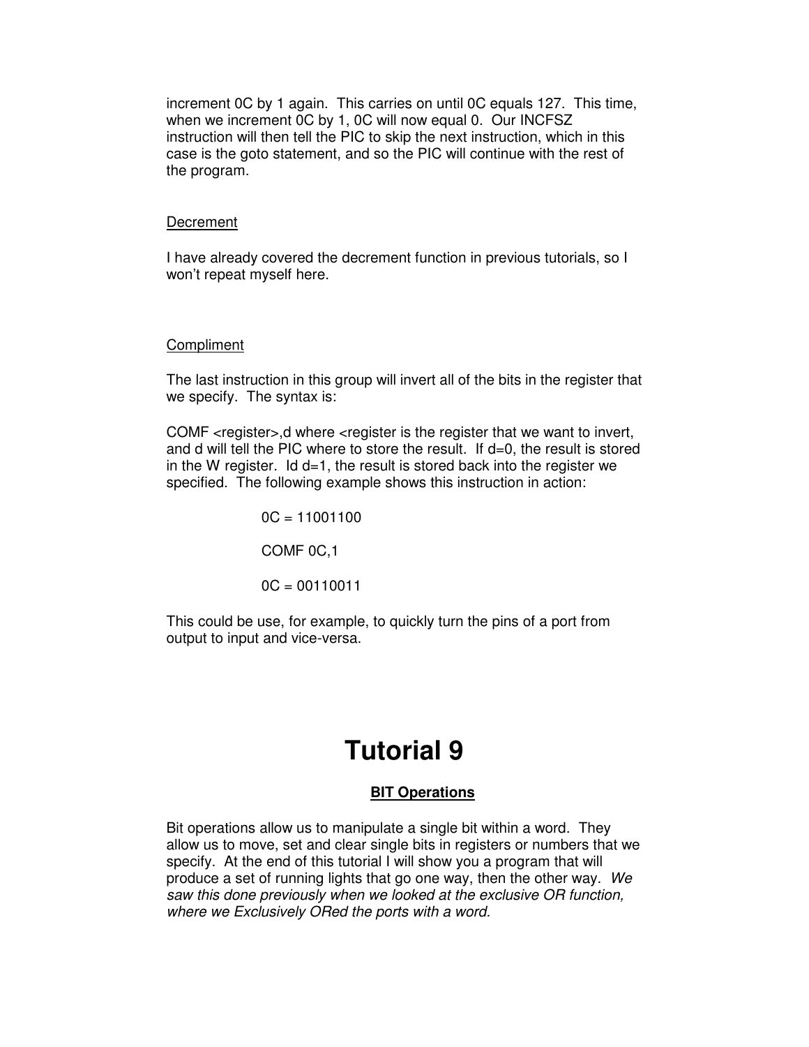increment 0C by 1 again. This carries on until 0C equals 127. This time, when we increment 0C by 1, 0C will now equal 0. Our INCFSZ instruction will then tell the PIC to skip the next instruction, which in this case is the goto statement, and so the PIC will continue with the rest of the program.

Decrement

I have already covered the decrement function in previous tutorials, so I won't repeat myself here.

Compliment

The last instruction in this group will invert all of the bits in the register that we specify. The syntax is:

COMF <register>,d where <register is the register that we want to invert, and d will tell the PIC where to store the result. If d=0, the result is stored in the W register. Id d=1, the result is stored back into the register we specified. The following example shows this instruction in action:

```
0C = 11001100

COMF 0C,1

0C = 00110011
```

This could be use, for example, to quickly turn the pins of a port from output to input and vice-versa.

# Tutorial 9

**BIT Operations**

Bit operations allow us to manipulate a single bit within a word. They allow us to move, set and clear single bits in registers or numbers that we specify. At the end of this tutorial I will show you a program that will produce a set of running lights that go one way, then the other way. *We saw this done previously when we looked at the exclusive OR function, where we Exclusively ORed the ports with a word.*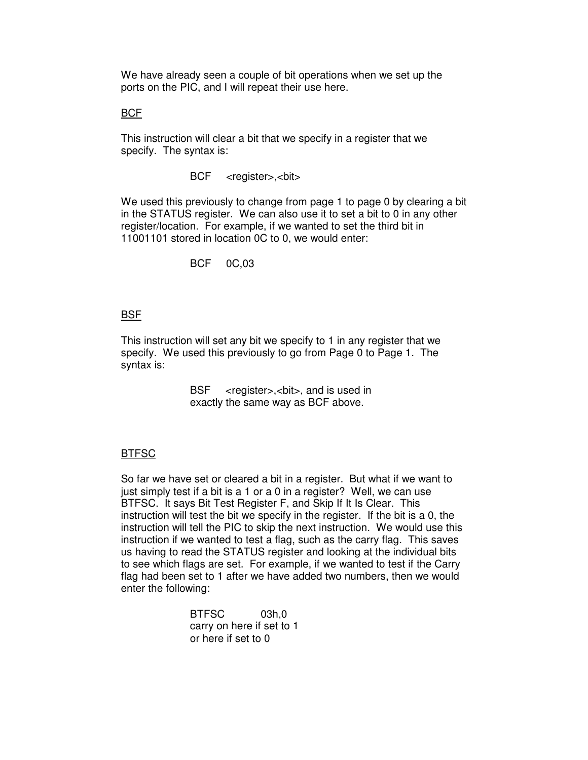We have already seen a couple of bit operations when we set up the ports on the PIC, and I will repeat their use here.

## BCF

This instruction will clear a bit that we specify in a register that we specify. The syntax is:

```
BCF     <register>,<bit>
```

We used this previously to change from page 1 to page 0 by clearing a bit in the STATUS register. We can also use it to set a bit to 0 in any other register/location. For example, if we wanted to set the third bit in 11001101 stored in location 0C to 0, we would enter:

```
BCF     0C,03
```

## BSF

This instruction will set any bit we specify to 1 in any register that we specify. We used this previously to go from Page 0 to Page 1. The syntax is:

```
BSF     <register>,<bit>
```

and is used in exactly the same way as BCF above.

## BTFSC

So far we have set or cleared a bit in a register. But what if we want to just simply test if a bit is a 1 or a 0 in a register? Well, we can use BTFSC. It says Bit Test Register F, and Skip If It Is Clear. This instruction will test the bit we specify in the register. If the bit is a 0, the instruction will tell the PIC to skip the next instruction. We would use this instruction if we wanted to test a flag, such as the carry flag. This saves us having to read the STATUS register and looking at the individual bits to see which flags are set. For example, if we wanted to test if the Carry flag had been set to 1 after we have added two numbers, then we would enter the following:

```
BTFSC           03h,0
carry on here if set to 1
or here if set to 0
```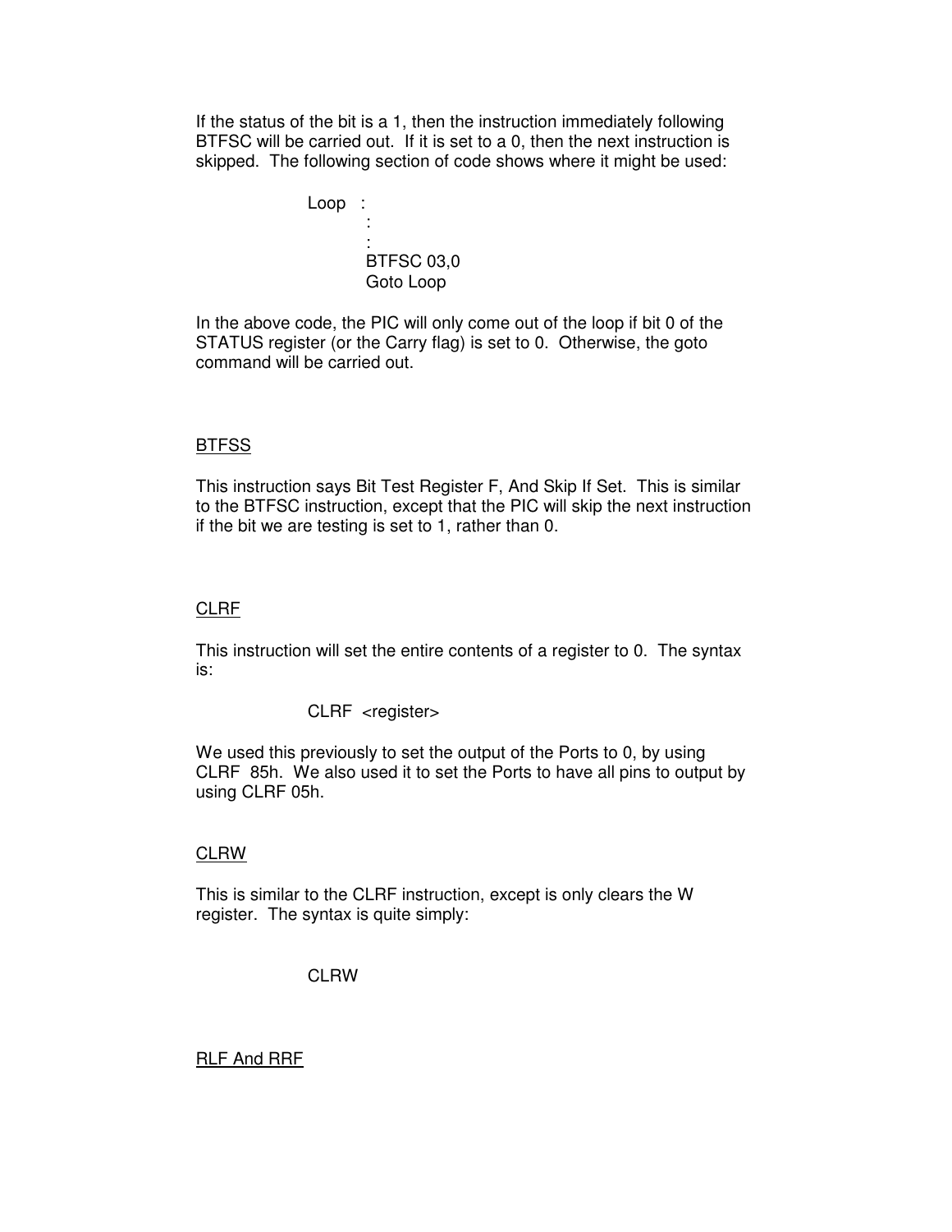If the status of the bit is a 1, then the instruction immediately following BTFSC will be carried out. If it is set to a 0, then the next instruction is skipped. The following section of code shows where it might be used:

```
Loop   :
         :
         :
         BTFSC 03,0
         Goto Loop
```

In the above code, the PIC will only come out of the loop if bit 0 of the STATUS register (or the Carry flag) is set to 0. Otherwise, the goto command will be carried out.

## BTFSS

This instruction says Bit Test Register F, And Skip If Set. This is similar to the BTFSC instruction, except that the PIC will skip the next instruction if the bit we are testing is set to 1, rather than 0.

## CLRF

This instruction will set the entire contents of a register to 0. The syntax is:

```
CLRF  <register>
```

We used this previously to set the output of the Ports to 0, by using CLRF 85h. We also used it to set the Ports to have all pins to output by using CLRF 05h.

## CLRW

This is similar to the CLRF instruction, except is only clears the W register. The syntax is quite simply:

```
CLRW
```

## RLF And RRF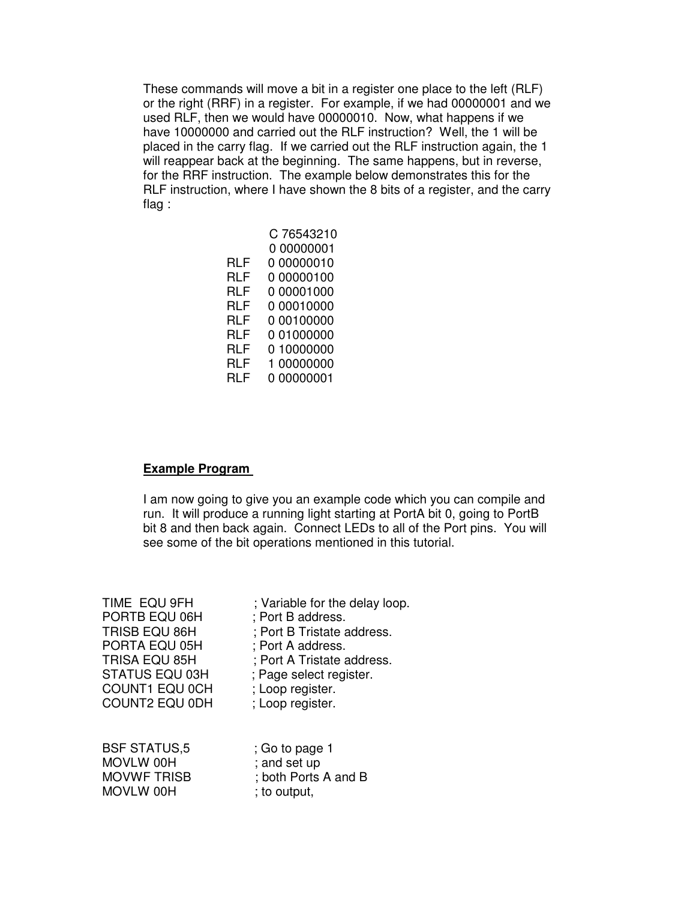These commands will move a bit in a register one place to the left (RLF) or the right (RRF) in a register. For example, if we had 00000001 and we used RLF, then we would have 00000010. Now, what happens if we have 10000000 and carried out the RLF instruction? Well, the 1 will be placed in the carry flag. If we carried out the RLF instruction again, the 1 will reappear back at the beginning. The same happens, but in reverse, for the RRF instruction. The example below demonstrates this for the RLF instruction, where I have shown the 8 bits of a register, and the carry flag :

```
        C 76543210
        0 00000001
RLF     0 00000010
RLF     0 00000100
RLF     0 00001000
RLF     0 00010000
RLF     0 00100000
RLF     0 01000000
RLF     0 10000000
RLF     1 00000000
RLF     0 00000001
```

**Example Program**

I am now going to give you an example code which you can compile and run. It will produce a running light starting at PortA bit 0, going to PortB bit 8 and then back again. Connect LEDs to all of the Port pins. You will see some of the bit operations mentioned in this tutorial.

```
TIME  EQU 9FH             ; Variable for the delay loop.
PORTB EQU 06H             ; Port B address.
TRISB EQU 86H             ; Port B Tristate address.
PORTA EQU 05H             ; Port A address.
TRISA EQU 85H             ; Port A Tristate address.
STATUS EQU 03H            ; Page select register.
COUNT1 EQU 0CH            ; Loop register.
COUNT2 EQU 0DH            ; Loop register.


BSF STATUS,5              ; Go to page 1
MOVLW 00H                 ; and set up
MOVWF TRISB               ; both Ports A and B
MOVLW 00H                 ; to output,
```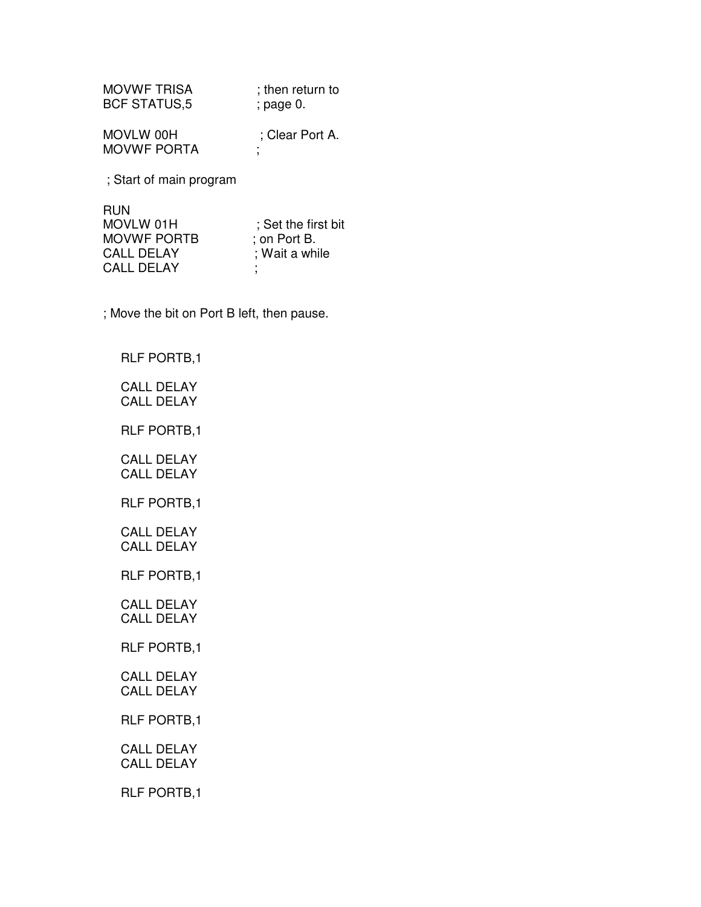```
MOVWF TRISA              ; then return to
BCF STATUS,5             ; page 0.

MOVLW 00H                ; Clear Port A.
MOVWF PORTA              ;

 ; Start of main program

RUN
MOVLW 01H                ; Set the first bit
MOVWF PORTB              ; on Port B.
CALL DELAY               ; Wait a while
CALL DELAY               ;


; Move the bit on Port B left, then pause.


    RLF PORTB,1

    CALL DELAY
    CALL DELAY

    RLF PORTB,1

    CALL DELAY
    CALL DELAY

    RLF PORTB,1

    CALL DELAY
    CALL DELAY

    RLF PORTB,1

    CALL DELAY
    CALL DELAY

    RLF PORTB,1

    CALL DELAY
    CALL DELAY

    RLF PORTB,1

    CALL DELAY
    CALL DELAY

    RLF PORTB,1
```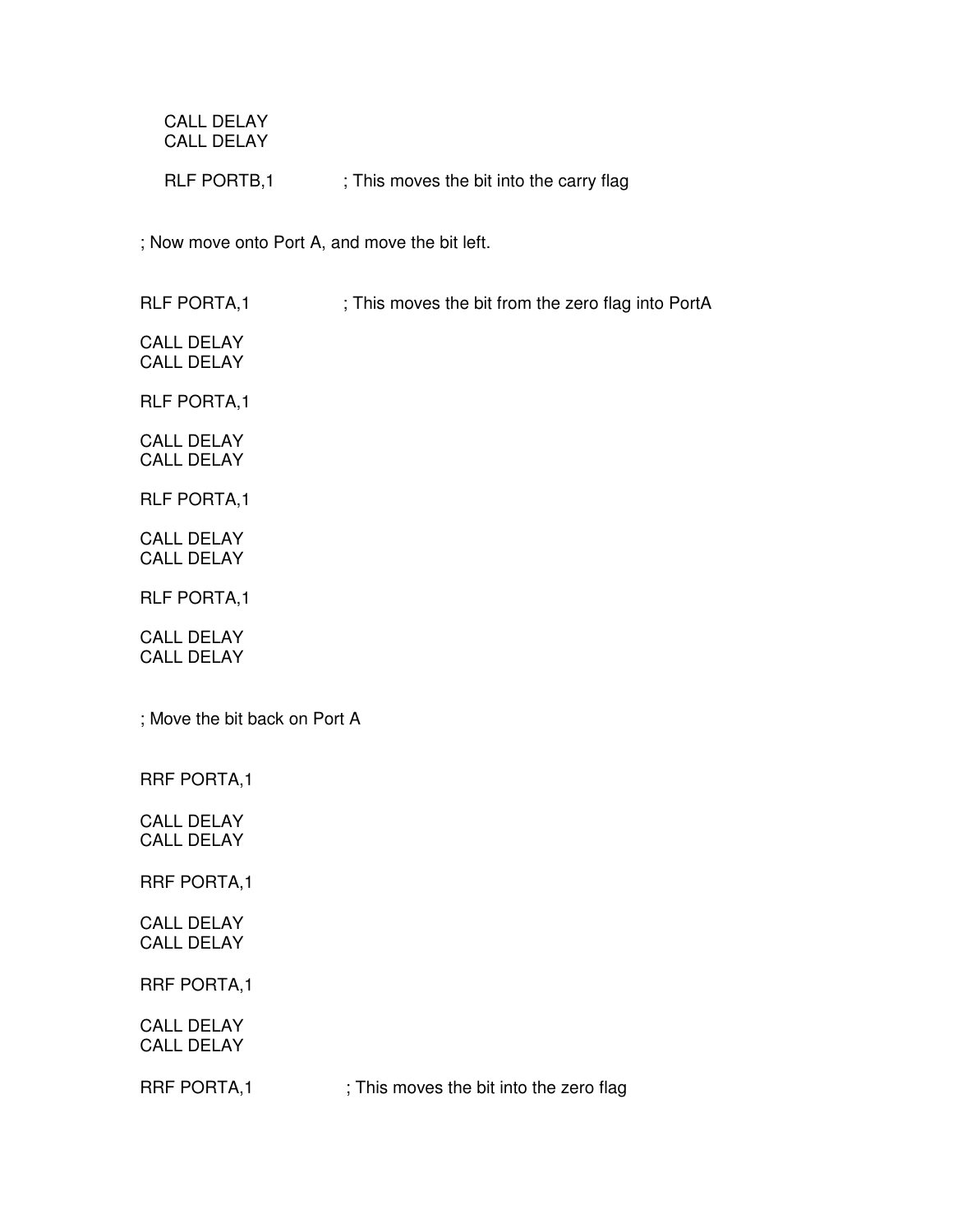```
    CALL DELAY
    CALL DELAY

    RLF PORTB,1            ; This moves the bit into the carry flag


; Now move onto Port A, and move the bit left.


RLF PORTA,1                ; This moves the bit from the zero flag into PortA

CALL DELAY
CALL DELAY

RLF PORTA,1

CALL DELAY
CALL DELAY

RLF PORTA,1

CALL DELAY
CALL DELAY

RLF PORTA,1

CALL DELAY
CALL DELAY


; Move the bit back on Port A


RRF PORTA,1

CALL DELAY
CALL DELAY

RRF PORTA,1

CALL DELAY
CALL DELAY

RRF PORTA,1

CALL DELAY
CALL DELAY

RRF PORTA,1                ; This moves the bit into the zero flag
```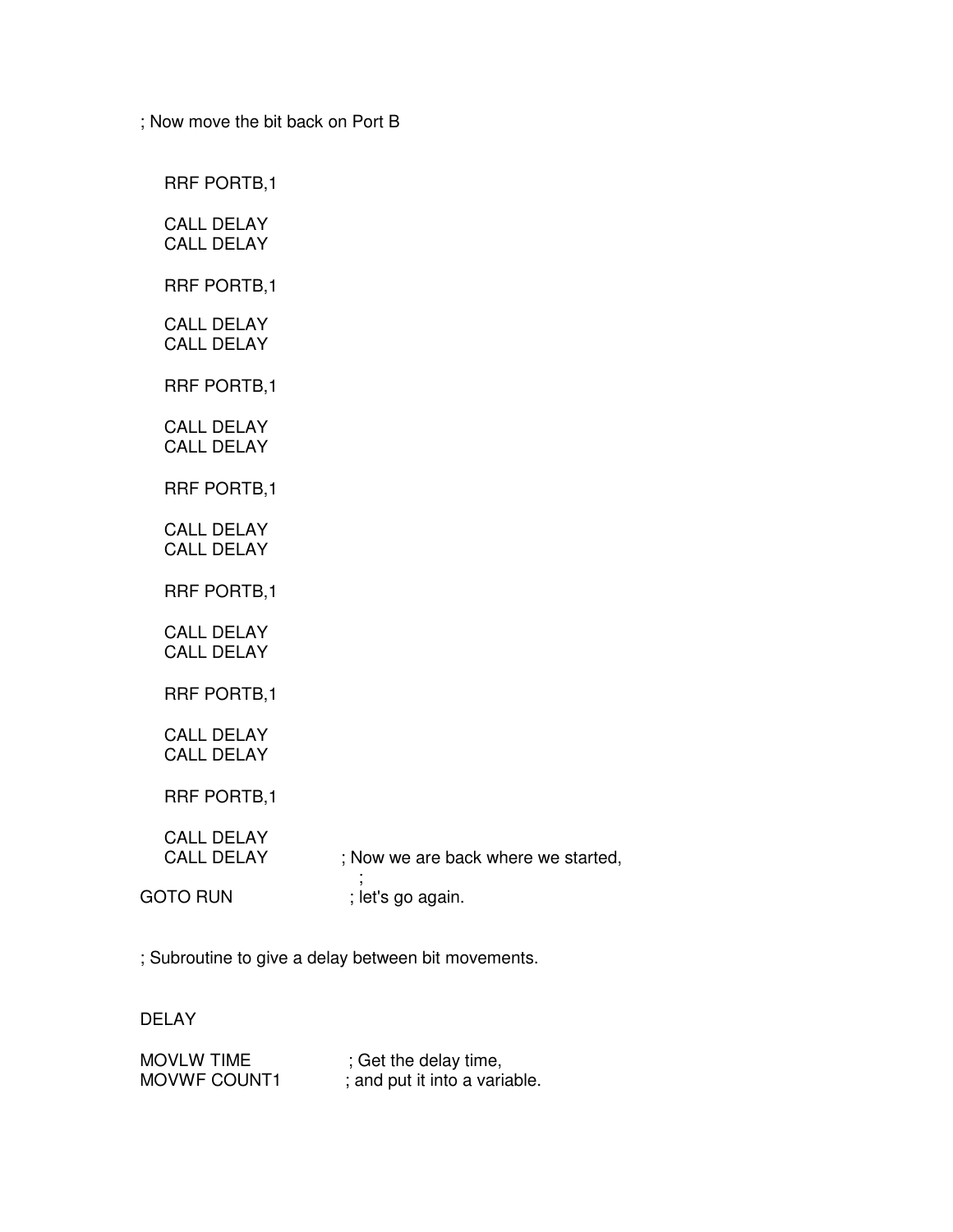```
; Now move the bit back on Port B


    RRF PORTB,1

    CALL DELAY
    CALL DELAY

    RRF PORTB,1

    CALL DELAY
    CALL DELAY

    RRF PORTB,1

    CALL DELAY
    CALL DELAY

    RRF PORTB,1

    CALL DELAY
    CALL DELAY

    RRF PORTB,1

    CALL DELAY
    CALL DELAY

    RRF PORTB,1

    CALL DELAY
    CALL DELAY

    RRF PORTB,1

    CALL DELAY
    CALL DELAY              ; Now we are back where we started,
                            ;
GOTO RUN                    ; let's go again.


; Subroutine to give a delay between bit movements.


DELAY

MOVLW TIME                  ; Get the delay time,
MOVWF COUNT1                ; and put it into a variable.
```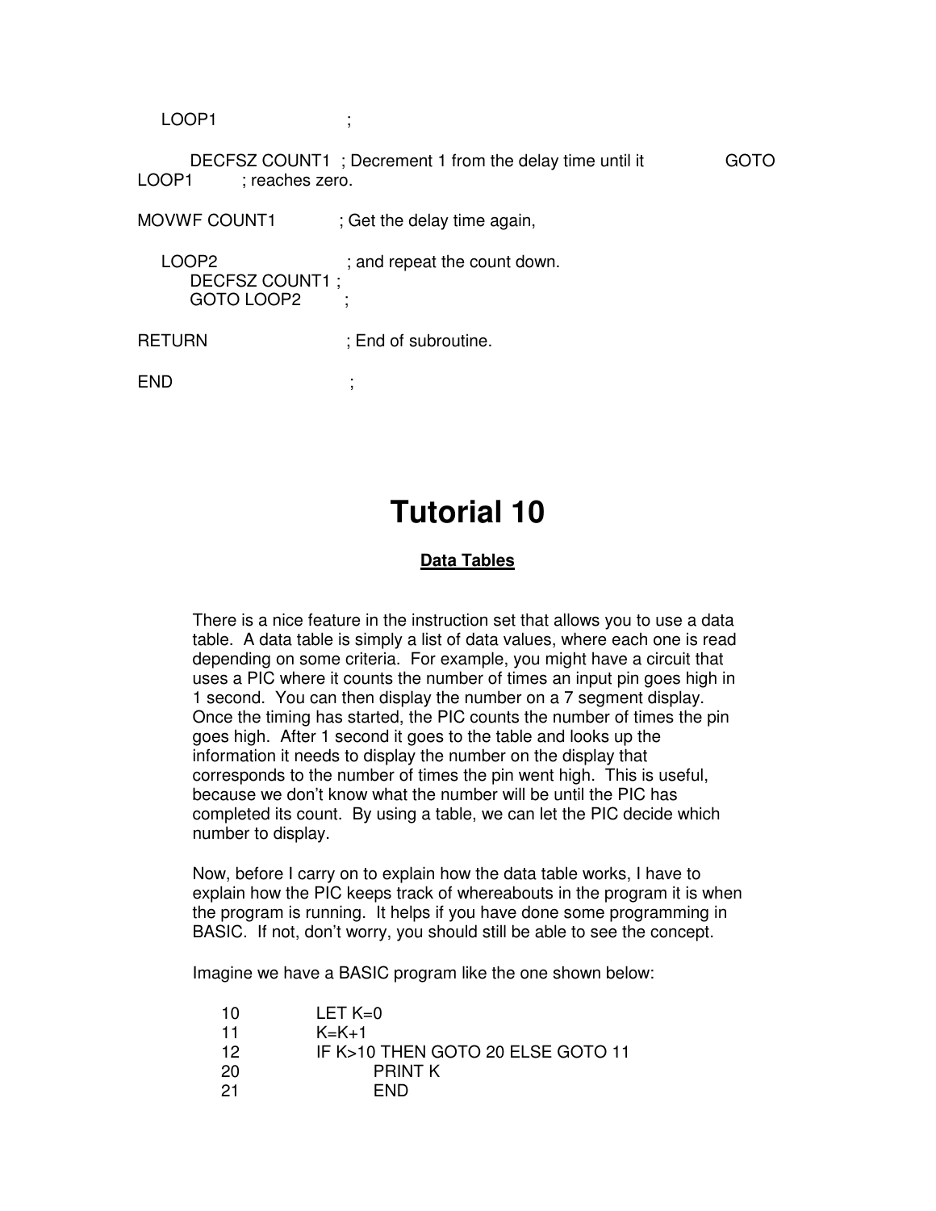```
    LOOP1                    ;

        DECFSZ COUNT1  ; Decrement 1 from the delay time until it
        GOTO LOOP1     ; reaches zero.

MOVWF COUNT1           ; Get the delay time again,

    LOOP2                    ; and repeat the count down.
        DECFSZ COUNT1  ;
        GOTO LOOP2     ;

RETURN                       ; End of subroutine.

END                          ;
```

# Tutorial 10

## Data Tables

There is a nice feature in the instruction set that allows you to use a data table. A data table is simply a list of data values, where each one is read depending on some criteria. For example, you might have a circuit that uses a PIC where it counts the number of times an input pin goes high in 1 second. You can then display the number on a 7 segment display. Once the timing has started, the PIC counts the number of times the pin goes high. After 1 second it goes to the table and looks up the information it needs to display the number on the display that corresponds to the number of times the pin went high. This is useful, because we don't know what the number will be until the PIC has completed its count. By using a table, we can let the PIC decide which number to display.

Now, before I carry on to explain how the data table works, I have to explain how the PIC keeps track of whereabouts in the program it is when the program is running. It helps if you have done some programming in BASIC. If not, don't worry, you should still be able to see the concept.

Imagine we have a BASIC program like the one shown below:

```
10      LET K=0
11      K=K+1
12      IF K>10 THEN GOTO 20 ELSE GOTO 11
20          PRINT K
21          END
```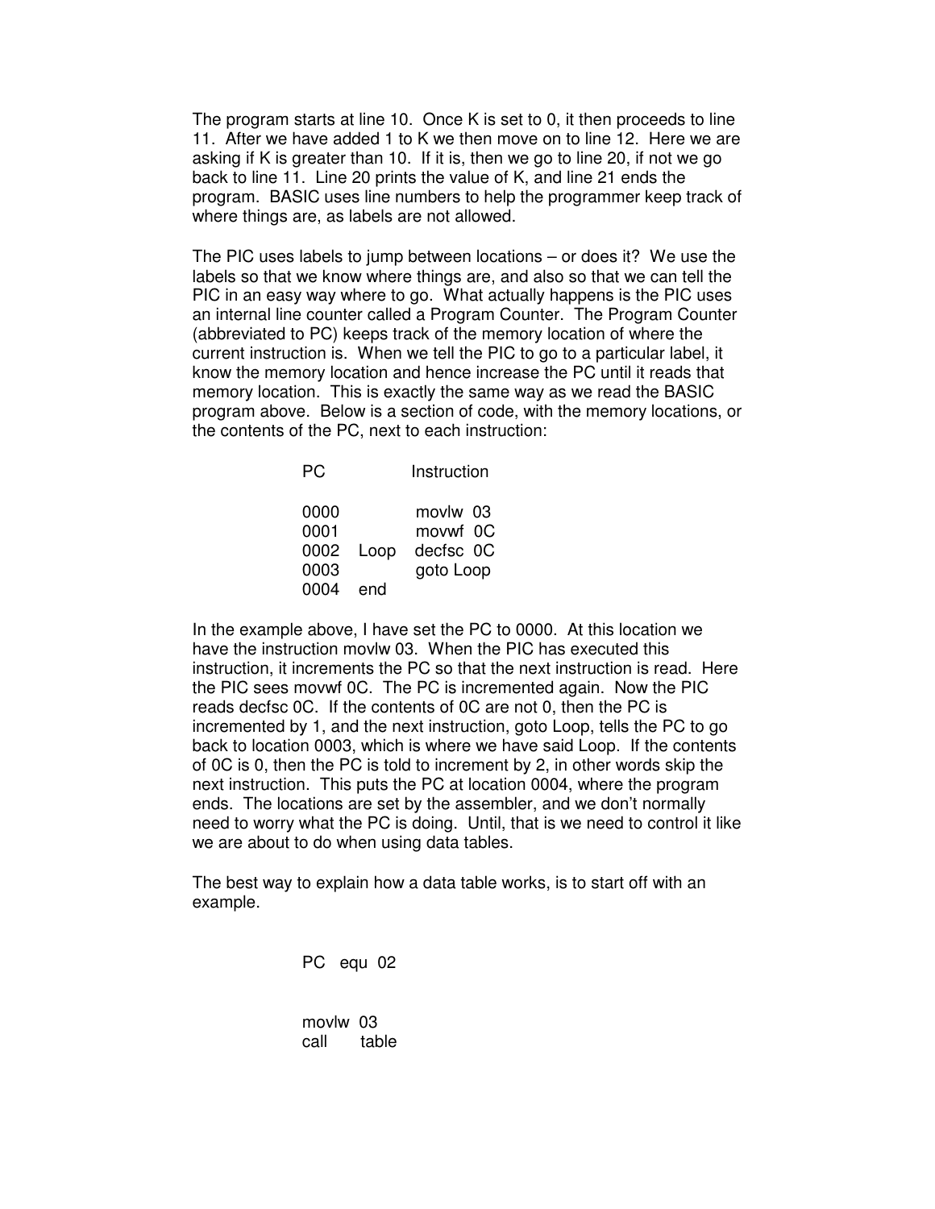The program starts at line 10. Once K is set to 0, it then proceeds to line 11. After we have added 1 to K we then move on to line 12. Here we are asking if K is greater than 10. If it is, then we go to line 20, if not we go back to line 11. Line 20 prints the value of K, and line 21 ends the program. BASIC uses line numbers to help the programmer keep track of where things are, as labels are not allowed.

The PIC uses labels to jump between locations – or does it? We use the labels so that we know where things are, and also so that we can tell the PIC in an easy way where to go. What actually happens is the PIC uses an internal line counter called a Program Counter. The Program Counter (abbreviated to PC) keeps track of the memory location of where the current instruction is. When we tell the PIC to go to a particular label, it know the memory location and hence increase the PC until it reads that memory location. This is exactly the same way as we read the BASIC program above. Below is a section of code, with the memory locations, or the contents of the PC, next to each instruction:

```
PC              Instruction

0000            movlw  03
0001            movwf  0C
0002    Loop    decfsc 0C
0003            goto Loop
0004    end
```

In the example above, I have set the PC to 0000. At this location we have the instruction movlw 03. When the PIC has executed this instruction, it increments the PC so that the next instruction is read. Here the PIC sees movwf 0C. The PC is incremented again. Now the PIC reads decfsc 0C. If the contents of 0C are not 0, then the PC is incremented by 1, and the next instruction, goto Loop, tells the PC to go back to location 0003, which is where we have said Loop. If the contents of 0C is 0, then the PC is told to increment by 2, in other words skip the next instruction. This puts the PC at location 0004, where the program ends. The locations are set by the assembler, and we don't normally need to worry what the PC is doing. Until, that is we need to control it like we are about to do when using data tables.

The best way to explain how a data table works, is to start off with an example.

```
PC   equ  02


movlw  03
call      table
```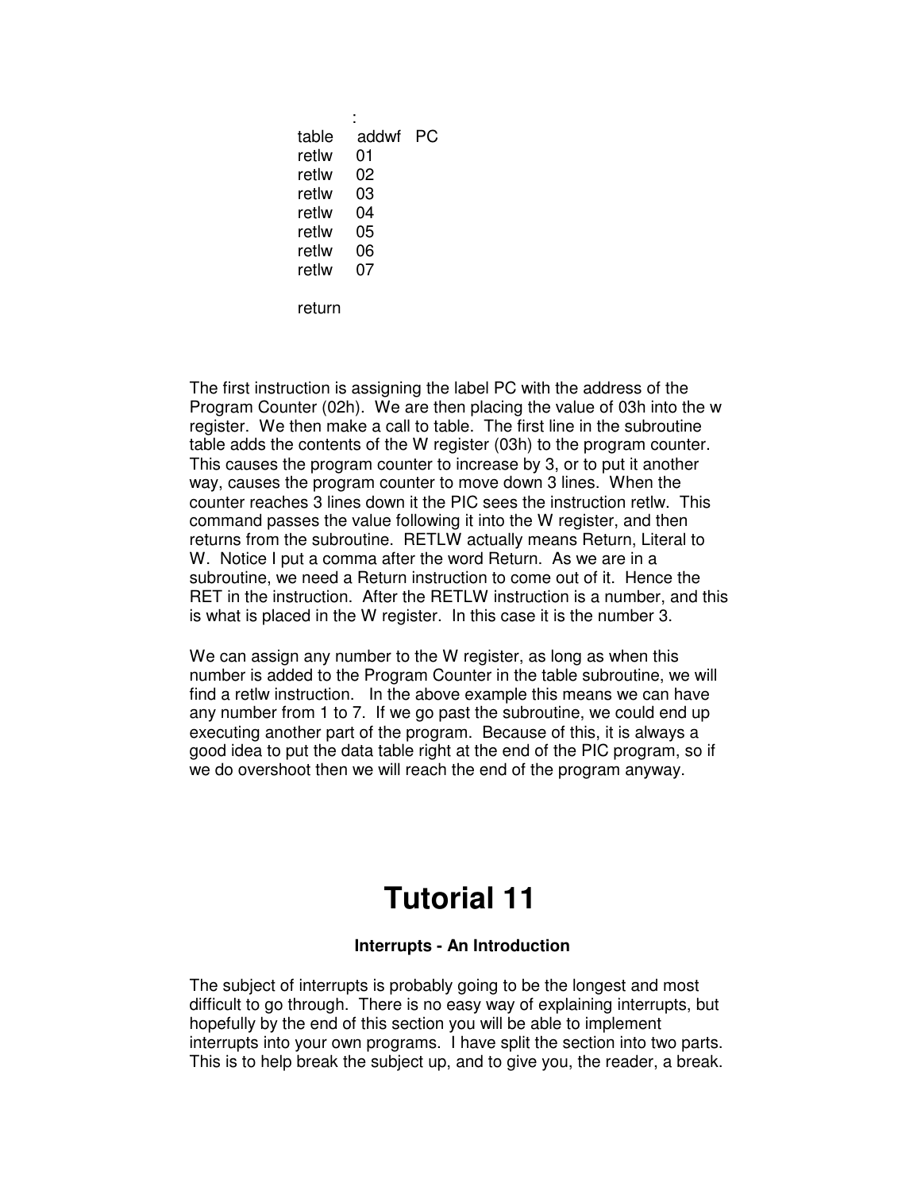```
        :
table   addwf   PC
retlw   01
retlw   02
retlw   03
retlw   04
retlw   05
retlw   06
retlw   07

return
```

The first instruction is assigning the label PC with the address of the Program Counter (02h). We are then placing the value of 03h into the w register. We then make a call to table. The first line in the subroutine table adds the contents of the W register (03h) to the program counter. This causes the program counter to increase by 3, or to put it another way, causes the program counter to move down 3 lines. When the counter reaches 3 lines down it the PIC sees the instruction retlw. This command passes the value following it into the W register, and then returns from the subroutine. RETLW actually means Return, Literal to W. Notice I put a comma after the word Return. As we are in a subroutine, we need a Return instruction to come out of it. Hence the RET in the instruction. After the RETLW instruction is a number, and this is what is placed in the W register. In this case it is the number 3.

We can assign any number to the W register, as long as when this number is added to the Program Counter in the table subroutine, we will find a retlw instruction. In the above example this means we can have any number from 1 to 7. If we go past the subroutine, we could end up executing another part of the program. Because of this, it is always a good idea to put the data table right at the end of the PIC program, so if we do overshoot then we will reach the end of the program anyway.

# Tutorial 11

### Interrupts - An Introduction

The subject of interrupts is probably going to be the longest and most difficult to go through. There is no easy way of explaining interrupts, but hopefully by the end of this section you will be able to implement interrupts into your own programs. I have split the section into two parts. This is to help break the subject up, and to give you, the reader, a break.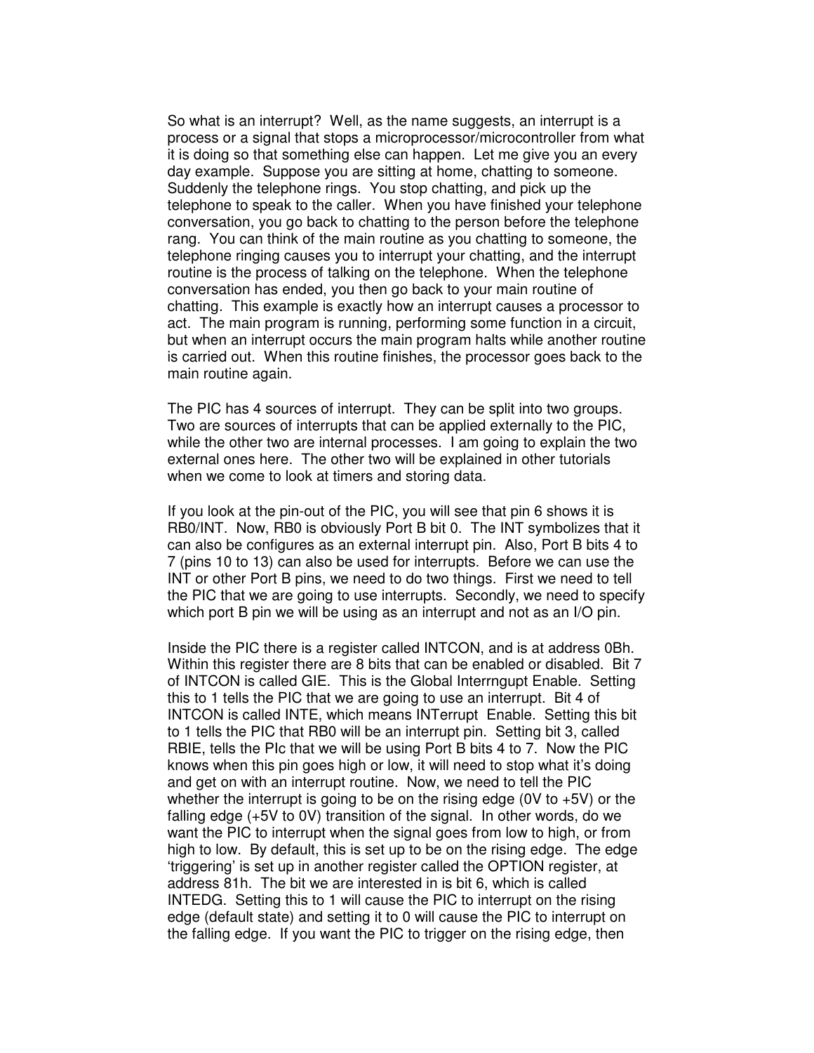So what is an interrupt? Well, as the name suggests, an interrupt is a process or a signal that stops a microprocessor/microcontroller from what it is doing so that something else can happen. Let me give you an every day example. Suppose you are sitting at home, chatting to someone. Suddenly the telephone rings. You stop chatting, and pick up the telephone to speak to the caller. When you have finished your telephone conversation, you go back to chatting to the person before the telephone rang. You can think of the main routine as you chatting to someone, the telephone ringing causes you to interrupt your chatting, and the interrupt routine is the process of talking on the telephone. When the telephone conversation has ended, you then go back to your main routine of chatting. This example is exactly how an interrupt causes a processor to act. The main program is running, performing some function in a circuit, but when an interrupt occurs the main program halts while another routine is carried out. When this routine finishes, the processor goes back to the main routine again.

The PIC has 4 sources of interrupt. They can be split into two groups. Two are sources of interrupts that can be applied externally to the PIC, while the other two are internal processes. I am going to explain the two external ones here. The other two will be explained in other tutorials when we come to look at timers and storing data.

If you look at the pin-out of the PIC, you will see that pin 6 shows it is RB0/INT. Now, RB0 is obviously Port B bit 0. The INT symbolizes that it can also be configures as an external interrupt pin. Also, Port B bits 4 to 7 (pins 10 to 13) can also be used for interrupts. Before we can use the INT or other Port B pins, we need to do two things. First we need to tell the PIC that we are going to use interrupts. Secondly, we need to specify which port B pin we will be using as an interrupt and not as an I/O pin.

Inside the PIC there is a register called INTCON, and is at address 0Bh. Within this register there are 8 bits that can be enabled or disabled. Bit 7 of INTCON is called GIE. This is the Global Interrngupt Enable. Setting this to 1 tells the PIC that we are going to use an interrupt. Bit 4 of INTCON is called INTE, which means INTerrupt Enable. Setting this bit to 1 tells the PIC that RB0 will be an interrupt pin. Setting bit 3, called RBIE, tells the PIc that we will be using Port B bits 4 to 7. Now the PIC knows when this pin goes high or low, it will need to stop what it's doing and get on with an interrupt routine. Now, we need to tell the PIC whether the interrupt is going to be on the rising edge (0V to +5V) or the falling edge (+5V to 0V) transition of the signal. In other words, do we want the PIC to interrupt when the signal goes from low to high, or from high to low. By default, this is set up to be on the rising edge. The edge 'triggering' is set up in another register called the OPTION register, at address 81h. The bit we are interested in is bit 6, which is called INTEDG. Setting this to 1 will cause the PIC to interrupt on the rising edge (default state) and setting it to 0 will cause the PIC to interrupt on the falling edge. If you want the PIC to trigger on the rising edge, then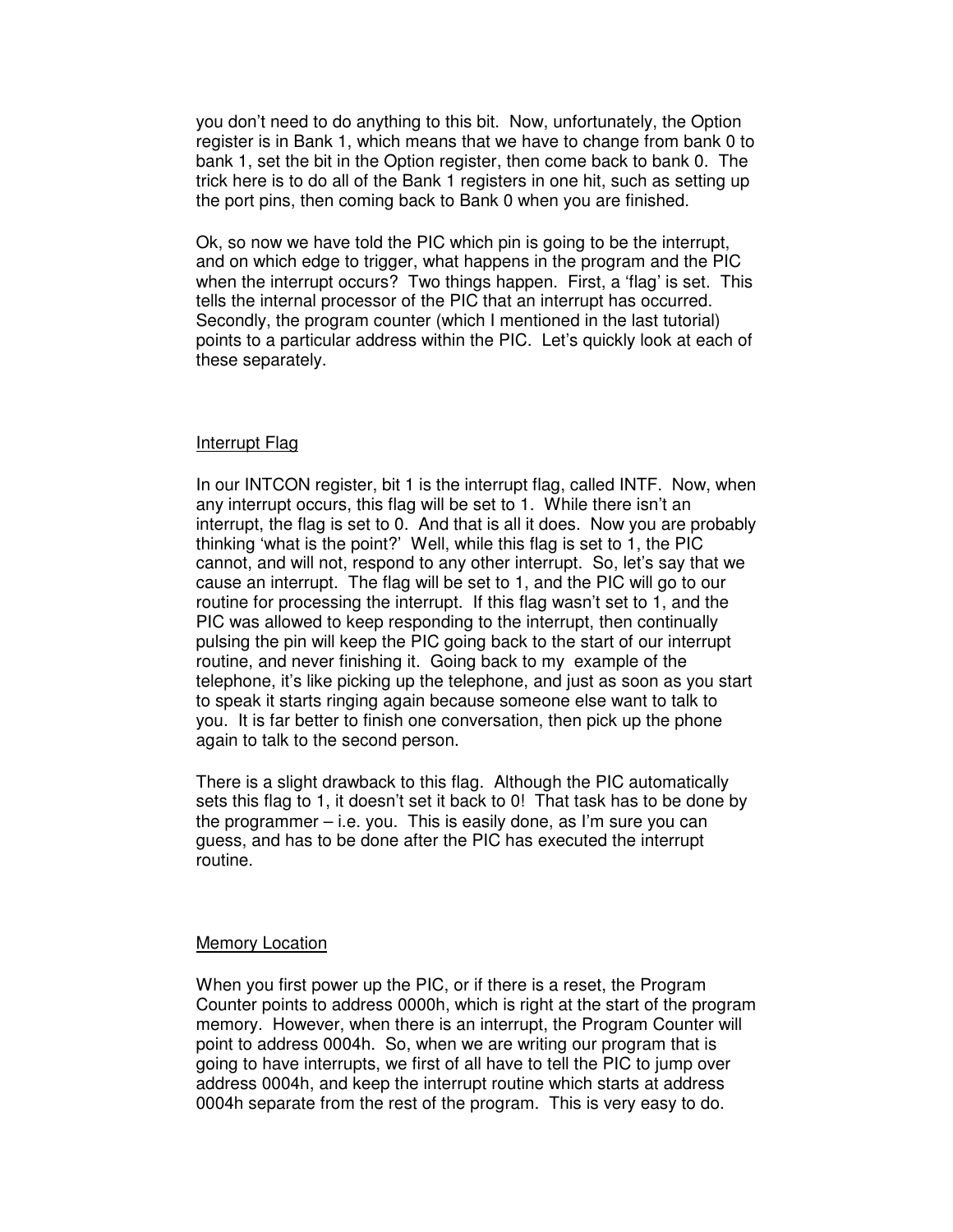you don't need to do anything to this bit. Now, unfortunately, the Option register is in Bank 1, which means that we have to change from bank 0 to bank 1, set the bit in the Option register, then come back to bank 0. The trick here is to do all of the Bank 1 registers in one hit, such as setting up the port pins, then coming back to Bank 0 when you are finished.

Ok, so now we have told the PIC which pin is going to be the interrupt, and on which edge to trigger, what happens in the program and the PIC when the interrupt occurs? Two things happen. First, a 'flag' is set. This tells the internal processor of the PIC that an interrupt has occurred. Secondly, the program counter (which I mentioned in the last tutorial) points to a particular address within the PIC. Let's quickly look at each of these separately.

## Interrupt Flag

In our INTCON register, bit 1 is the interrupt flag, called INTF. Now, when any interrupt occurs, this flag will be set to 1. While there isn't an interrupt, the flag is set to 0. And that is all it does. Now you are probably thinking 'what is the point?' Well, while this flag is set to 1, the PIC cannot, and will not, respond to any other interrupt. So, let's say that we cause an interrupt. The flag will be set to 1, and the PIC will go to our routine for processing the interrupt. If this flag wasn't set to 1, and the PIC was allowed to keep responding to the interrupt, then continually pulsing the pin will keep the PIC going back to the start of our interrupt routine, and never finishing it. Going back to my example of the telephone, it's like picking up the telephone, and just as soon as you start to speak it starts ringing again because someone else want to talk to you. It is far better to finish one conversation, then pick up the phone again to talk to the second person.

There is a slight drawback to this flag. Although the PIC automatically sets this flag to 1, it doesn't set it back to 0! That task has to be done by the programmer – i.e. you. This is easily done, as I'm sure you can guess, and has to be done after the PIC has executed the interrupt routine.

## Memory Location

When you first power up the PIC, or if there is a reset, the Program Counter points to address 0000h, which is right at the start of the program memory. However, when there is an interrupt, the Program Counter will point to address 0004h. So, when we are writing our program that is going to have interrupts, we first of all have to tell the PIC to jump over address 0004h, and keep the interrupt routine which starts at address 0004h separate from the rest of the program. This is very easy to do.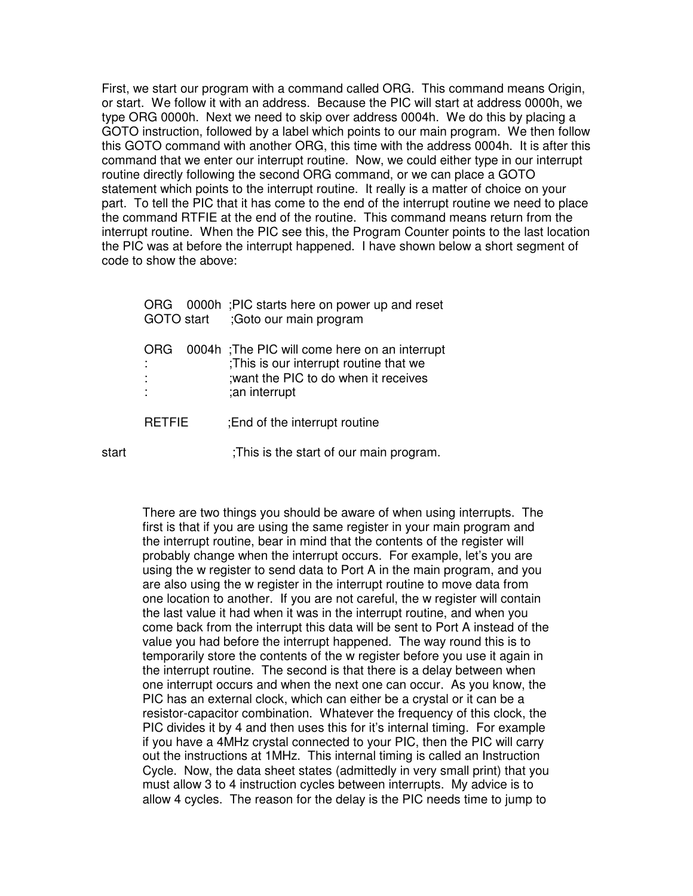First, we start our program with a command called ORG. This command means Origin, or start. We follow it with an address. Because the PIC will start at address 0000h, we type ORG 0000h. Next we need to skip over address 0004h. We do this by placing a GOTO instruction, followed by a label which points to our main program. We then follow this GOTO command with another ORG, this time with the address 0004h. It is after this command that we enter our interrupt routine. Now, we could either type in our interrupt routine directly following the second ORG command, or we can place a GOTO statement which points to the interrupt routine. It really is a matter of choice on your part. To tell the PIC that it has come to the end of the interrupt routine we need to place the command RTFIE at the end of the routine. This command means return from the interrupt routine. When the PIC see this, the Program Counter points to the last location the PIC was at before the interrupt happened. I have shown below a short segment of code to show the above:

```
        ORG    0000h  ;PIC starts here on power up and reset
        GOTO start     ;Goto our main program

        ORG    0004h  ;The PIC will come here on an interrupt
        :              ;This is our interrupt routine that we
        :              ;want the PIC to do when it receives
        :              ;an interrupt

        RETFIE         ;End of the interrupt routine

start                  ;This is the start of our main program.
```

There are two things you should be aware of when using interrupts. The first is that if you are using the same register in your main program and the interrupt routine, bear in mind that the contents of the register will probably change when the interrupt occurs. For example, let's you are using the w register to send data to Port A in the main program, and you are also using the w register in the interrupt routine to move data from one location to another. If you are not careful, the w register will contain the last value it had when it was in the interrupt routine, and when you come back from the interrupt this data will be sent to Port A instead of the value you had before the interrupt happened. The way round this is to temporarily store the contents of the w register before you use it again in the interrupt routine. The second is that there is a delay between when one interrupt occurs and when the next one can occur. As you know, the PIC has an external clock, which can either be a crystal or it can be a resistor-capacitor combination. Whatever the frequency of this clock, the PIC divides it by 4 and then uses this for it's internal timing. For example if you have a 4MHz crystal connected to your PIC, then the PIC will carry out the instructions at 1MHz. This internal timing is called an Instruction Cycle. Now, the data sheet states (admittedly in very small print) that you must allow 3 to 4 instruction cycles between interrupts. My advice is to allow 4 cycles. The reason for the delay is the PIC needs time to jump to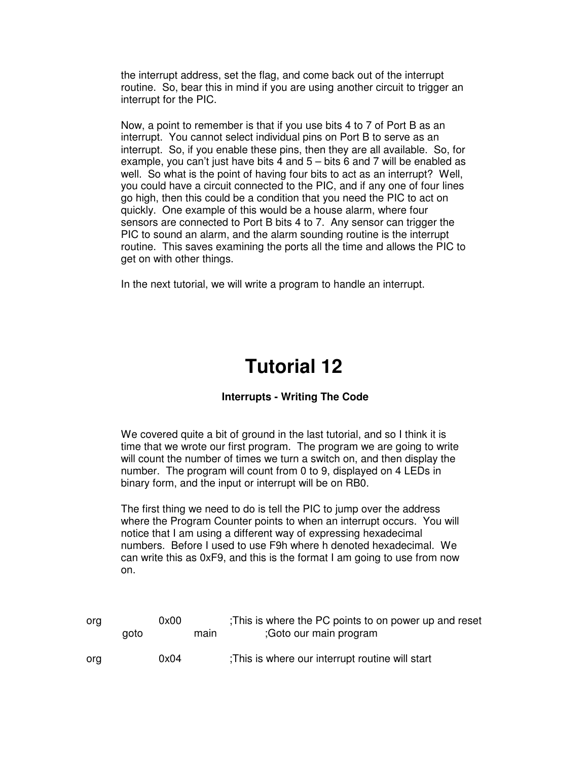the interrupt address, set the flag, and come back out of the interrupt routine. So, bear this in mind if you are using another circuit to trigger an interrupt for the PIC.

Now, a point to remember is that if you use bits 4 to 7 of Port B as an interrupt. You cannot select individual pins on Port B to serve as an interrupt. So, if you enable these pins, then they are all available. So, for example, you can't just have bits 4 and 5 – bits 6 and 7 will be enabled as well. So what is the point of having four bits to act as an interrupt? Well, you could have a circuit connected to the PIC, and if any one of four lines go high, then this could be a condition that you need the PIC to act on quickly. One example of this would be a house alarm, where four sensors are connected to Port B bits 4 to 7. Any sensor can trigger the PIC to sound an alarm, and the alarm sounding routine is the interrupt routine. This saves examining the ports all the time and allows the PIC to get on with other things.

In the next tutorial, we will write a program to handle an interrupt.

# Tutorial 12

**Interrupts - Writing The Code**

We covered quite a bit of ground in the last tutorial, and so I think it is time that we wrote our first program. The program we are going to write will count the number of times we turn a switch on, and then display the number. The program will count from 0 to 9, displayed on 4 LEDs in binary form, and the input or interrupt will be on RB0.

The first thing we need to do is tell the PIC to jump over the address where the Program Counter points to when an interrupt occurs. You will notice that I am using a different way of expressing hexadecimal numbers. Before I used to use F9h where h denoted hexadecimal. We can write this as 0xF9, and this is the format I am going to use from now on.

```
org         0x00        ;This is where the PC points to on power up and reset
    goto        main        ;Goto our main program

org         0x04        ;This is where our interrupt routine will start
```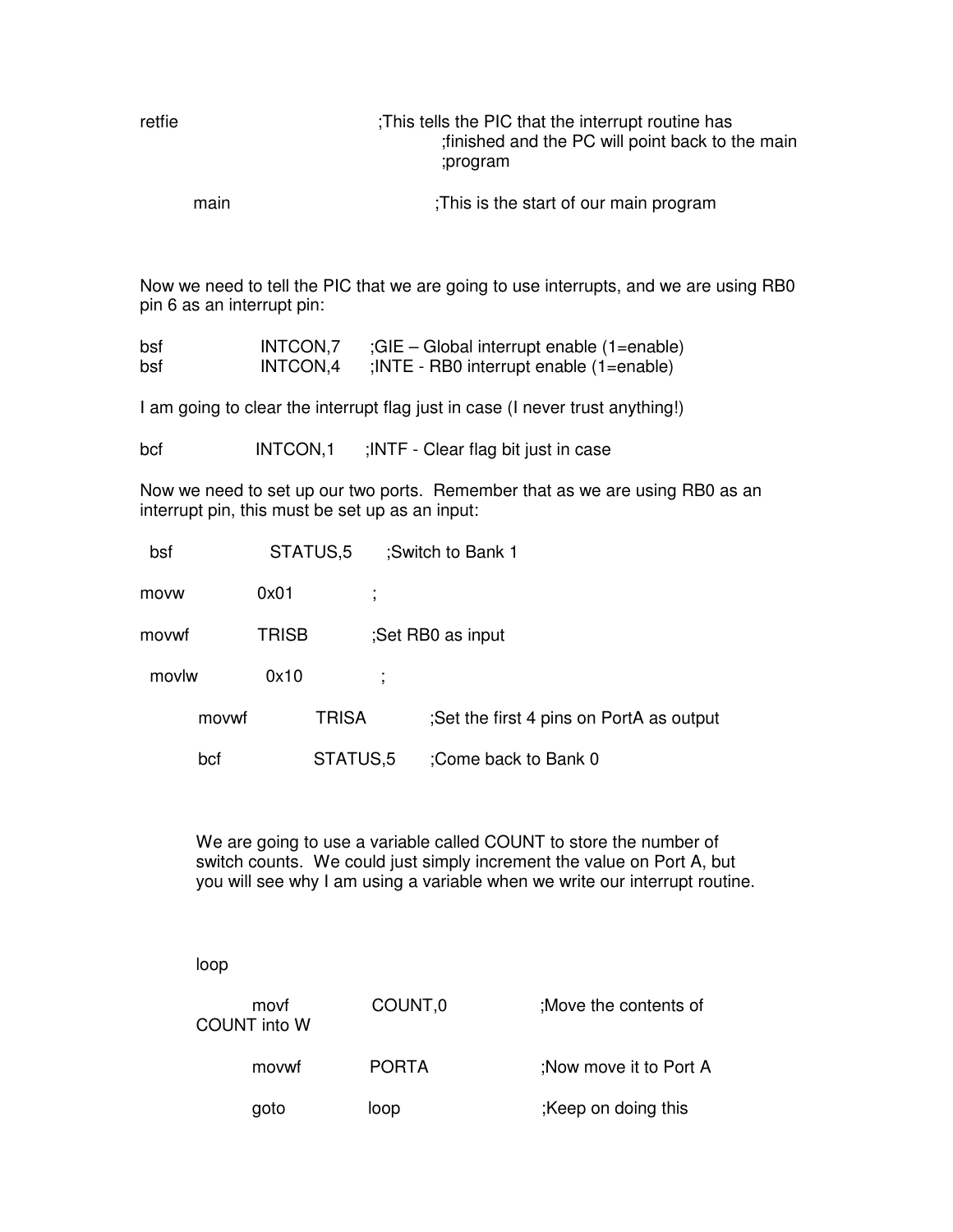```
retfie                    ;This tells the PIC that the interrupt routine has
                          ;finished and the PC will point back to the main
                          ;program

     main                 ;This is the start of our main program
```

Now we need to tell the PIC that we are going to use interrupts, and we are using RB0 pin 6 as an interrupt pin:

```
bsf        INTCON,7    ;GIE – Global interrupt enable (1=enable)
bsf        INTCON,4    ;INTE - RB0 interrupt enable (1=enable)
```

I am going to clear the interrupt flag just in case (I never trust anything!)

```
bcf        INTCON,1    ;INTF - Clear flag bit just in case
```

Now we need to set up our two ports. Remember that as we are using RB0 as an interrupt pin, this must be set up as an input:

```
 bsf        STATUS,5    ;Switch to Bank 1

movw        0x01        ;

movwf       TRISB       ;Set RB0 as input

 movlw      0x10        ;

     movwf       TRISA       ;Set the first 4 pins on PortA as output

     bcf         STATUS,5    ;Come back to Bank 0
```

We are going to use a variable called COUNT to store the number of switch counts. We could just simply increment the value on Port A, but you will see why I am using a variable when we write our interrupt routine.

```
loop

     movf        COUNT,0         ;Move the contents of
COUNT into W

     movwf       PORTA           ;Now move it to Port A

     goto        loop            ;Keep on doing this
```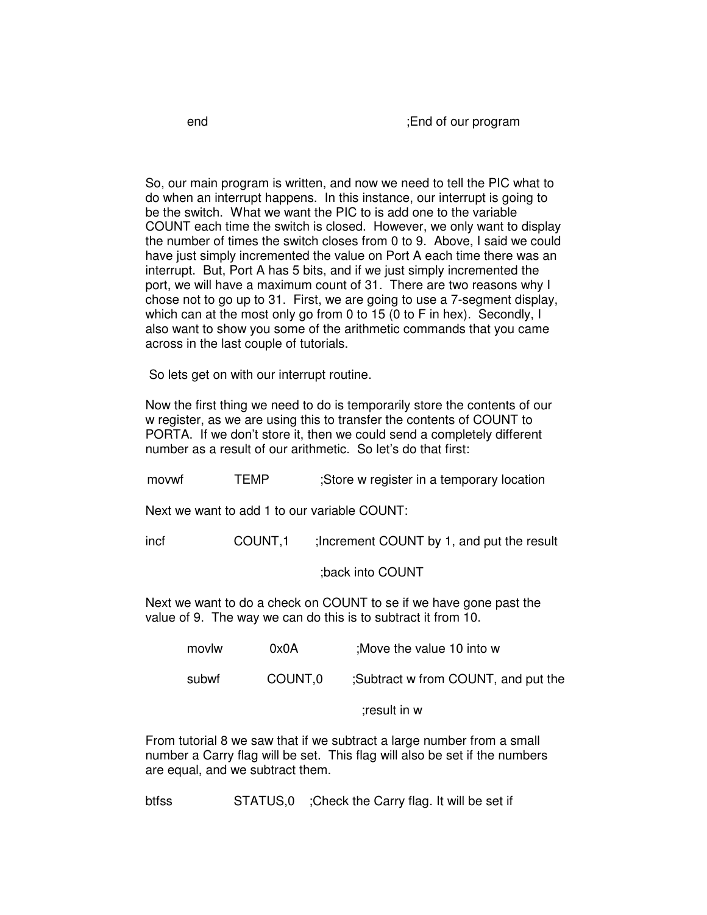```
        end                                     ;End of our program
```

So, our main program is written, and now we need to tell the PIC what to do when an interrupt happens. In this instance, our interrupt is going to be the switch. What we want the PIC to is add one to the variable COUNT each time the switch is closed. However, we only want to display the number of times the switch closes from 0 to 9. Above, I said we could have just simply incremented the value on Port A each time there was an interrupt. But, Port A has 5 bits, and if we just simply incremented the port, we will have a maximum count of 31. There are two reasons why I chose not to go up to 31. First, we are going to use a 7-segment display, which can at the most only go from 0 to 15 (0 to F in hex). Secondly, I also want to show you some of the arithmetic commands that you came across in the last couple of tutorials.

So lets get on with our interrupt routine.

Now the first thing we need to do is temporarily store the contents of our w register, as we are using this to transfer the contents of COUNT to PORTA. If we don't store it, then we could send a completely different number as a result of our arithmetic. So let's do that first:

```
movwf           TEMP            ;Store w register in a temporary location
```

Next we want to add 1 to our variable COUNT:

```
incf            COUNT,1         ;Increment COUNT by 1, and put the result

                                ;back into COUNT
```

Next we want to do a check on COUNT to se if we have gone past the value of 9. The way we can do this is to subtract it from 10.

```
        movlw           0x0A            ;Move the value 10 into w

        subwf           COUNT,0         ;Subtract w from COUNT, and put the

                                        ;result in w
```

From tutorial 8 we saw that if we subtract a large number from a small number a Carry flag will be set. This flag will also be set if the numbers are equal, and we subtract them.

```
btfss           STATUS,0        ;Check the Carry flag. It will be set if
```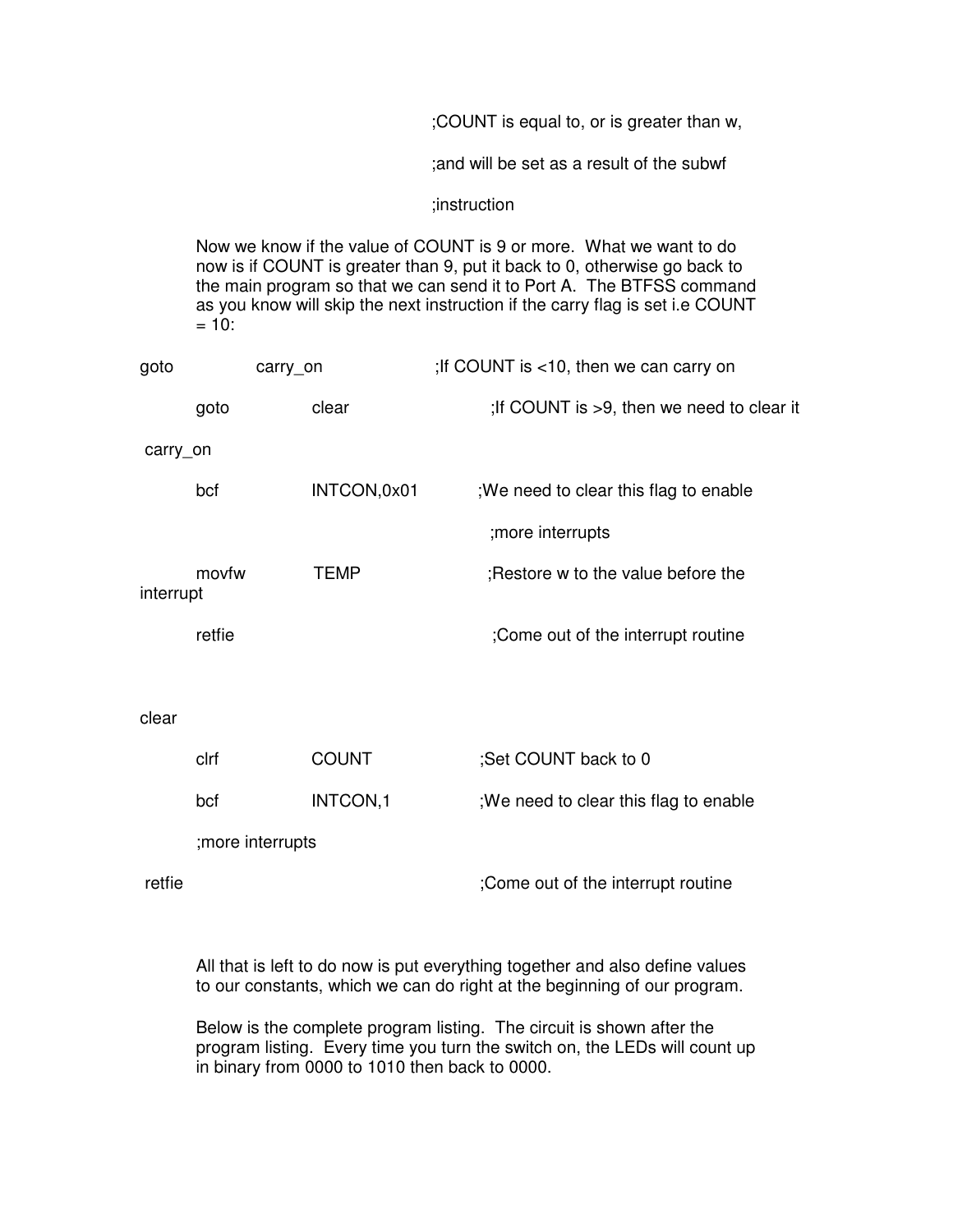```
                                        ;COUNT is equal to, or is greater than w,
                                        ;and will be set as a result of the subwf
                                        ;instruction
```

Now we know if the value of COUNT is 9 or more. What we want to do now is if COUNT is greater than 9, put it back to 0, otherwise go back to the main program so that we can send it to Port A. The BTFSS command as you know will skip the next instruction if the carry flag is set i.e COUNT = 10:

```
goto        carry_on            ;If COUNT is <10, then we can carry on

        goto        clear               ;If COUNT is >9, then we need to clear it

 carry_on

        bcf         INTCON,0x01         ;We need to clear this flag to enable
                                        ;more interrupts

        movfw       TEMP                ;Restore w to the value before the
interrupt

        retfie                          ;Come out of the interrupt routine


clear

        clrf        COUNT               ;Set COUNT back to 0

        bcf         INTCON,1            ;We need to clear this flag to enable

        ;more interrupts

 retfie                                 ;Come out of the interrupt routine
```

All that is left to do now is put everything together and also define values to our constants, which we can do right at the beginning of our program.

Below is the complete program listing. The circuit is shown after the program listing. Every time you turn the switch on, the LEDs will count up in binary from 0000 to 1010 then back to 0000.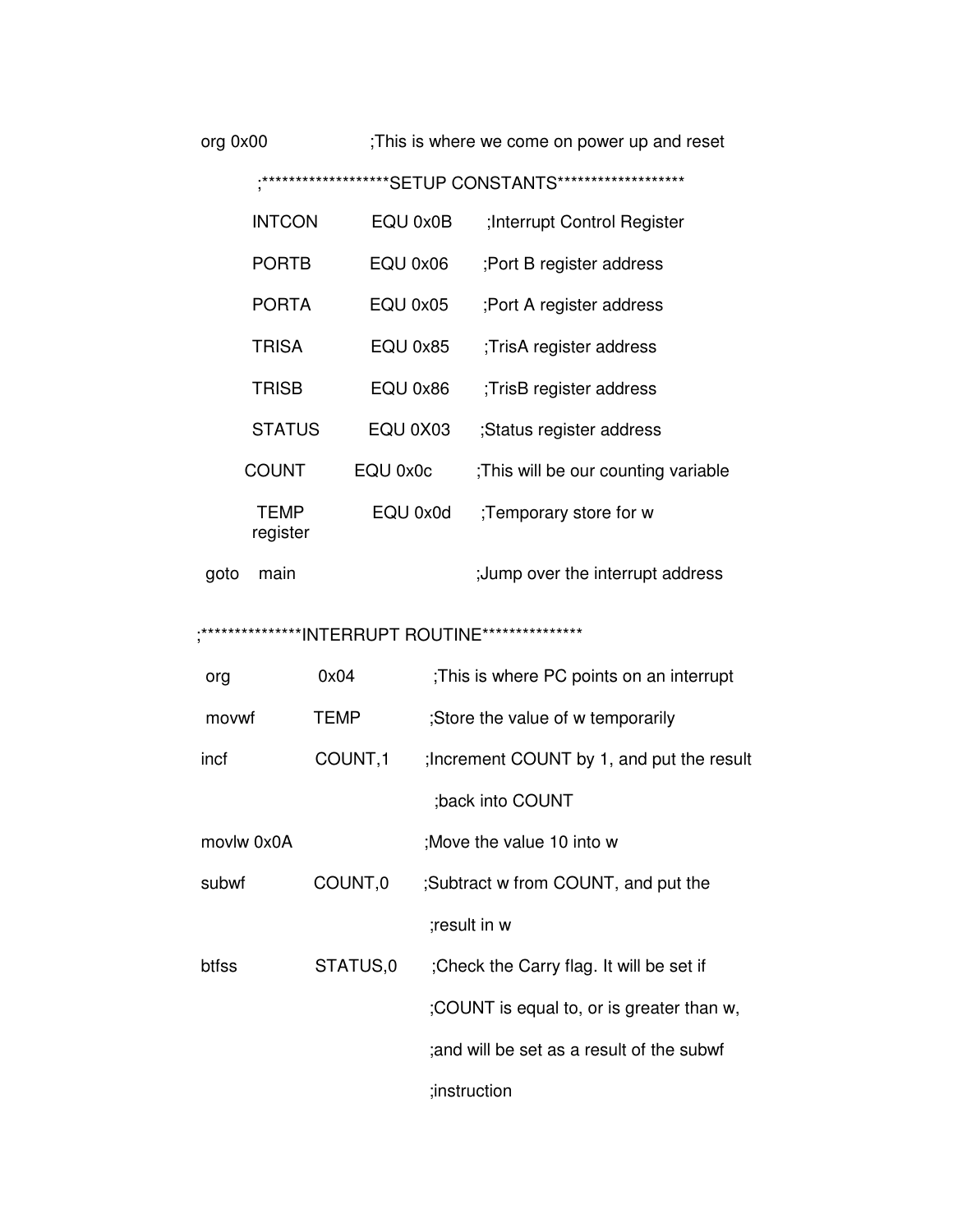```
org 0x00                ;This is where we come on power up and reset

     ;*******************SETUP CONSTANTS*******************

     INTCON      EQU 0x0B      ;Interrupt Control Register

     PORTB       EQU 0x06      ;Port B register address

     PORTA       EQU 0x05      ;Port A register address

     TRISA       EQU 0x85      ;TrisA register address

     TRISB       EQU 0x86      ;TrisB register address

     STATUS      EQU 0X03      ;Status register address

     COUNT       EQU 0x0c      ;This will be our counting variable

     TEMP        EQU 0x0d      ;Temporary store for w
     register

 goto    main                  ;Jump over the interrupt address

;***************INTERRUPT ROUTINE***************

 org          0x04             ;This is where PC points on an interrupt

 movwf        TEMP             ;Store the value of w temporarily

incf          COUNT,1          ;Increment COUNT by 1, and put the result

                               ;back into COUNT

movlw 0x0A                     ;Move the value 10 into w

subwf         COUNT,0          ;Subtract w from COUNT, and put the

                               ;result in w

btfss         STATUS,0         ;Check the Carry flag. It will be set if

                               ;COUNT is equal to, or is greater than w,

                               ;and will be set as a result of the subwf

                               ;instruction
```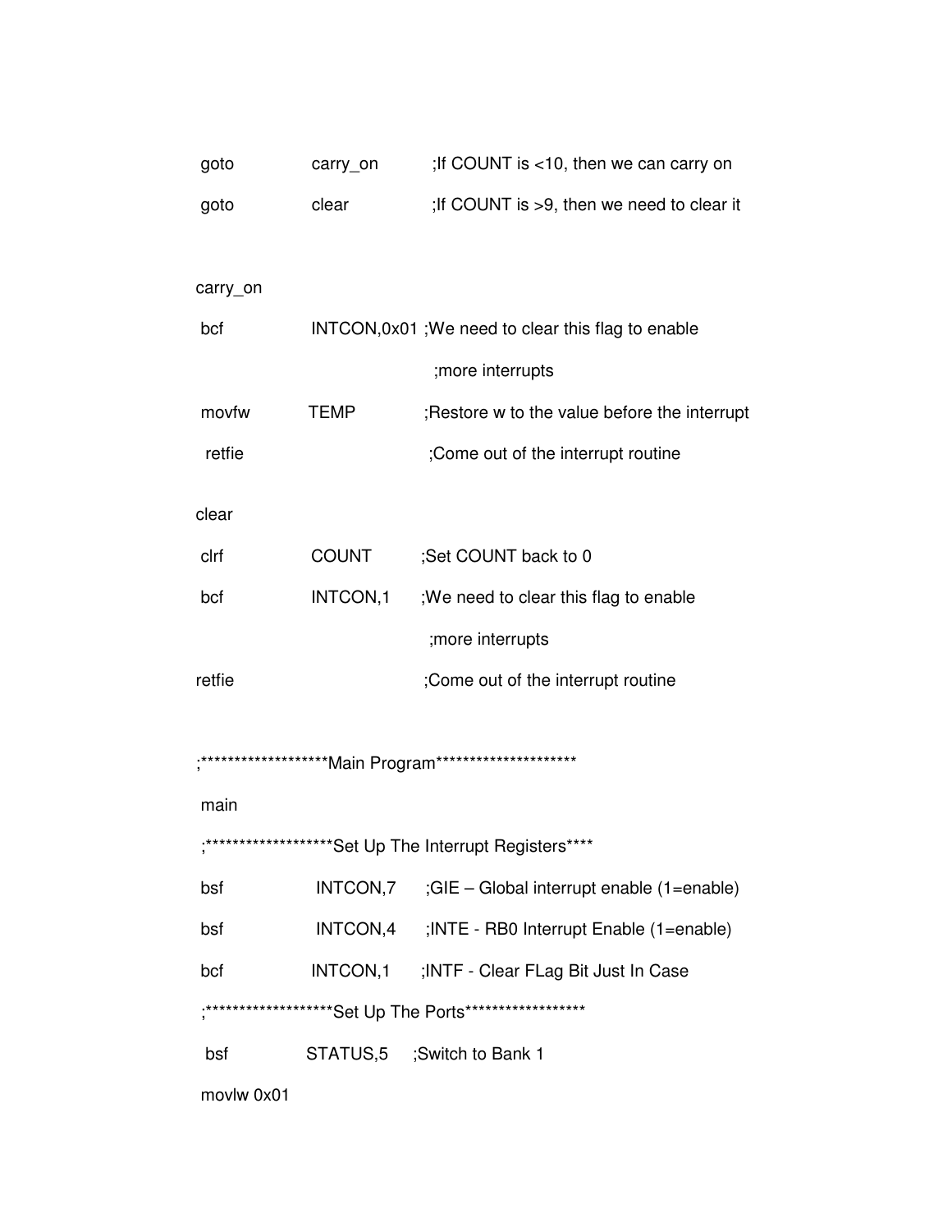```
 goto            carry_on        ;If COUNT is <10, then we can carry on
 goto            clear           ;If COUNT is >9, then we need to clear it

carry_on
 bcf             INTCON,0x01 ;We need to clear this flag to enable
                                ;more interrupts
 movfw          TEMP            ;Restore w to the value before the interrupt
  retfie                        ;Come out of the interrupt routine

clear
 clrf            COUNT          ;Set COUNT back to 0
 bcf             INTCON,1       ;We need to clear this flag to enable
                                ;more interrupts
retfie                          ;Come out of the interrupt routine

;*******************Main Program*********************
 main
 ;*******************Set Up The Interrupt Registers****
 bsf              INTCON,7      ;GIE – Global interrupt enable (1=enable)
 bsf              INTCON,4      ;INTE - RB0 Interrupt Enable (1=enable)
 bcf             INTCON,1       ;INTF - Clear FLag Bit Just In Case
 ;*******************Set Up The Ports******************
  bsf            STATUS,5      ;Switch to Bank 1
 movlw 0x01
```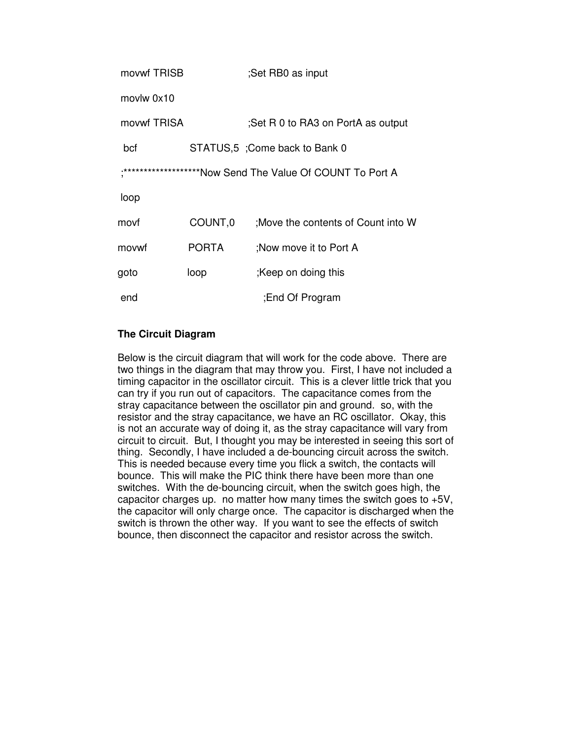```
movwf TRISB              ;Set RB0 as input

movlw 0x10

movwf TRISA              ;Set R 0 to RA3 on PortA as output

bcf          STATUS,5    ;Come back to Bank 0

;*******************Now Send The Value Of COUNT To Port A

loop

movf         COUNT,0     ;Move the contents of Count into W

movwf        PORTA       ;Now move it to Port A

goto         loop        ;Keep on doing this

end                      ;End Of Program
```

**The Circuit Diagram**

Below is the circuit diagram that will work for the code above. There are two things in the diagram that may throw you. First, I have not included a timing capacitor in the oscillator circuit. This is a clever little trick that you can try if you run out of capacitors. The capacitance comes from the stray capacitance between the oscillator pin and ground. so, with the resistor and the stray capacitance, we have an RC oscillator. Okay, this is not an accurate way of doing it, as the stray capacitance will vary from circuit to circuit. But, I thought you may be interested in seeing this sort of thing. Secondly, I have included a de-bouncing circuit across the switch. This is needed because every time you flick a switch, the contacts will bounce. This will make the PIC think there have been more than one switches. With the de-bouncing circuit, when the switch goes high, the capacitor charges up. no matter how many times the switch goes to +5V, the capacitor will only charge once. The capacitor is discharged when the switch is thrown the other way. If you want to see the effects of switch bounce, then disconnect the capacitor and resistor across the switch.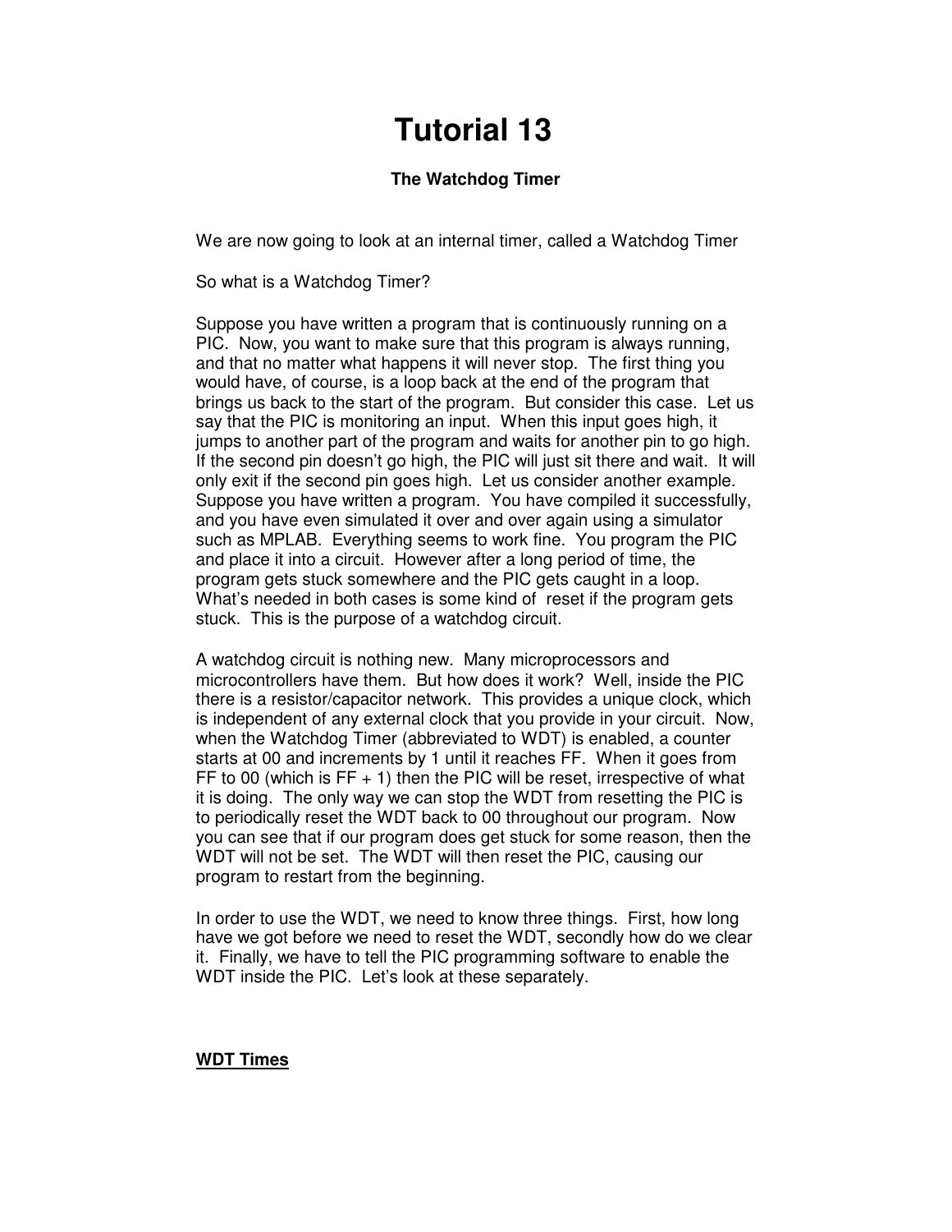# Tutorial 13

**The Watchdog Timer**

We are now going to look at an internal timer, called a Watchdog Timer

So what is a Watchdog Timer?

Suppose you have written a program that is continuously running on a PIC. Now, you want to make sure that this program is always running, and that no matter what happens it will never stop. The first thing you would have, of course, is a loop back at the end of the program that brings us back to the start of the program. But consider this case. Let us say that the PIC is monitoring an input. When this input goes high, it jumps to another part of the program and waits for another pin to go high. If the second pin doesn't go high, the PIC will just sit there and wait. It will only exit if the second pin goes high. Let us consider another example. Suppose you have written a program. You have compiled it successfully, and you have even simulated it over and over again using a simulator such as MPLAB. Everything seems to work fine. You program the PIC and place it into a circuit. However after a long period of time, the program gets stuck somewhere and the PIC gets caught in a loop. What's needed in both cases is some kind of reset if the program gets stuck. This is the purpose of a watchdog circuit.

A watchdog circuit is nothing new. Many microprocessors and microcontrollers have them. But how does it work? Well, inside the PIC there is a resistor/capacitor network. This provides a unique clock, which is independent of any external clock that you provide in your circuit. Now, when the Watchdog Timer (abbreviated to WDT) is enabled, a counter starts at 00 and increments by 1 until it reaches FF. When it goes from FF to 00 (which is FF + 1) then the PIC will be reset, irrespective of what it is doing. The only way we can stop the WDT from resetting the PIC is to periodically reset the WDT back to 00 throughout our program. Now you can see that if our program does get stuck for some reason, then the WDT will not be set. The WDT will then reset the PIC, causing our program to restart from the beginning.

In order to use the WDT, we need to know three things. First, how long have we got before we need to reset the WDT, secondly how do we clear it. Finally, we have to tell the PIC programming software to enable the WDT inside the PIC. Let's look at these separately.

**WDT Times**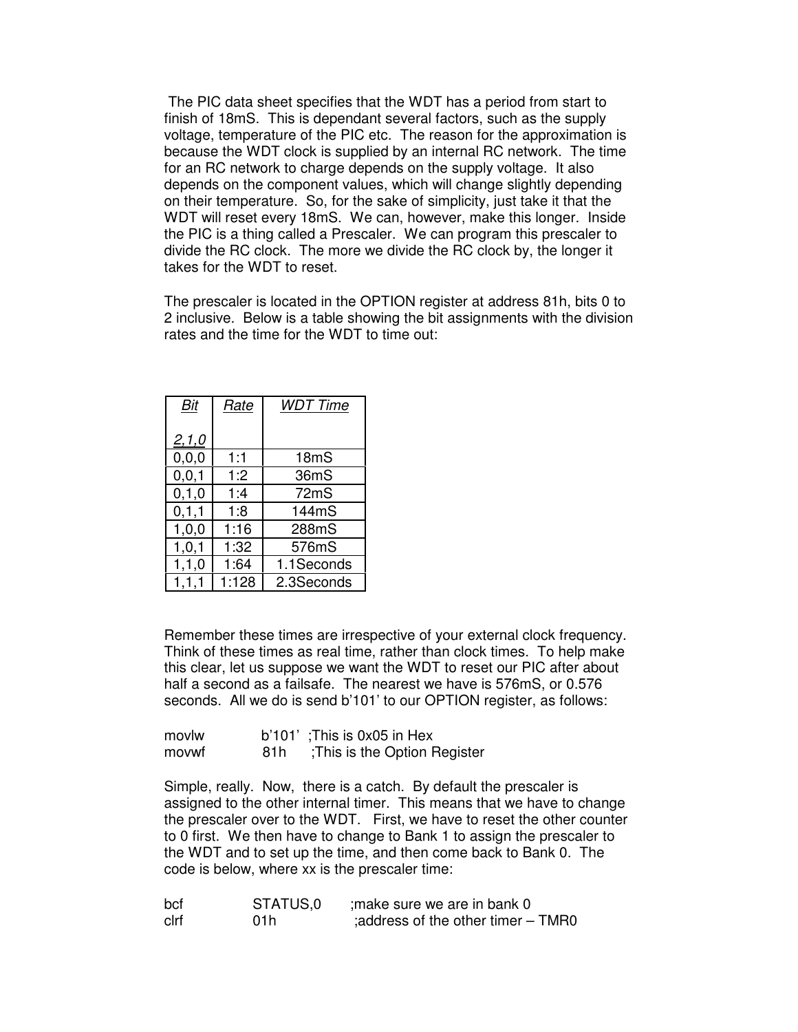The PIC data sheet specifies that the WDT has a period from start to finish of 18mS. This is dependant several factors, such as the supply voltage, temperature of the PIC etc. The reason for the approximation is because the WDT clock is supplied by an internal RC network. The time for an RC network to charge depends on the supply voltage. It also depends on the component values, which will change slightly depending on their temperature. So, for the sake of simplicity, just take it that the WDT will reset every 18mS. We can, however, make this longer. Inside the PIC is a thing called a Prescaler. We can program this prescaler to divide the RC clock. The more we divide the RC clock by, the longer it takes for the WDT to reset.

The prescaler is located in the OPTION register at address 81h, bits 0 to 2 inclusive. Below is a table showing the bit assignments with the division rates and the time for the WDT to time out:

| *Bit* *2,1,0* | *Rate* | *WDT Time* |
|---|---|---|
| 0,0,0 | 1:1 | 18mS |
| 0,0,1 | 1:2 | 36mS |
| 0,1,0 | 1:4 | 72mS |
| 0,1,1 | 1:8 | 144mS |
| 1,0,0 | 1:16 | 288mS |
| 1,0,1 | 1:32 | 576mS |
| 1,1,0 | 1:64 | 1.1Seconds |
| 1,1,1 | 1:128 | 2.3Seconds |

Remember these times are irrespective of your external clock frequency. Think of these times as real time, rather than clock times. To help make this clear, let us suppose we want the WDT to reset our PIC after about half a second as a failsafe. The nearest we have is 576mS, or 0.576 seconds. All we do is send b'101' to our OPTION register, as follows:

```
movlw       b'101'  ;This is 0x05 in Hex
movwf        81h     ;This is the Option Register
```

Simple, really. Now, there is a catch. By default the prescaler is assigned to the other internal timer. This means that we have to change the prescaler over to the WDT. First, we have to reset the other counter to 0 first. We then have to change to Bank 1 to assign the prescaler to the WDT and to set up the time, and then come back to Bank 0. The code is below, where xx is the prescaler time:

```
bcf          STATUS,0      ;make sure we are in bank 0
clrf         01h            ;address of the other timer – TMR0
```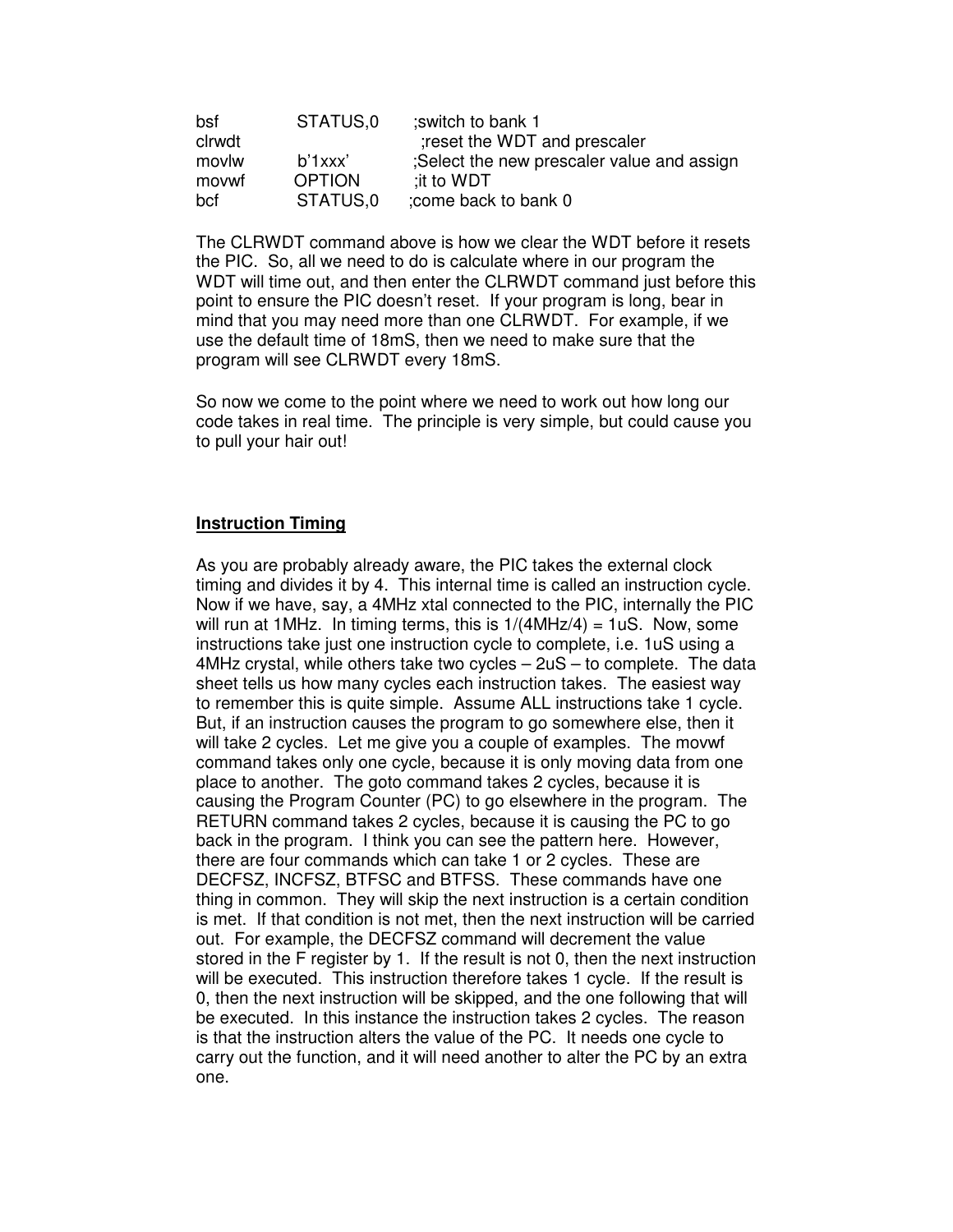```
bsf       STATUS,0    ;switch to bank 1
clrwdt                ;reset the WDT and prescaler
movlw     b'1xxx'     ;Select the new prescaler value and assign
movwf     OPTION      ;it to WDT
bcf       STATUS,0    ;come back to bank 0
```

The CLRWDT command above is how we clear the WDT before it resets the PIC. So, all we need to do is calculate where in our program the WDT will time out, and then enter the CLRWDT command just before this point to ensure the PIC doesn't reset. If your program is long, bear in mind that you may need more than one CLRWDT. For example, if we use the default time of 18mS, then we need to make sure that the program will see CLRWDT every 18mS.

So now we come to the point where we need to work out how long our code takes in real time. The principle is very simple, but could cause you to pull your hair out!

## **Instruction Timing**

As you are probably already aware, the PIC takes the external clock timing and divides it by 4. This internal time is called an instruction cycle. Now if we have, say, a 4MHz xtal connected to the PIC, internally the PIC will run at 1MHz. In timing terms, this is 1/(4MHz/4) = 1uS. Now, some instructions take just one instruction cycle to complete, i.e. 1uS using a 4MHz crystal, while others take two cycles – 2uS – to complete. The data sheet tells us how many cycles each instruction takes. The easiest way to remember this is quite simple. Assume ALL instructions take 1 cycle. But, if an instruction causes the program to go somewhere else, then it will take 2 cycles. Let me give you a couple of examples. The movwf command takes only one cycle, because it is only moving data from one place to another. The goto command takes 2 cycles, because it is causing the Program Counter (PC) to go elsewhere in the program. The RETURN command takes 2 cycles, because it is causing the PC to go back in the program. I think you can see the pattern here. However, there are four commands which can take 1 or 2 cycles. These are DECFSZ, INCFSZ, BTFSC and BTFSS. These commands have one thing in common. They will skip the next instruction is a certain condition is met. If that condition is not met, then the next instruction will be carried out. For example, the DECFSZ command will decrement the value stored in the F register by 1. If the result is not 0, then the next instruction will be executed. This instruction therefore takes 1 cycle. If the result is 0, then the next instruction will be skipped, and the one following that will be executed. In this instance the instruction takes 2 cycles. The reason is that the instruction alters the value of the PC. It needs one cycle to carry out the function, and it will need another to alter the PC by an extra one.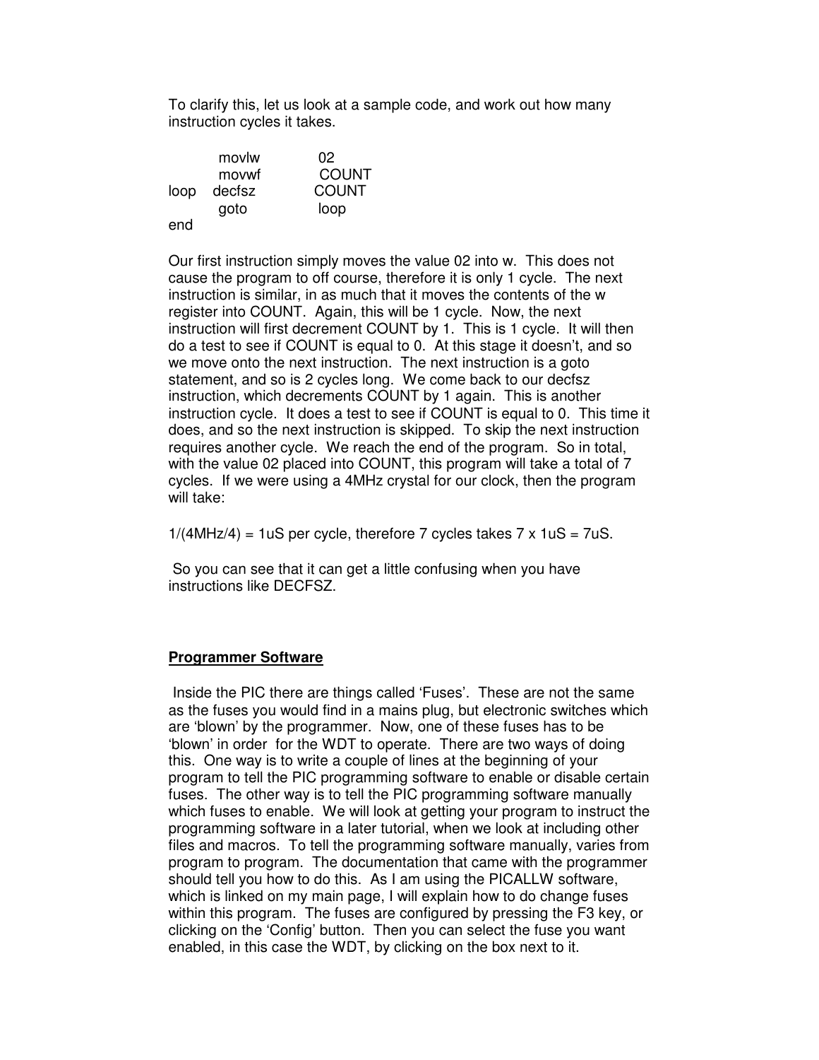To clarify this, let us look at a sample code, and work out how many instruction cycles it takes.

```
        movlw       02
        movwf       COUNT
loop    decfsz      COUNT
        goto        loop
end
```

Our first instruction simply moves the value 02 into w. This does not cause the program to off course, therefore it is only 1 cycle. The next instruction is similar, in as much that it moves the contents of the w register into COUNT. Again, this will be 1 cycle. Now, the next instruction will first decrement COUNT by 1. This is 1 cycle. It will then do a test to see if COUNT is equal to 0. At this stage it doesn't, and so we move onto the next instruction. The next instruction is a goto statement, and so is 2 cycles long. We come back to our decfsz instruction, which decrements COUNT by 1 again. This is another instruction cycle. It does a test to see if COUNT is equal to 0. This time it does, and so the next instruction is skipped. To skip the next instruction requires another cycle. We reach the end of the program. So in total, with the value 02 placed into COUNT, this program will take a total of 7 cycles. If we were using a 4MHz crystal for our clock, then the program will take:

1/(4MHz/4) = 1uS per cycle, therefore 7 cycles takes 7 x 1uS = 7uS.

So you can see that it can get a little confusing when you have instructions like DECFSZ.

**Programmer Software**

Inside the PIC there are things called 'Fuses'. These are not the same as the fuses you would find in a mains plug, but electronic switches which are 'blown' by the programmer. Now, one of these fuses has to be 'blown' in order for the WDT to operate. There are two ways of doing this. One way is to write a couple of lines at the beginning of your program to tell the PIC programming software to enable or disable certain fuses. The other way is to tell the PIC programming software manually which fuses to enable. We will look at getting your program to instruct the programming software in a later tutorial, when we look at including other files and macros. To tell the programming software manually, varies from program to program. The documentation that came with the programmer should tell you how to do this. As I am using the PICALLW software, which is linked on my main page, I will explain how to do change fuses within this program. The fuses are configured by pressing the F3 key, or clicking on the 'Config' button. Then you can select the fuse you want enabled, in this case the WDT, by clicking on the box next to it.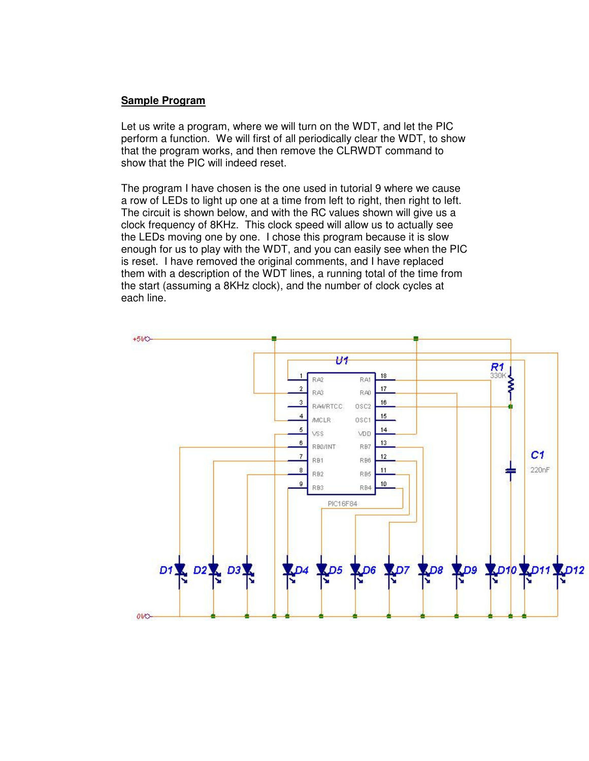## Sample Program

Let us write a program, where we will turn on the WDT, and let the PIC perform a function. We will first of all periodically clear the WDT, to show that the program works, and then remove the CLRWDT command to show that the PIC will indeed reset.

The program I have chosen is the one used in tutorial 9 where we cause a row of LEDs to light up one at a time from left to right, then right to left. The circuit is shown below, and with the RC values shown will give us a clock frequency of 8KHz. This clock speed will allow us to actually see the LEDs moving one by one. I chose this program because it is slow enough for us to play with the WDT, and you can easily see when the PIC is reset. I have removed the original comments, and I have replaced them with a description of the WDT lines, a running total of the time from the start (assuming a 8KHz clock), and the number of clock cycles at each line.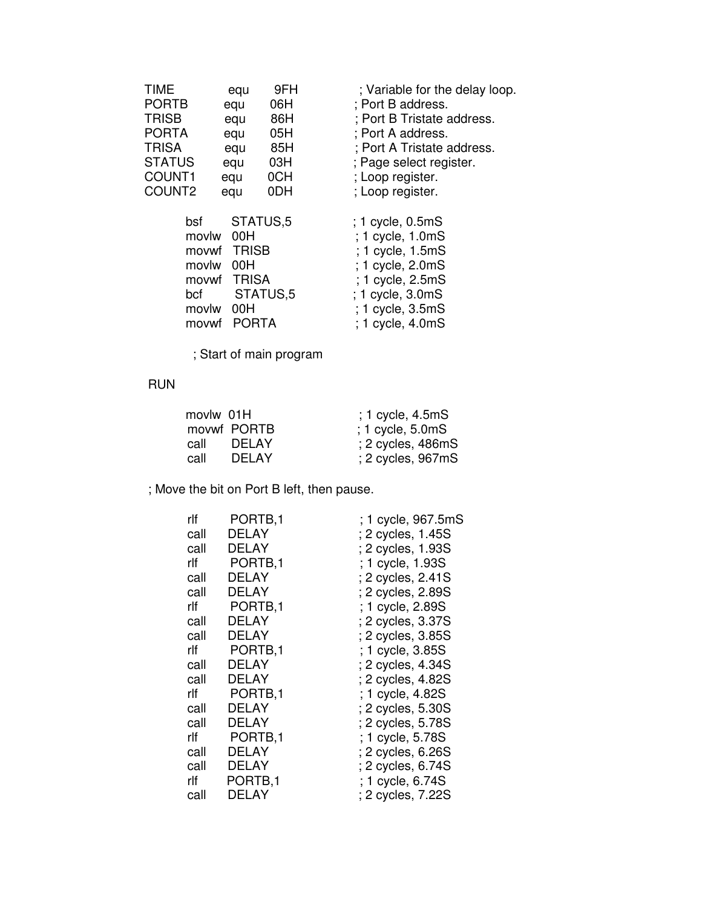```
TIME        equ     9FH         ; Variable for the delay loop.
PORTB       equ     06H         ; Port B address.
TRISB       equ     86H         ; Port B Tristate address.
PORTA       equ     05H         ; Port A address.
TRISA       equ     85H         ; Port A Tristate address.
STATUS      equ     03H         ; Page select register.
COUNT1      equ     0CH         ; Loop register.
COUNT2      equ     0DH         ; Loop register.

        bsf     STATUS,5        ; 1 cycle, 0.5mS
        movlw   00H             ; 1 cycle, 1.0mS
        movwf   TRISB           ; 1 cycle, 1.5mS
        movlw   00H             ; 1 cycle, 2.0mS
        movwf   TRISA           ; 1 cycle, 2.5mS
        bcf     STATUS,5        ; 1 cycle, 3.0mS
        movlw   00H             ; 1 cycle, 3.5mS
        movwf   PORTA           ; 1 cycle, 4.0mS

        ; Start of main program

RUN

        movlw   01H             ; 1 cycle, 4.5mS
        movwf   PORTB           ; 1 cycle, 5.0mS
        call    DELAY           ; 2 cycles, 486mS
        call    DELAY           ; 2 cycles, 967mS

; Move the bit on Port B left, then pause.

        rlf     PORTB,1         ; 1 cycle, 967.5mS
        call    DELAY           ; 2 cycles, 1.45S
        call    DELAY           ; 2 cycles, 1.93S
        rlf     PORTB,1         ; 1 cycle, 1.93S
        call    DELAY           ; 2 cycles, 2.41S
        call    DELAY           ; 2 cycles, 2.89S
        rlf     PORTB,1         ; 1 cycle, 2.89S
        call    DELAY           ; 2 cycles, 3.37S
        call    DELAY           ; 2 cycles, 3.85S
        rlf     PORTB,1         ; 1 cycle, 3.85S
        call    DELAY           ; 2 cycles, 4.34S
        call    DELAY           ; 2 cycles, 4.82S
        rlf     PORTB,1         ; 1 cycle, 4.82S
        call    DELAY           ; 2 cycles, 5.30S
        call    DELAY           ; 2 cycles, 5.78S
        rlf     PORTB,1         ; 1 cycle, 5.78S
        call    DELAY           ; 2 cycles, 6.26S
        call    DELAY           ; 2 cycles, 6.74S
        rlf     PORTB,1         ; 1 cycle, 6.74S
        call    DELAY           ; 2 cycles, 7.22S
```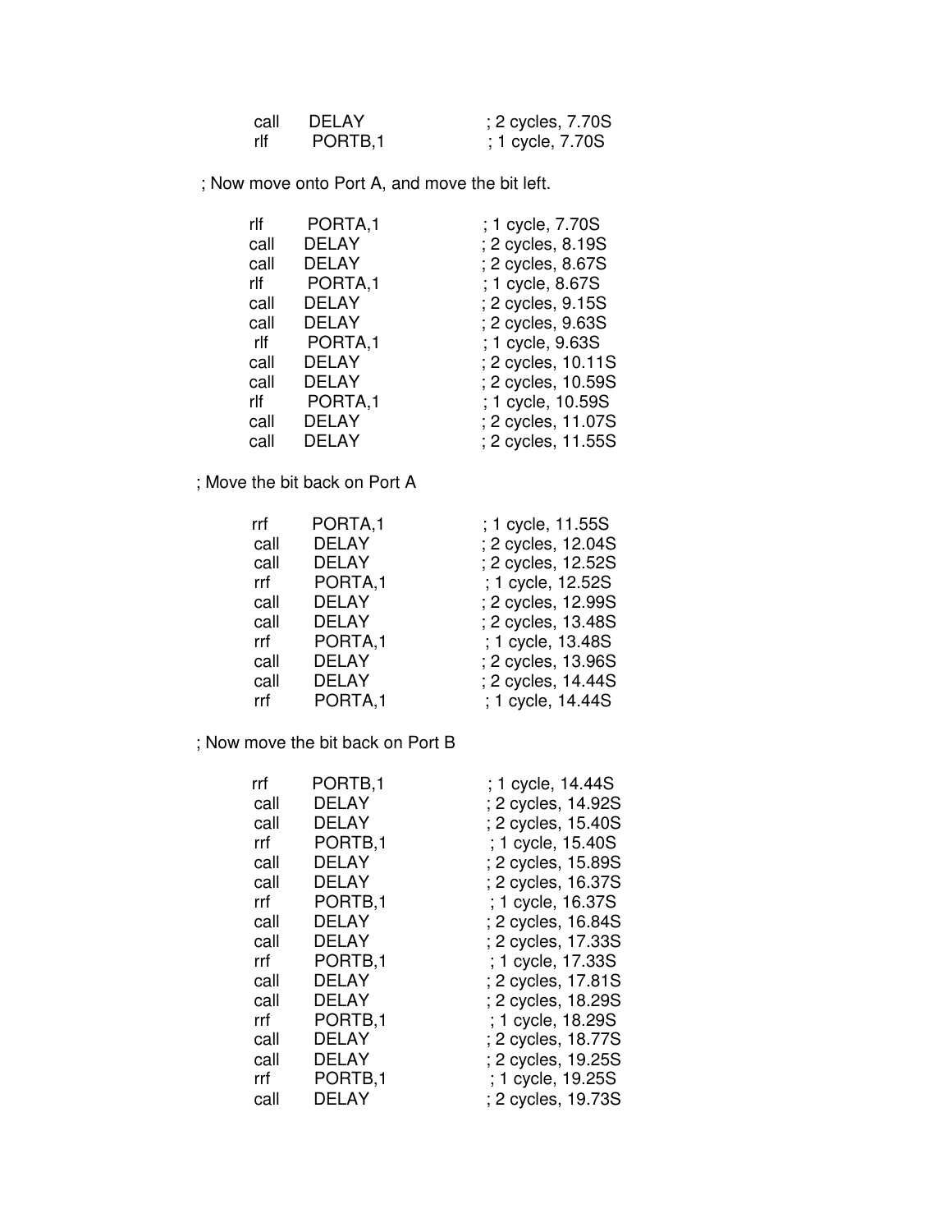```
call    DELAY           ; 2 cycles, 7.70S
rlf     PORTB,1         ; 1 cycle, 7.70S
```

; Now move onto Port A, and move the bit left.

```
rlf     PORTA,1         ; 1 cycle, 7.70S
call    DELAY           ; 2 cycles, 8.19S
call    DELAY           ; 2 cycles, 8.67S
rlf     PORTA,1         ; 1 cycle, 8.67S
call    DELAY           ; 2 cycles, 9.15S
call    DELAY           ; 2 cycles, 9.63S
rlf     PORTA,1         ; 1 cycle, 9.63S
call    DELAY           ; 2 cycles, 10.11S
call    DELAY           ; 2 cycles, 10.59S
rlf     PORTA,1         ; 1 cycle, 10.59S
call    DELAY           ; 2 cycles, 11.07S
call    DELAY           ; 2 cycles, 11.55S
```

; Move the bit back on Port A

```
rrf     PORTA,1         ; 1 cycle, 11.55S
call    DELAY           ; 2 cycles, 12.04S
call    DELAY           ; 2 cycles, 12.52S
rrf     PORTA,1         ; 1 cycle, 12.52S
call    DELAY           ; 2 cycles, 12.99S
call    DELAY           ; 2 cycles, 13.48S
rrf     PORTA,1         ; 1 cycle, 13.48S
call    DELAY           ; 2 cycles, 13.96S
call    DELAY           ; 2 cycles, 14.44S
rrf     PORTA,1         ; 1 cycle, 14.44S
```

; Now move the bit back on Port B

```
rrf     PORTB,1         ; 1 cycle, 14.44S
call    DELAY           ; 2 cycles, 14.92S
call    DELAY           ; 2 cycles, 15.40S
rrf     PORTB,1         ; 1 cycle, 15.40S
call    DELAY           ; 2 cycles, 15.89S
call    DELAY           ; 2 cycles, 16.37S
rrf     PORTB,1         ; 1 cycle, 16.37S
call    DELAY           ; 2 cycles, 16.84S
call    DELAY           ; 2 cycles, 17.33S
rrf     PORTB,1         ; 1 cycle, 17.33S
call    DELAY           ; 2 cycles, 17.81S
call    DELAY           ; 2 cycles, 18.29S
rrf     PORTB,1         ; 1 cycle, 18.29S
call    DELAY           ; 2 cycles, 18.77S
call    DELAY           ; 2 cycles, 19.25S
rrf     PORTB,1         ; 1 cycle, 19.25S
call    DELAY           ; 2 cycles, 19.73S
```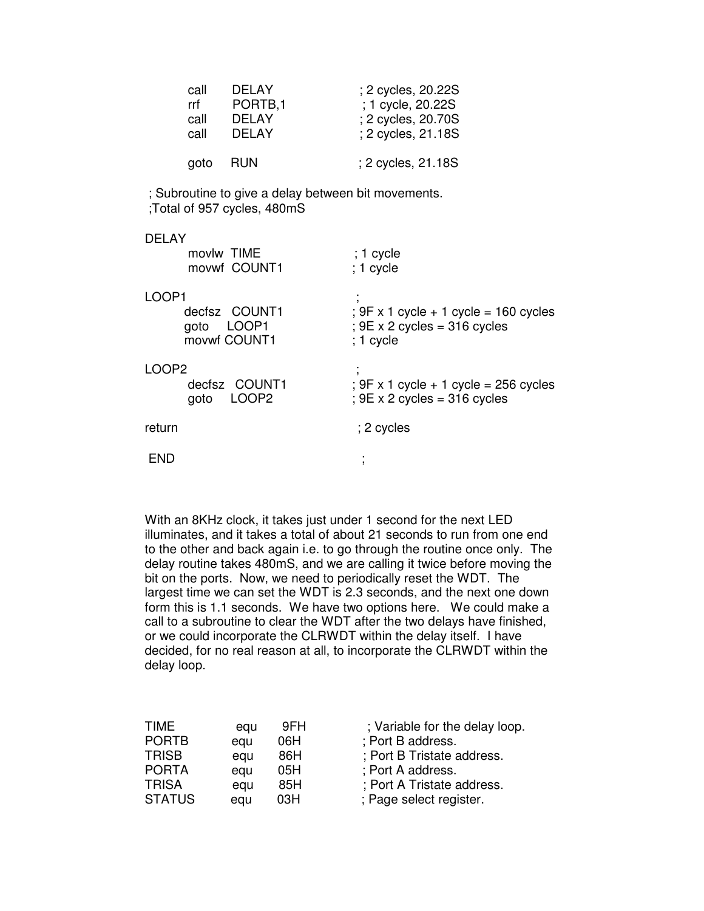```
        call    DELAY              ; 2 cycles, 20.22S
        rrf     PORTB,1            ; 1 cycle, 20.22S
        call    DELAY              ; 2 cycles, 20.70S
        call    DELAY              ; 2 cycles, 21.18S

        goto    RUN                ; 2 cycles, 21.18S

; Subroutine to give a delay between bit movements.
;Total of 957 cycles, 480mS

DELAY
        movlw  TIME                ; 1 cycle
        movwf  COUNT1              ; 1 cycle

LOOP1                              ;
       decfsz   COUNT1             ; 9F x 1 cycle + 1 cycle = 160 cycles
       goto     LOOP1              ; 9E x 2 cycles = 316 cycles
       movwf COUNT1                ; 1 cycle

LOOP2                              ;
        decfsz   COUNT1            ; 9F x 1 cycle + 1 cycle = 256 cycles
        goto     LOOP2             ; 9E x 2 cycles = 316 cycles

return                             ; 2 cycles

 END                               ;
```

With an 8KHz clock, it takes just under 1 second for the next LED illuminates, and it takes a total of about 21 seconds to run from one end to the other and back again i.e. to go through the routine once only. The delay routine takes 480mS, and we are calling it twice before moving the bit on the ports. Now, we need to periodically reset the WDT. The largest time we can set the WDT is 2.3 seconds, and the next one down form this is 1.1 seconds. We have two options here. We could make a call to a subroutine to clear the WDT after the two delays have finished, or we could incorporate the CLRWDT within the delay itself. I have decided, for no real reason at all, to incorporate the CLRWDT within the delay loop.

```
TIME       equ    9FH        ; Variable for the delay loop.
PORTB      equ    06H        ; Port B address.
TRISB      equ    86H        ; Port B Tristate address.
PORTA      equ    05H        ; Port A address.
TRISA      equ    85H        ; Port A Tristate address.
STATUS     equ    03H        ; Page select register.
```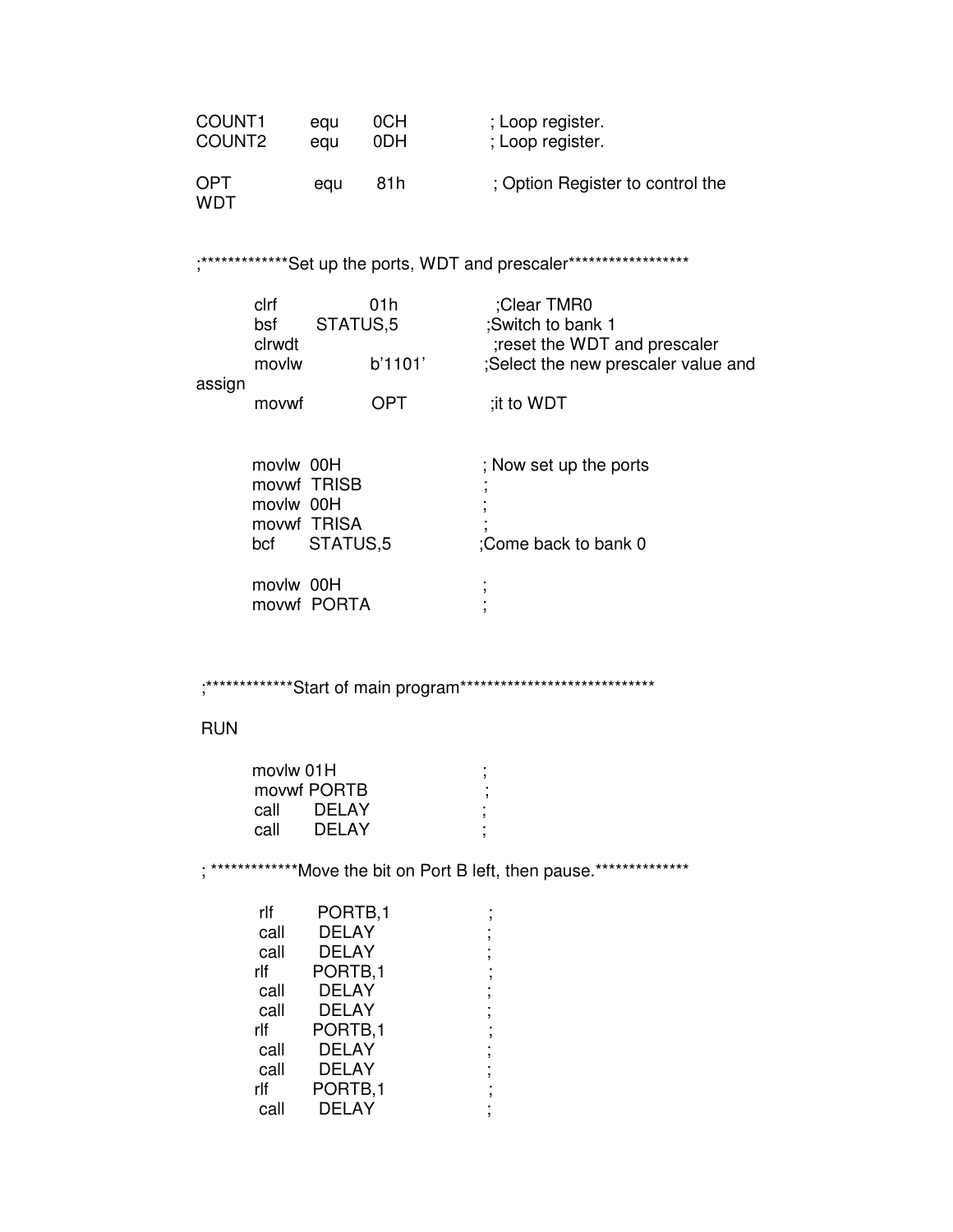```
COUNT1      equ     0CH         ; Loop register.
COUNT2      equ     0DH         ; Loop register.

OPT         equ     81h         ; Option Register to control the
WDT


;*************Set up the ports, WDT and prescaler******************

        clrf        01h         ;Clear TMR0
        bsf     STATUS,5        ;Switch to bank 1
        clrwdt                  ;reset the WDT and prescaler
        movlw       b'1101'     ;Select the new prescaler value and
assign
        movwf       OPT         ;it to WDT


        movlw  00H              ; Now set up the ports
        movwf  TRISB            ;
        movlw  00H              ;
        movwf  TRISA            ;
        bcf     STATUS,5        ;Come back to bank 0

        movlw  00H              ;
        movwf  PORTA            ;



;*************Start of main program*****************************

RUN

        movlw 01H               ;
        movwf PORTB             ;
        call    DELAY           ;
        call    DELAY           ;

; *************Move the bit on Port B left, then pause.**************

        rlf     PORTB,1         ;
        call    DELAY           ;
        call    DELAY           ;
        rlf     PORTB,1         ;
        call    DELAY           ;
        call    DELAY           ;
        rlf     PORTB,1         ;
        call    DELAY           ;
        call    DELAY           ;
        rlf     PORTB,1         ;
        call    DELAY           ;
```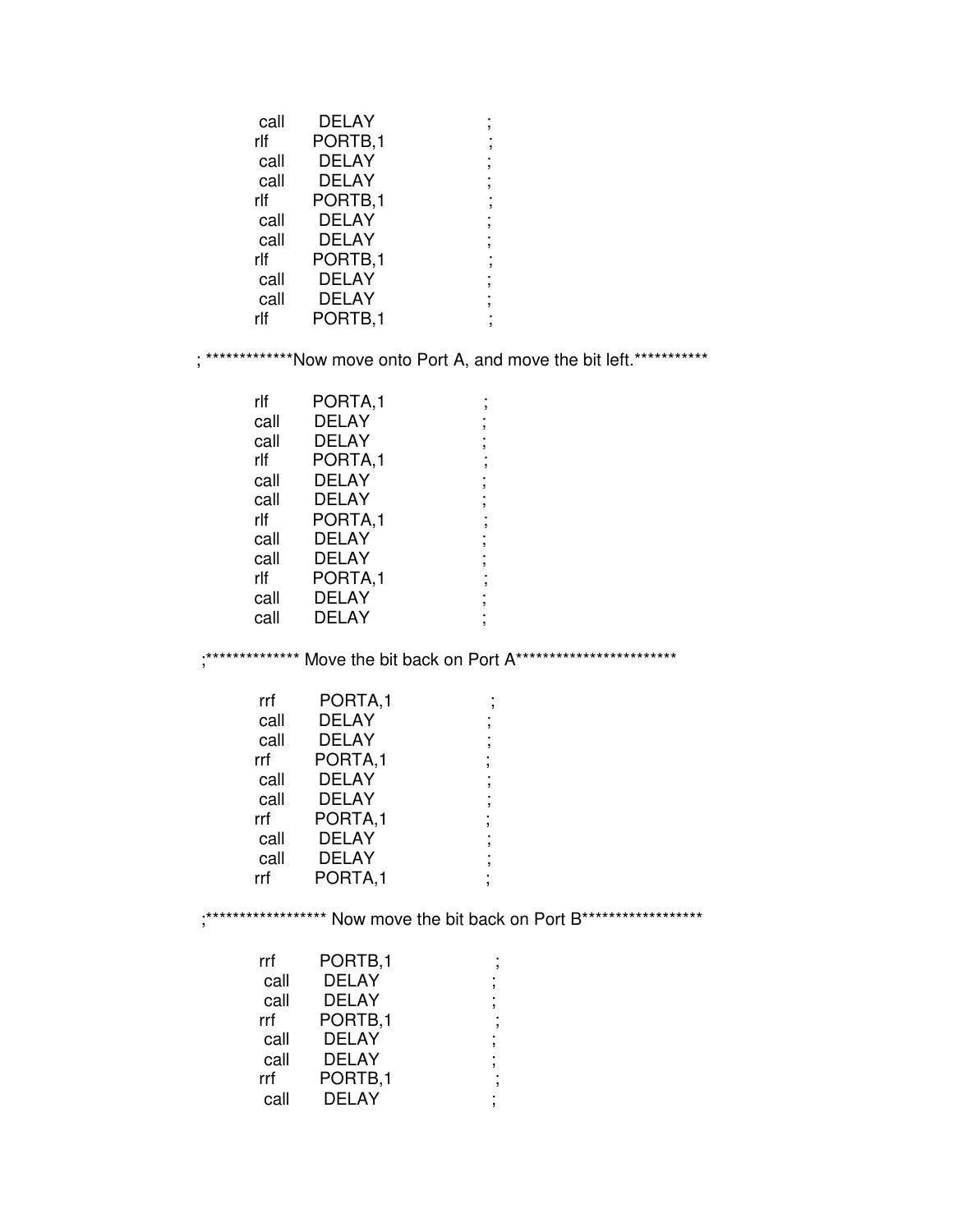```
        call     DELAY               ;
        rlf      PORTB,1             ;
        call     DELAY               ;
        call     DELAY               ;
        rlf      PORTB,1             ;
        call     DELAY               ;
        call     DELAY               ;
        rlf      PORTB,1             ;
        call     DELAY               ;
        call     DELAY               ;
        rlf      PORTB,1             ;

; *************Now move onto Port A, and move the bit left.***********

        rlf      PORTA,1             ;
        call     DELAY               ;
        call     DELAY               ;
        rlf      PORTA,1             ;
        call     DELAY               ;
        call     DELAY               ;
        rlf      PORTA,1             ;
        call     DELAY               ;
        call     DELAY               ;
        rlf      PORTA,1             ;
        call     DELAY               ;
        call     DELAY               ;

;************** Move the bit back on Port A************************

        rrf      PORTA,1             ;
        call     DELAY               ;
        call     DELAY               ;
        rrf      PORTA,1             ;
        call     DELAY               ;
        call     DELAY               ;
        rrf      PORTA,1             ;
        call     DELAY               ;
        call     DELAY               ;
        rrf      PORTA,1             ;

;****************** Now move the bit back on Port B******************

        rrf      PORTB,1             ;
        call     DELAY               ;
        call     DELAY               ;
        rrf      PORTB,1             ;
        call     DELAY               ;
        call     DELAY               ;
        rrf      PORTB,1             ;
        call     DELAY               ;
```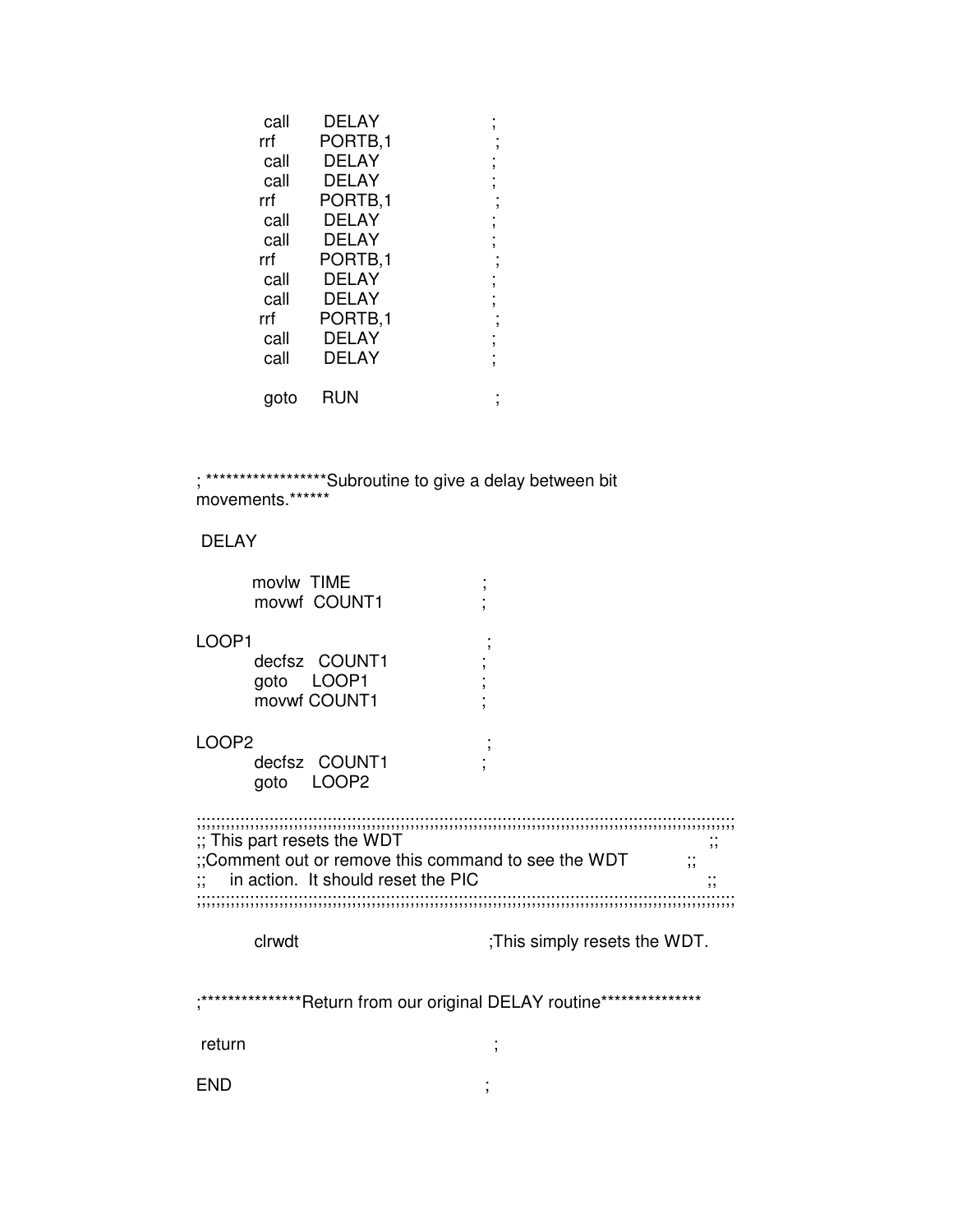```
        call       DELAY                    ;
       rrf        PORTB,1                   ;
        call       DELAY                    ;
        call       DELAY                    ;
       rrf        PORTB,1                   ;
        call       DELAY                    ;
        call       DELAY                    ;
       rrf        PORTB,1                   ;
        call       DELAY                    ;
        call       DELAY                    ;
       rrf        PORTB,1                   ;
        call       DELAY                    ;
        call       DELAY                    ;

        goto     RUN                        ;



; ******************Subroutine to give a delay between bit
movements.******

 DELAY

         movlw  TIME                        ;
         movwf  COUNT1                      ;

LOOP1                                       ;
         decfsz   COUNT1                    ;
         goto     LOOP1                     ;
         movwf COUNT1                       ;

LOOP2                                       ;
         decfsz   COUNT1                    ;
         goto     LOOP2

;;;;;;;;;;;;;;;;;;;;;;;;;;;;;;;;;;;;;;;;;;;;;;;;;;;;;;;;;;;;;;;;;;;;;;;;;;;;;
;; This part resets the WDT                                    ;;
;;Comment out or remove this command to see the WDT            ;;
;;     in action.  It should reset the PIC                     ;;
;;;;;;;;;;;;;;;;;;;;;;;;;;;;;;;;;;;;;;;;;;;;;;;;;;;;;;;;;;;;;;;;;;;;;;;;;;;;;

         clrwdt                             ;This simply resets the WDT.


;***************Return from our original DELAY routine***************

 return                                     ;

END                                         ;
```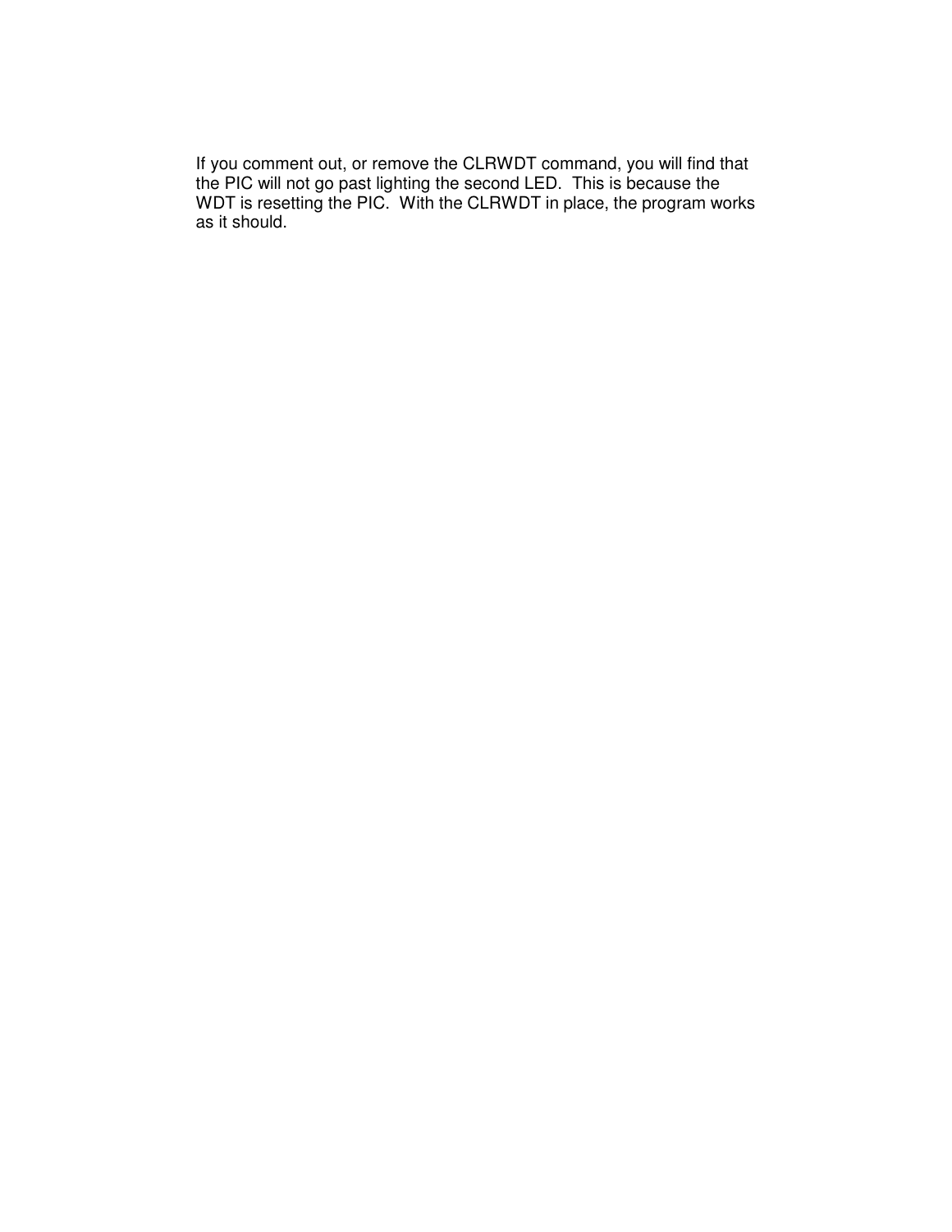If you comment out, or remove the CLRWDT command, you will find that the PIC will not go past lighting the second LED. This is because the WDT is resetting the PIC. With the CLRWDT in place, the program works as it should.